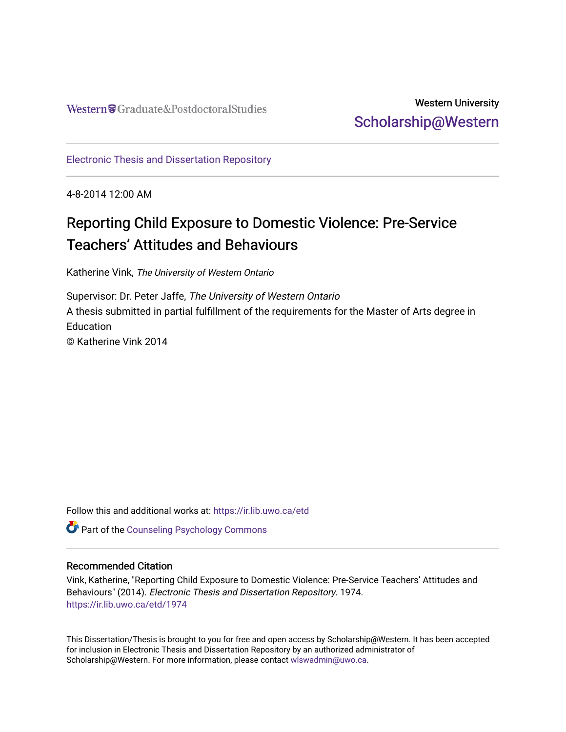Western Graduate&PostdoctoralStudies

Western University
Scholarship@Western

Electronic Thesis and Dissertation Repository

4-8-2014 12:00 AM

# Reporting Child Exposure to Domestic Violence: Pre-Service Teachers' Attitudes and Behaviours

Katherine Vink, *The University of Western Ontario*

Supervisor: Dr. Peter Jaffe, *The University of Western Ontario*
A thesis submitted in partial fulfillment of the requirements for the Master of Arts degree in Education
© Katherine Vink 2014

Follow this and additional works at: https://ir.lib.uwo.ca/etd

Part of the Counseling Psychology Commons

## Recommended Citation

Vink, Katherine, "Reporting Child Exposure to Domestic Violence: Pre-Service Teachers' Attitudes and Behaviours" (2014). *Electronic Thesis and Dissertation Repository*. 1974.
https://ir.lib.uwo.ca/etd/1974

This Dissertation/Thesis is brought to you for free and open access by Scholarship@Western. It has been accepted for inclusion in Electronic Thesis and Dissertation Repository by an authorized administrator of Scholarship@Western. For more information, please contact wlswadmin@uwo.ca.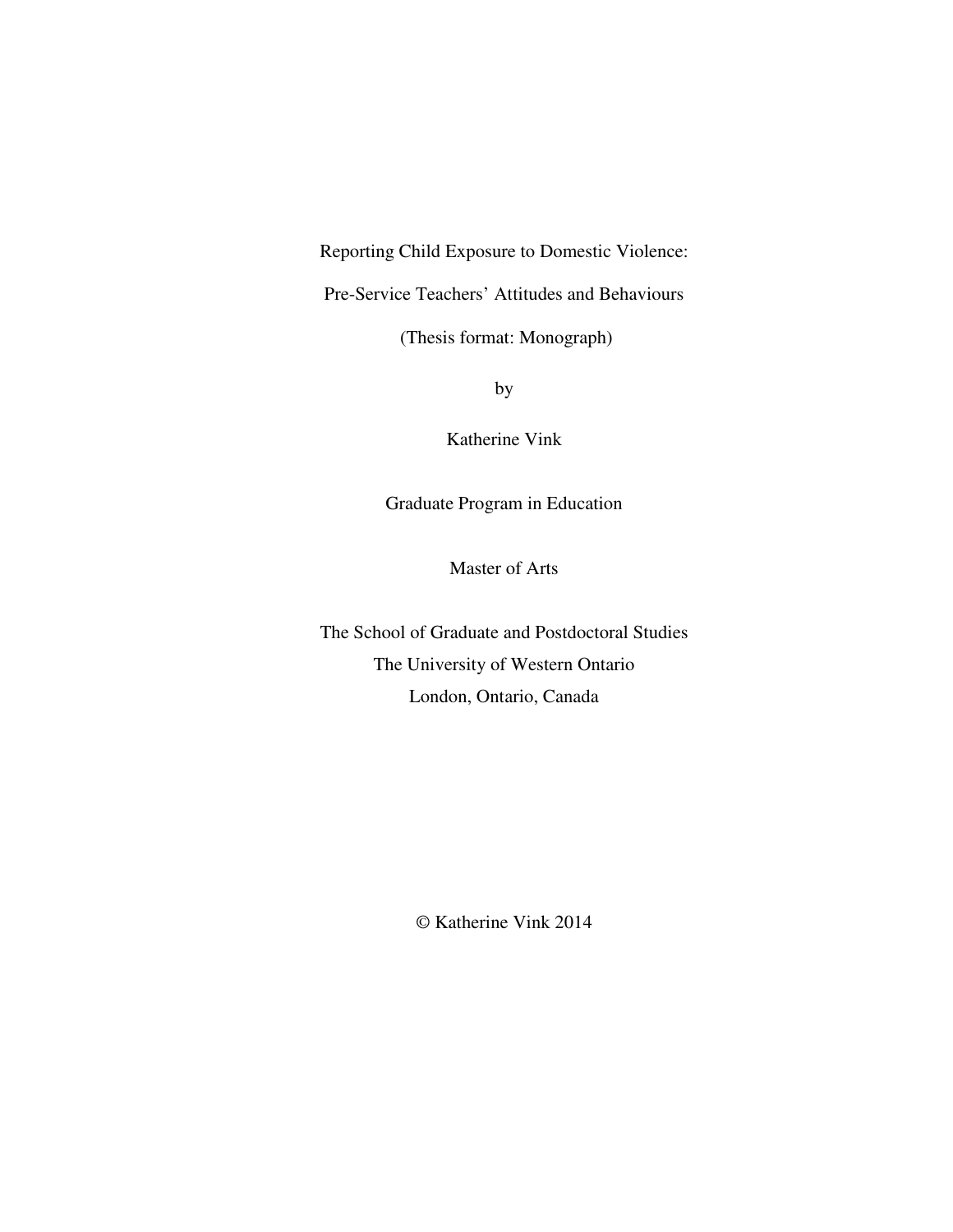Reporting Child Exposure to Domestic Violence:

Pre-Service Teachers' Attitudes and Behaviours

(Thesis format: Monograph)

by

Katherine Vink

Graduate Program in Education

Master of Arts

The School of Graduate and Postdoctoral Studies
The University of Western Ontario
London, Ontario, Canada

© Katherine Vink 2014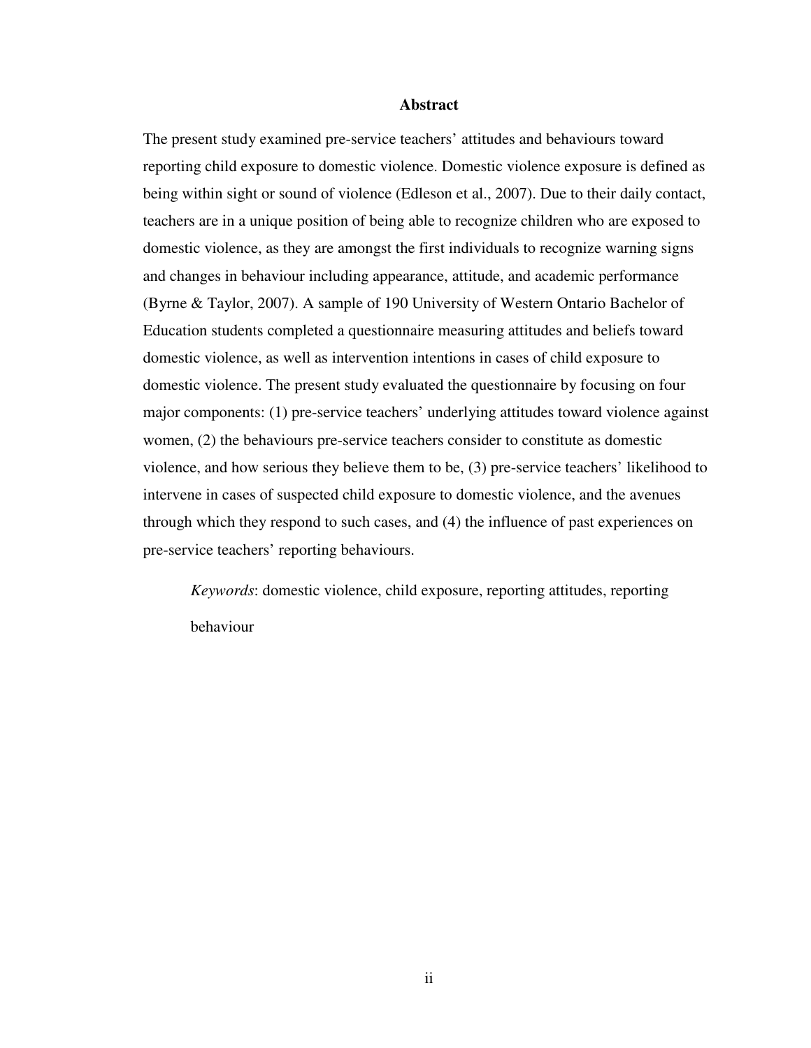# Abstract

The present study examined pre-service teachers' attitudes and behaviours toward reporting child exposure to domestic violence. Domestic violence exposure is defined as being within sight or sound of violence (Edleson et al., 2007). Due to their daily contact, teachers are in a unique position of being able to recognize children who are exposed to domestic violence, as they are amongst the first individuals to recognize warning signs and changes in behaviour including appearance, attitude, and academic performance (Byrne & Taylor, 2007). A sample of 190 University of Western Ontario Bachelor of Education students completed a questionnaire measuring attitudes and beliefs toward domestic violence, as well as intervention intentions in cases of child exposure to domestic violence. The present study evaluated the questionnaire by focusing on four major components: (1) pre-service teachers' underlying attitudes toward violence against women, (2) the behaviours pre-service teachers consider to constitute as domestic violence, and how serious they believe them to be, (3) pre-service teachers' likelihood to intervene in cases of suspected child exposure to domestic violence, and the avenues through which they respond to such cases, and (4) the influence of past experiences on pre-service teachers' reporting behaviours.

*Keywords*: domestic violence, child exposure, reporting attitudes, reporting behaviour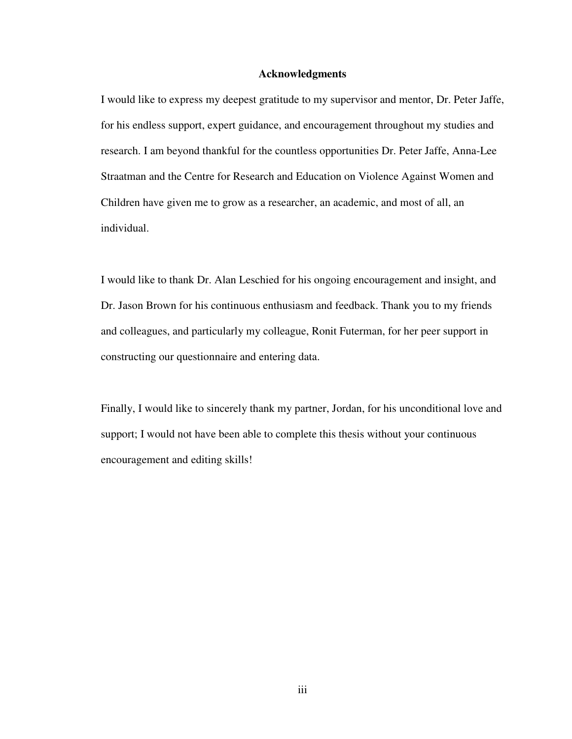# Acknowledgments

I would like to express my deepest gratitude to my supervisor and mentor, Dr. Peter Jaffe, for his endless support, expert guidance, and encouragement throughout my studies and research. I am beyond thankful for the countless opportunities Dr. Peter Jaffe, Anna-Lee Straatman and the Centre for Research and Education on Violence Against Women and Children have given me to grow as a researcher, an academic, and most of all, an individual.

I would like to thank Dr. Alan Leschied for his ongoing encouragement and insight, and Dr. Jason Brown for his continuous enthusiasm and feedback. Thank you to my friends and colleagues, and particularly my colleague, Ronit Futerman, for her peer support in constructing our questionnaire and entering data.

Finally, I would like to sincerely thank my partner, Jordan, for his unconditional love and support; I would not have been able to complete this thesis without your continuous encouragement and editing skills!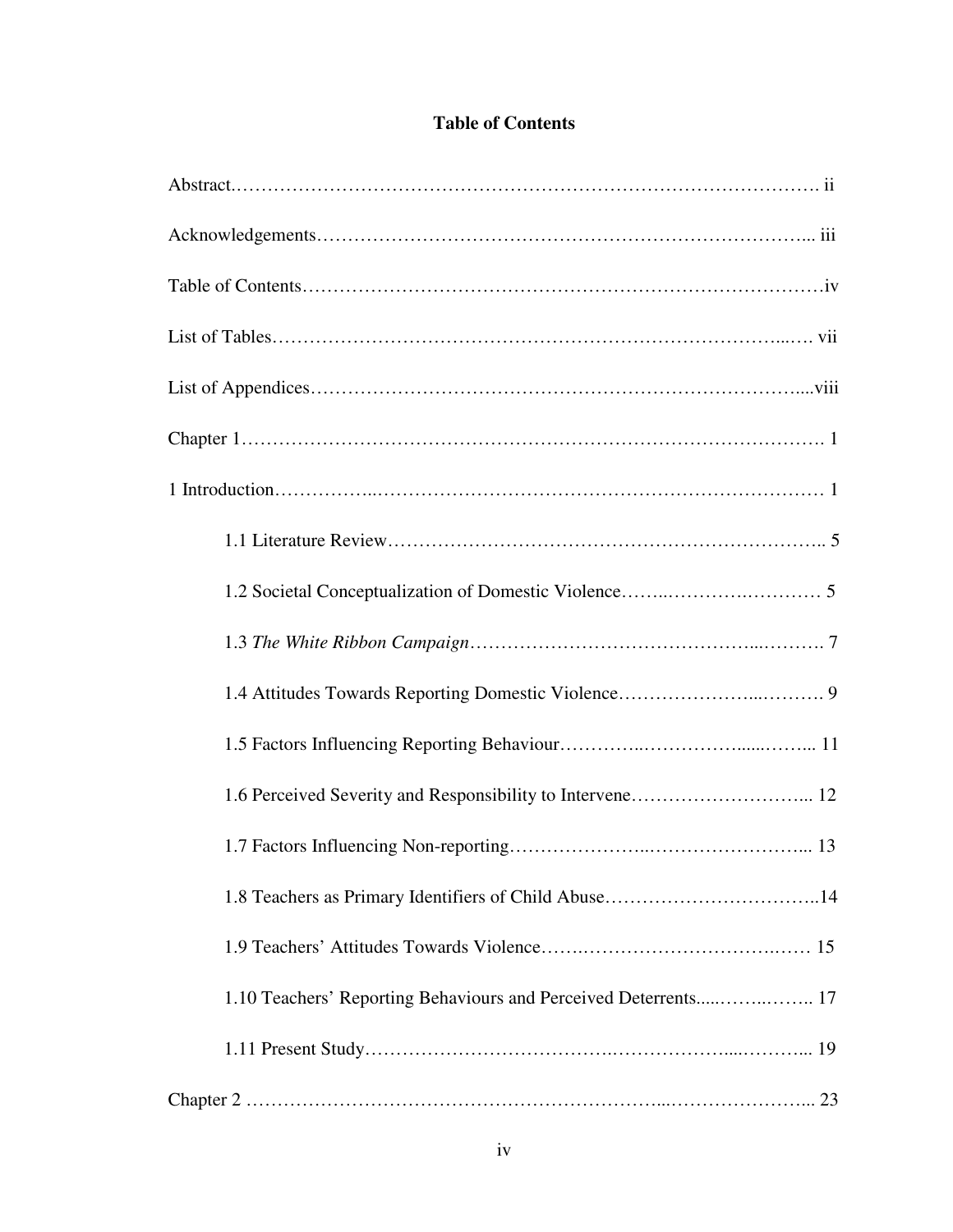# Table of Contents

Abstract ............................................................................................. ii

Acknowledgements .............................................................................. iii

Table of Contents ................................................................................ iv

List of Tables ...................................................................................... vii

List of Appendices .............................................................................. viii

Chapter 1 ............................................................................................ 1

1 Introduction ....................................................................................... 1

- 1.1 Literature Review ........................................................................ 5
- 1.2 Societal Conceptualization of Domestic Violence ............................ 5
- 1.3 *The White Ribbon Campaign* ....................................................... 7
- 1.4 Attitudes Towards Reporting Domestic Violence ............................. 9
- 1.5 Factors Influencing Reporting Behaviour ....................................... 11
- 1.6 Perceived Severity and Responsibility to Intervene ......................... 12
- 1.7 Factors Influencing Non-reporting ................................................ 13
- 1.8 Teachers as Primary Identifiers of Child Abuse .............................. 14
- 1.9 Teachers' Attitudes Towards Violence .......................................... 15
- 1.10 Teachers' Reporting Behaviours and Perceived Deterrents .............. 17
- 1.11 Present Study ............................................................................ 19

Chapter 2 ............................................................................................ 23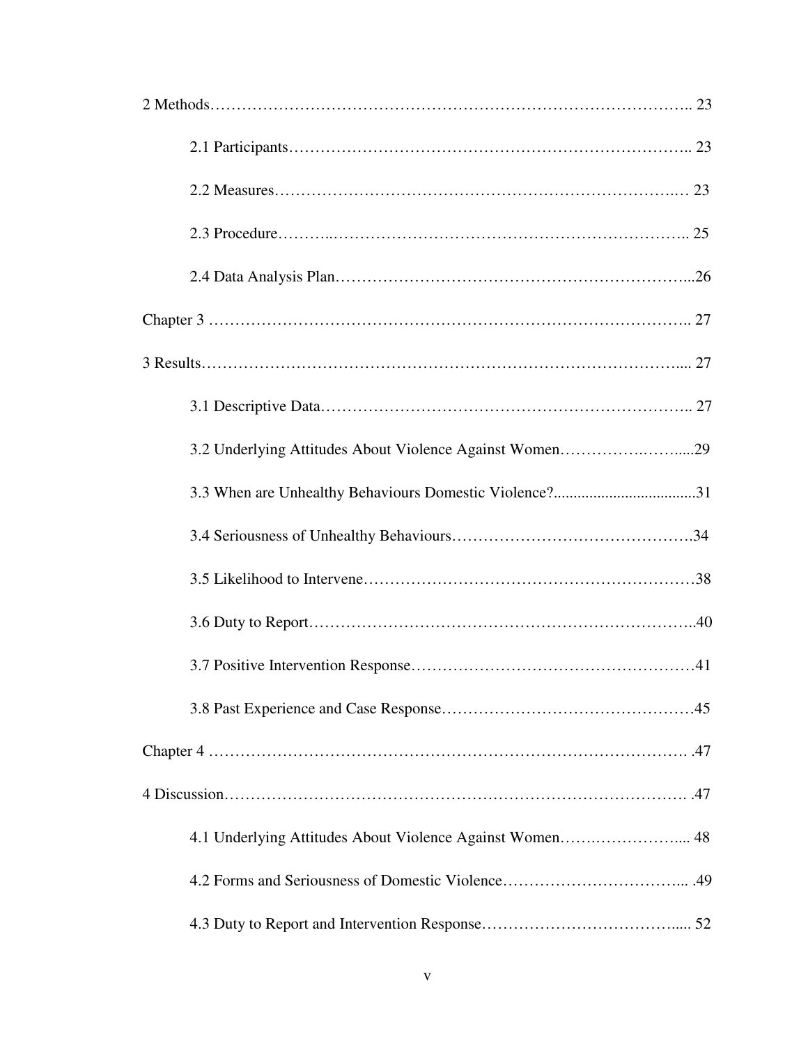2 Methods……………………………………………………………………………….. 23

2.1 Participants……………………………………………………………….. 23

2.2 Measures……………………………………………………………….… 23

2.3 Procedure………..……………………………………………………….. 25

2.4 Data Analysis Plan……………………………………………………...26

Chapter 3 ……………………………………………………………………………….. 27

3 Results………………………………………………………………………….... 27

3.1 Descriptive Data……………………………………………………….. 27

3.2 Underlying Attitudes About Violence Against Women…………….……....29

3.3 When are Unhealthy Behaviours Domestic Violence?...................................31

3.4 Seriousness of Unhealthy Behaviours……………………………………….34

3.5 Likelihood to Intervene……………………………………………………38

3.6 Duty to Report……………………………………………………………..40

3.7 Positive Intervention Response……………………………………………41

3.8 Past Experience and Case Response……………………………………….45

Chapter 4 ……………………………………………………………………………. .47

4 Discussion……………………………………………………………………………. .47

4.1 Underlying Attitudes About Violence Against Women…….…………….... 48

4.2 Forms and Seriousness of Domestic Violence……………………………... .49

4.3 Duty to Report and Intervention Response……………………………..... 52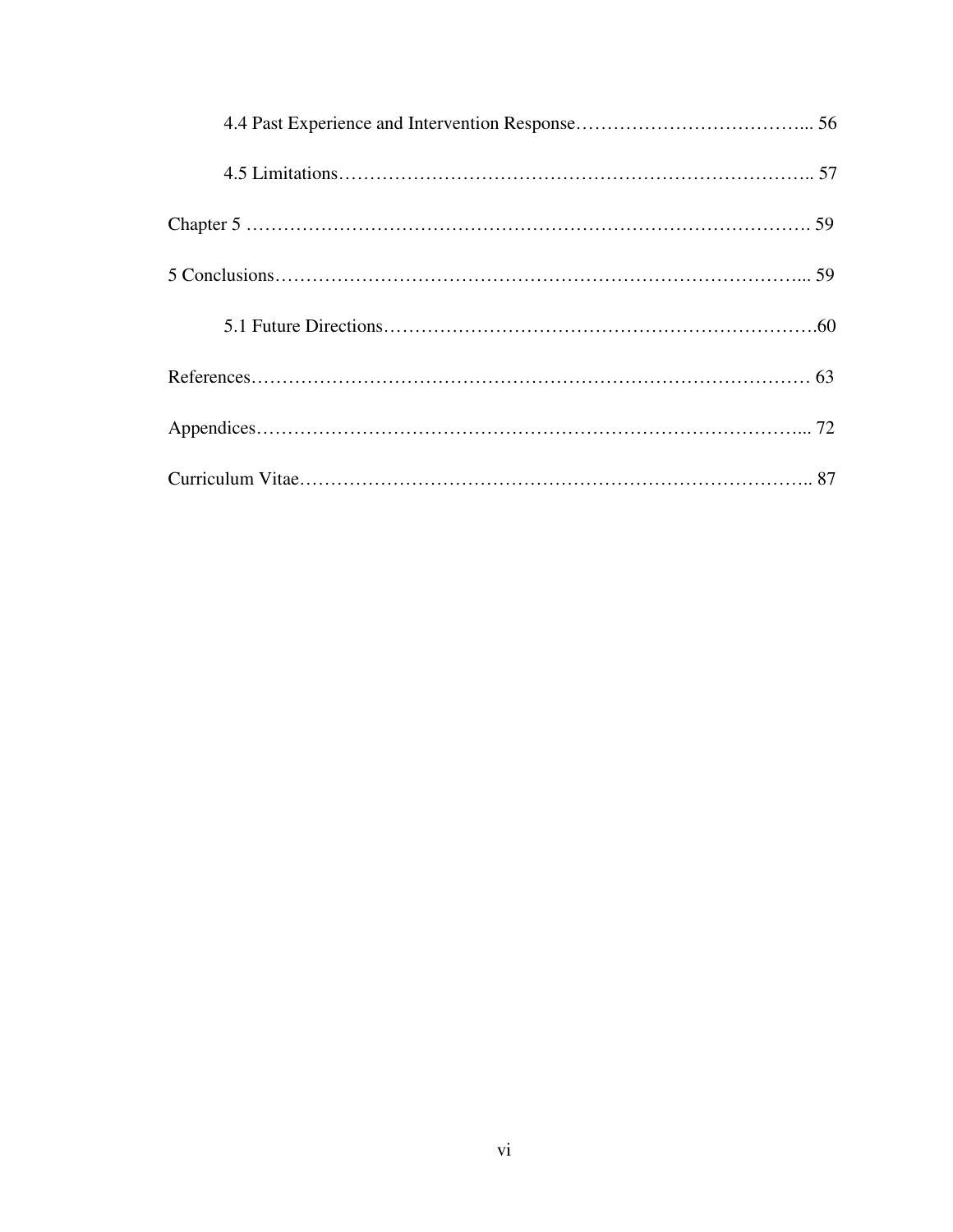4.4 Past Experience and Intervention Response……………………………….. 56

4.5 Limitations……………………………………………………………….. 57

Chapter 5 ……………………………………………………………………………. 59

5 Conclusions……………………………………………………………………... 59

5.1 Future Directions…………………………………………………………….60

References……………………………………………………………………………… 63

Appendices…………………………………………………………………………... 72

Curriculum Vitae…………………………………………………………………….. 87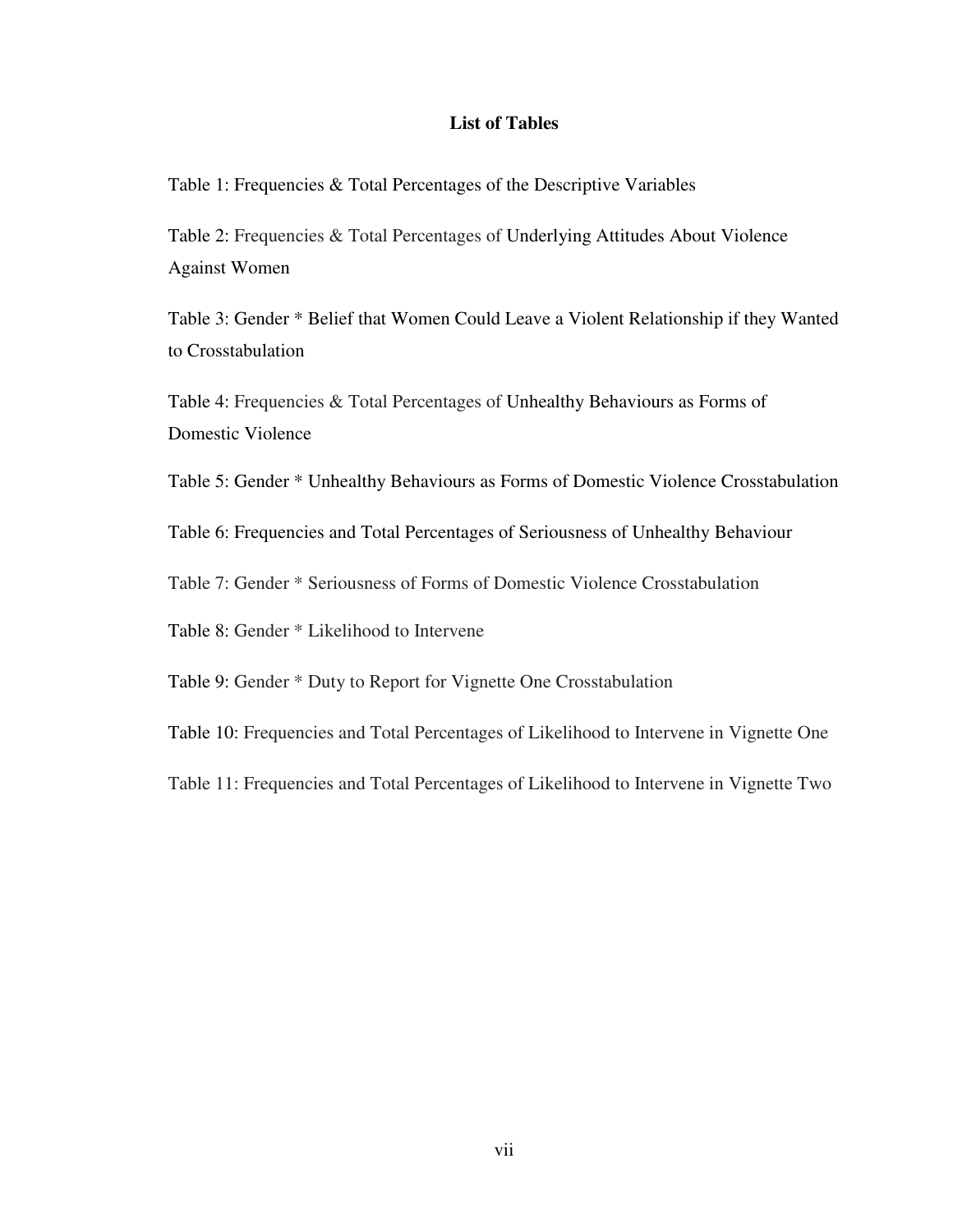## List of Tables

Table 1: Frequencies & Total Percentages of the Descriptive Variables

Table 2: Frequencies & Total Percentages of Underlying Attitudes About Violence Against Women

Table 3: Gender * Belief that Women Could Leave a Violent Relationship if they Wanted to Crosstabulation

Table 4: Frequencies & Total Percentages of Unhealthy Behaviours as Forms of Domestic Violence

Table 5: Gender * Unhealthy Behaviours as Forms of Domestic Violence Crosstabulation

Table 6: Frequencies and Total Percentages of Seriousness of Unhealthy Behaviour

Table 7: Gender * Seriousness of Forms of Domestic Violence Crosstabulation

Table 8: Gender * Likelihood to Intervene

Table 9: Gender * Duty to Report for Vignette One Crosstabulation

Table 10: Frequencies and Total Percentages of Likelihood to Intervene in Vignette One

Table 11: Frequencies and Total Percentages of Likelihood to Intervene in Vignette Two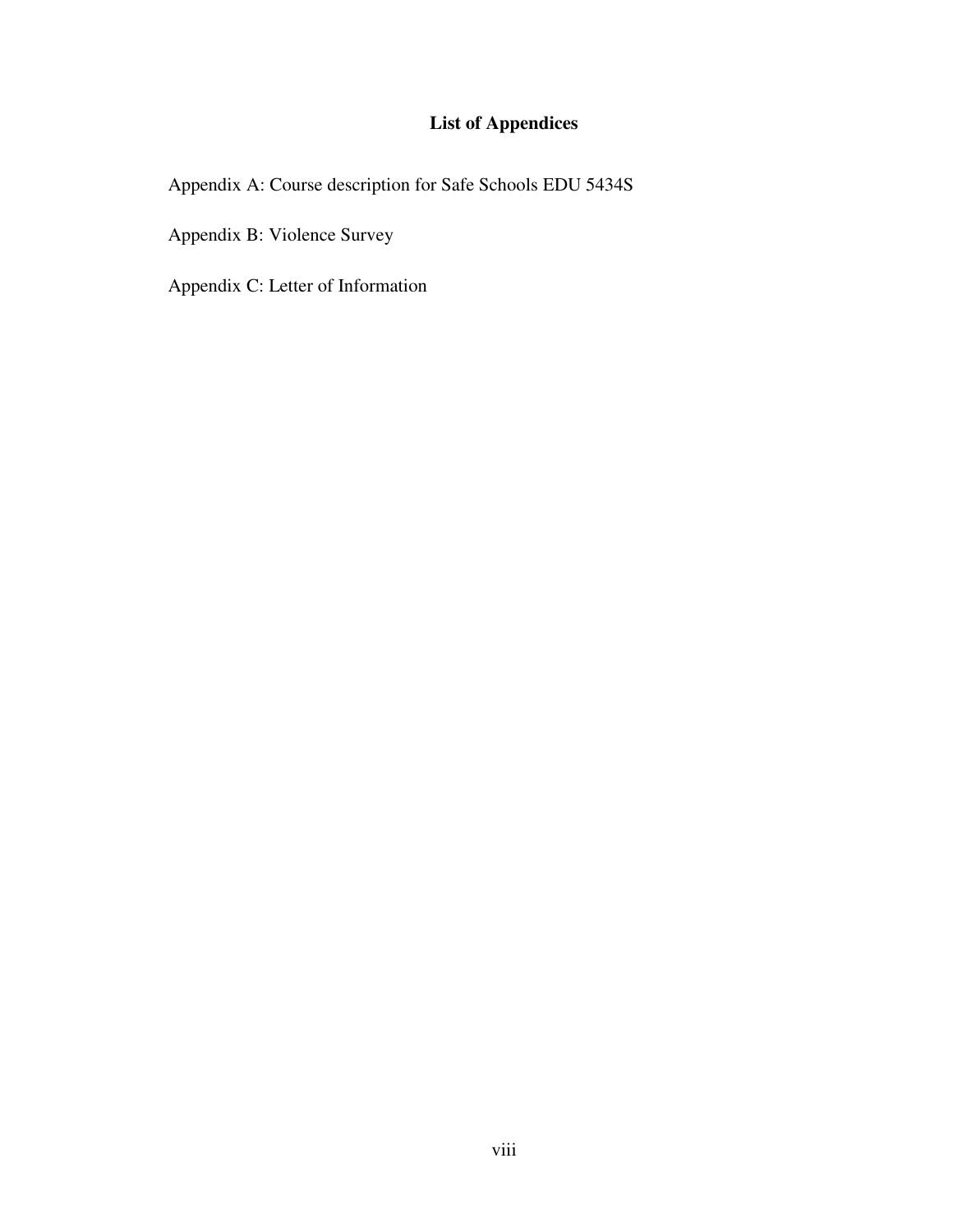# List of Appendices

Appendix A: Course description for Safe Schools EDU 5434S

Appendix B: Violence Survey

Appendix C: Letter of Information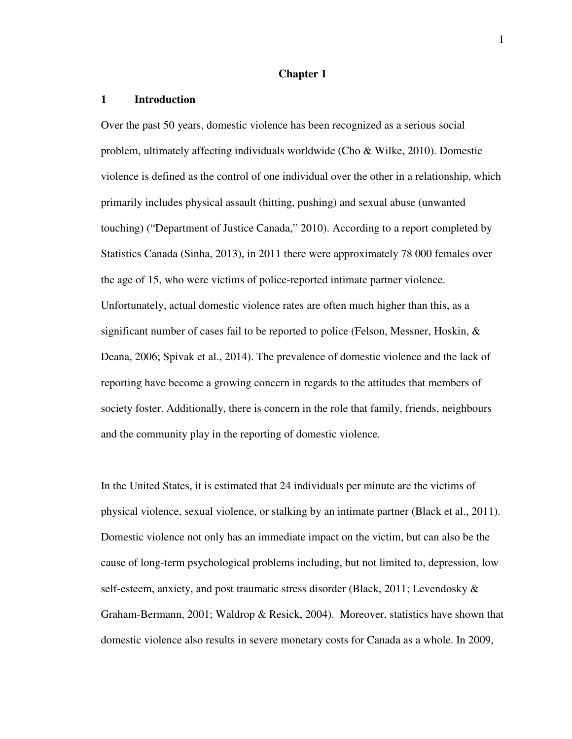# Chapter 1

## 1 Introduction

Over the past 50 years, domestic violence has been recognized as a serious social problem, ultimately affecting individuals worldwide (Cho & Wilke, 2010). Domestic violence is defined as the control of one individual over the other in a relationship, which primarily includes physical assault (hitting, pushing) and sexual abuse (unwanted touching) ("Department of Justice Canada," 2010). According to a report completed by Statistics Canada (Sinha, 2013), in 2011 there were approximately 78 000 females over the age of 15, who were victims of police-reported intimate partner violence. Unfortunately, actual domestic violence rates are often much higher than this, as a significant number of cases fail to be reported to police (Felson, Messner, Hoskin, & Deana, 2006; Spivak et al., 2014). The prevalence of domestic violence and the lack of reporting have become a growing concern in regards to the attitudes that members of society foster. Additionally, there is concern in the role that family, friends, neighbours and the community play in the reporting of domestic violence.

In the United States, it is estimated that 24 individuals per minute are the victims of physical violence, sexual violence, or stalking by an intimate partner (Black et al., 2011). Domestic violence not only has an immediate impact on the victim, but can also be the cause of long-term psychological problems including, but not limited to, depression, low self-esteem, anxiety, and post traumatic stress disorder (Black, 2011; Levendosky & Graham-Bermann, 2001; Waldrop & Resick, 2004). Moreover, statistics have shown that domestic violence also results in severe monetary costs for Canada as a whole. In 2009,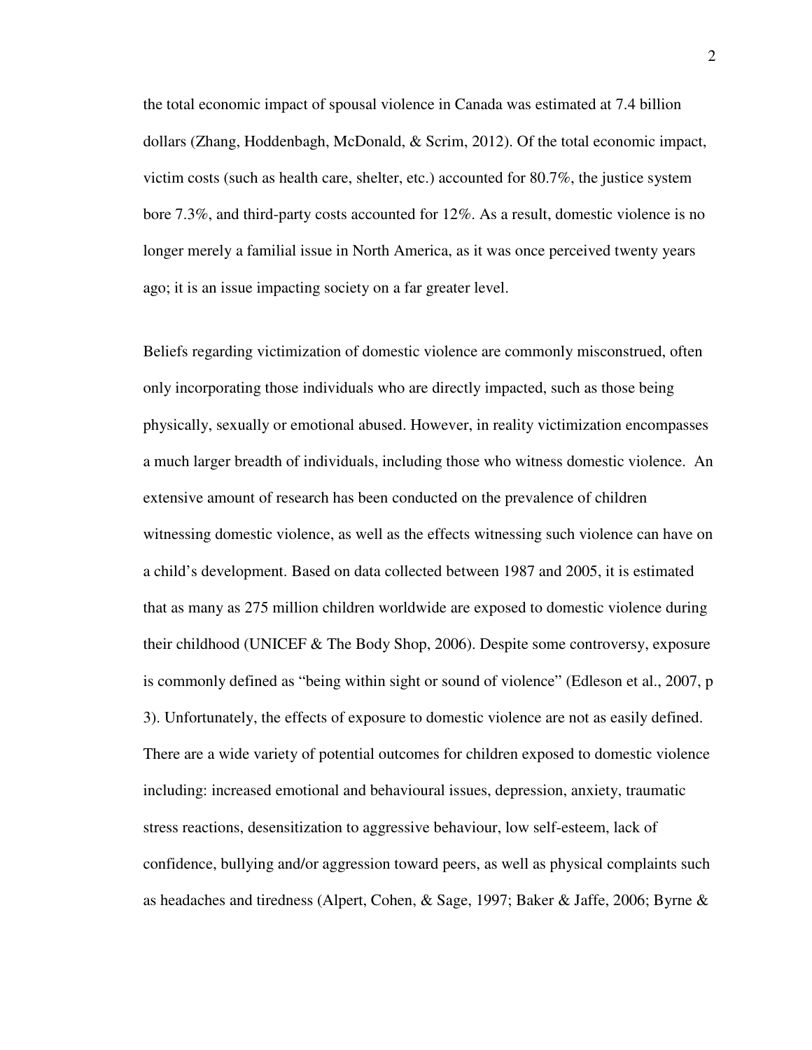the total economic impact of spousal violence in Canada was estimated at 7.4 billion dollars (Zhang, Hoddenbagh, McDonald, & Scrim, 2012). Of the total economic impact, victim costs (such as health care, shelter, etc.) accounted for 80.7%, the justice system bore 7.3%, and third-party costs accounted for 12%. As a result, domestic violence is no longer merely a familial issue in North America, as it was once perceived twenty years ago; it is an issue impacting society on a far greater level.

Beliefs regarding victimization of domestic violence are commonly misconstrued, often only incorporating those individuals who are directly impacted, such as those being physically, sexually or emotional abused. However, in reality victimization encompasses a much larger breadth of individuals, including those who witness domestic violence. An extensive amount of research has been conducted on the prevalence of children witnessing domestic violence, as well as the effects witnessing such violence can have on a child's development. Based on data collected between 1987 and 2005, it is estimated that as many as 275 million children worldwide are exposed to domestic violence during their childhood (UNICEF & The Body Shop, 2006). Despite some controversy, exposure is commonly defined as "being within sight or sound of violence" (Edleson et al., 2007, p 3). Unfortunately, the effects of exposure to domestic violence are not as easily defined. There are a wide variety of potential outcomes for children exposed to domestic violence including: increased emotional and behavioural issues, depression, anxiety, traumatic stress reactions, desensitization to aggressive behaviour, low self-esteem, lack of confidence, bullying and/or aggression toward peers, as well as physical complaints such as headaches and tiredness (Alpert, Cohen, & Sage, 1997; Baker & Jaffe, 2006; Byrne &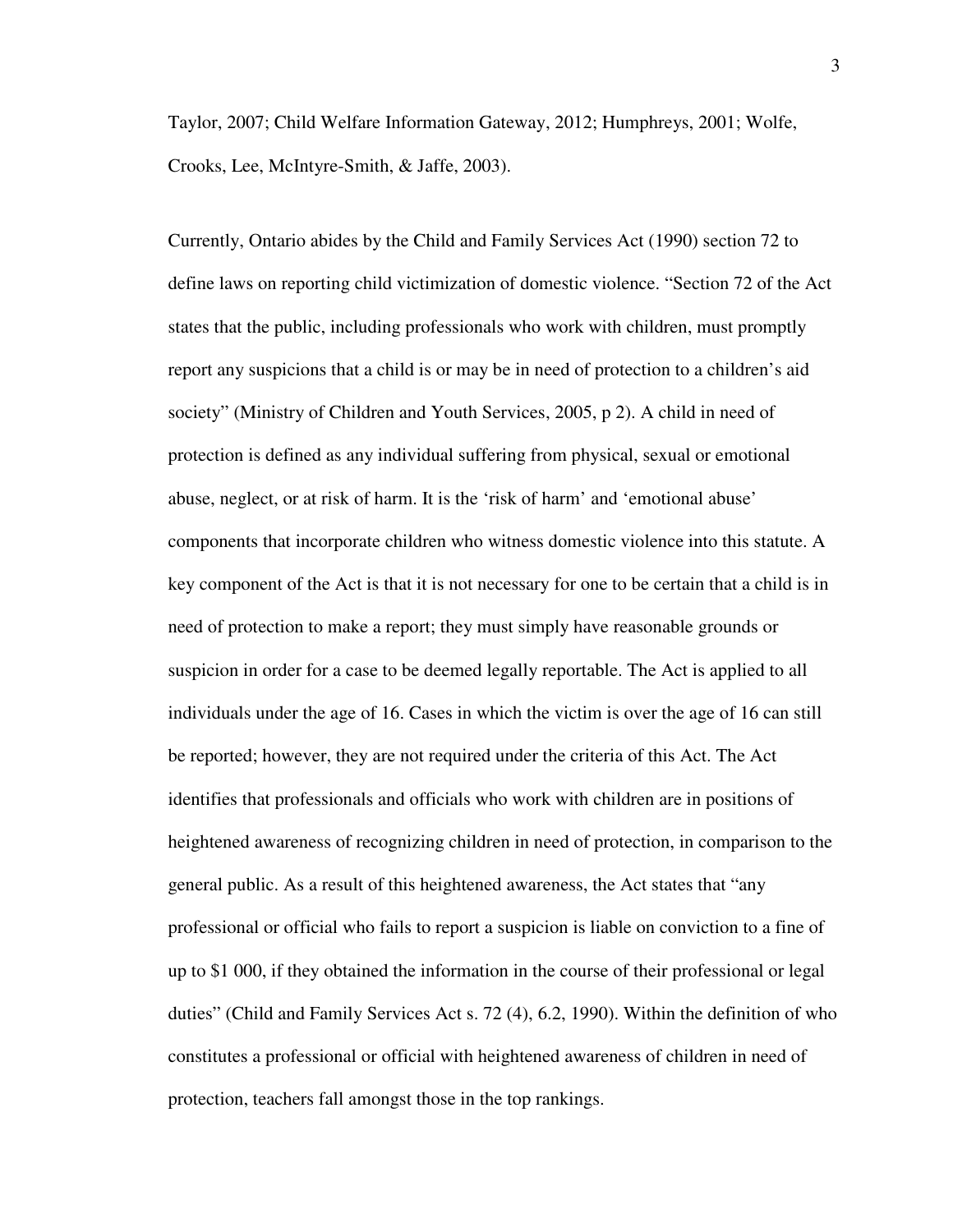Taylor, 2007; Child Welfare Information Gateway, 2012; Humphreys, 2001; Wolfe, Crooks, Lee, McIntyre-Smith, & Jaffe, 2003).

Currently, Ontario abides by the Child and Family Services Act (1990) section 72 to define laws on reporting child victimization of domestic violence. "Section 72 of the Act states that the public, including professionals who work with children, must promptly report any suspicions that a child is or may be in need of protection to a children's aid society" (Ministry of Children and Youth Services, 2005, p 2). A child in need of protection is defined as any individual suffering from physical, sexual or emotional abuse, neglect, or at risk of harm. It is the 'risk of harm' and 'emotional abuse' components that incorporate children who witness domestic violence into this statute. A key component of the Act is that it is not necessary for one to be certain that a child is in need of protection to make a report; they must simply have reasonable grounds or suspicion in order for a case to be deemed legally reportable. The Act is applied to all individuals under the age of 16. Cases in which the victim is over the age of 16 can still be reported; however, they are not required under the criteria of this Act. The Act identifies that professionals and officials who work with children are in positions of heightened awareness of recognizing children in need of protection, in comparison to the general public. As a result of this heightened awareness, the Act states that "any professional or official who fails to report a suspicion is liable on conviction to a fine of up to $1 000, if they obtained the information in the course of their professional or legal duties" (Child and Family Services Act s. 72 (4), 6.2, 1990). Within the definition of who constitutes a professional or official with heightened awareness of children in need of protection, teachers fall amongst those in the top rankings.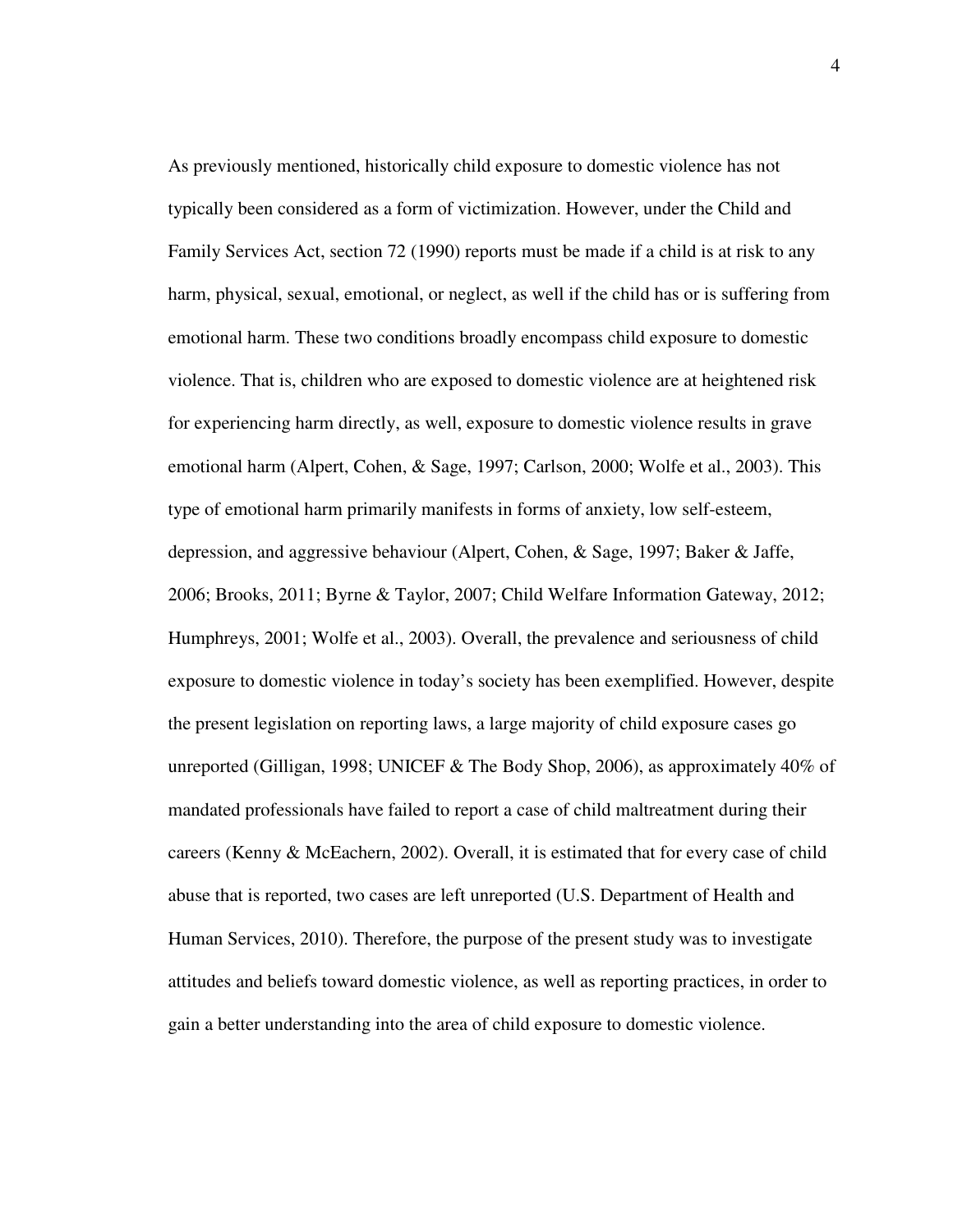As previously mentioned, historically child exposure to domestic violence has not typically been considered as a form of victimization. However, under the Child and Family Services Act, section 72 (1990) reports must be made if a child is at risk to any harm, physical, sexual, emotional, or neglect, as well if the child has or is suffering from emotional harm. These two conditions broadly encompass child exposure to domestic violence. That is, children who are exposed to domestic violence are at heightened risk for experiencing harm directly, as well, exposure to domestic violence results in grave emotional harm (Alpert, Cohen, & Sage, 1997; Carlson, 2000; Wolfe et al., 2003). This type of emotional harm primarily manifests in forms of anxiety, low self-esteem, depression, and aggressive behaviour (Alpert, Cohen, & Sage, 1997; Baker & Jaffe, 2006; Brooks, 2011; Byrne & Taylor, 2007; Child Welfare Information Gateway, 2012; Humphreys, 2001; Wolfe et al., 2003). Overall, the prevalence and seriousness of child exposure to domestic violence in today's society has been exemplified. However, despite the present legislation on reporting laws, a large majority of child exposure cases go unreported (Gilligan, 1998; UNICEF & The Body Shop, 2006), as approximately 40% of mandated professionals have failed to report a case of child maltreatment during their careers (Kenny & McEachern, 2002). Overall, it is estimated that for every case of child abuse that is reported, two cases are left unreported (U.S. Department of Health and Human Services, 2010). Therefore, the purpose of the present study was to investigate attitudes and beliefs toward domestic violence, as well as reporting practices, in order to gain a better understanding into the area of child exposure to domestic violence.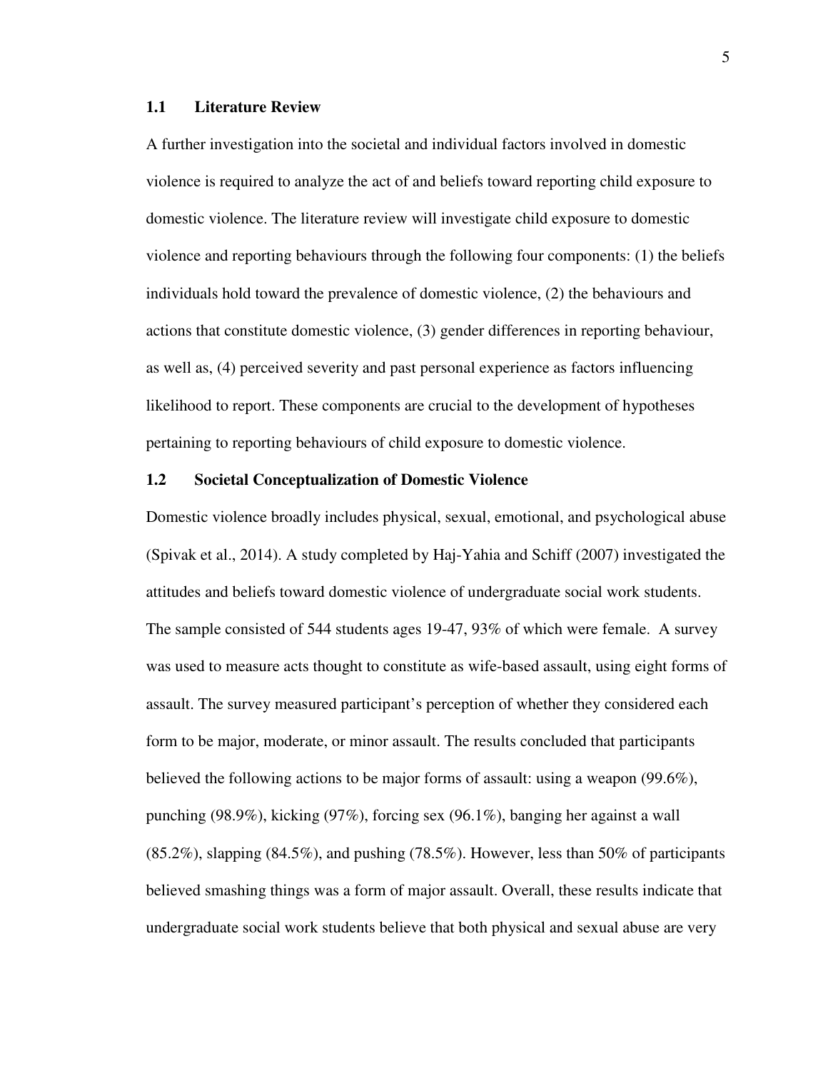## 1.1 Literature Review

A further investigation into the societal and individual factors involved in domestic violence is required to analyze the act of and beliefs toward reporting child exposure to domestic violence. The literature review will investigate child exposure to domestic violence and reporting behaviours through the following four components: (1) the beliefs individuals hold toward the prevalence of domestic violence, (2) the behaviours and actions that constitute domestic violence, (3) gender differences in reporting behaviour, as well as, (4) perceived severity and past personal experience as factors influencing likelihood to report. These components are crucial to the development of hypotheses pertaining to reporting behaviours of child exposure to domestic violence.

## 1.2 Societal Conceptualization of Domestic Violence

Domestic violence broadly includes physical, sexual, emotional, and psychological abuse (Spivak et al., 2014). A study completed by Haj-Yahia and Schiff (2007) investigated the attitudes and beliefs toward domestic violence of undergraduate social work students. The sample consisted of 544 students ages 19-47, 93% of which were female. A survey was used to measure acts thought to constitute as wife-based assault, using eight forms of assault. The survey measured participant's perception of whether they considered each form to be major, moderate, or minor assault. The results concluded that participants believed the following actions to be major forms of assault: using a weapon (99.6%), punching (98.9%), kicking (97%), forcing sex (96.1%), banging her against a wall (85.2%), slapping (84.5%), and pushing (78.5%). However, less than 50% of participants believed smashing things was a form of major assault. Overall, these results indicate that undergraduate social work students believe that both physical and sexual abuse are very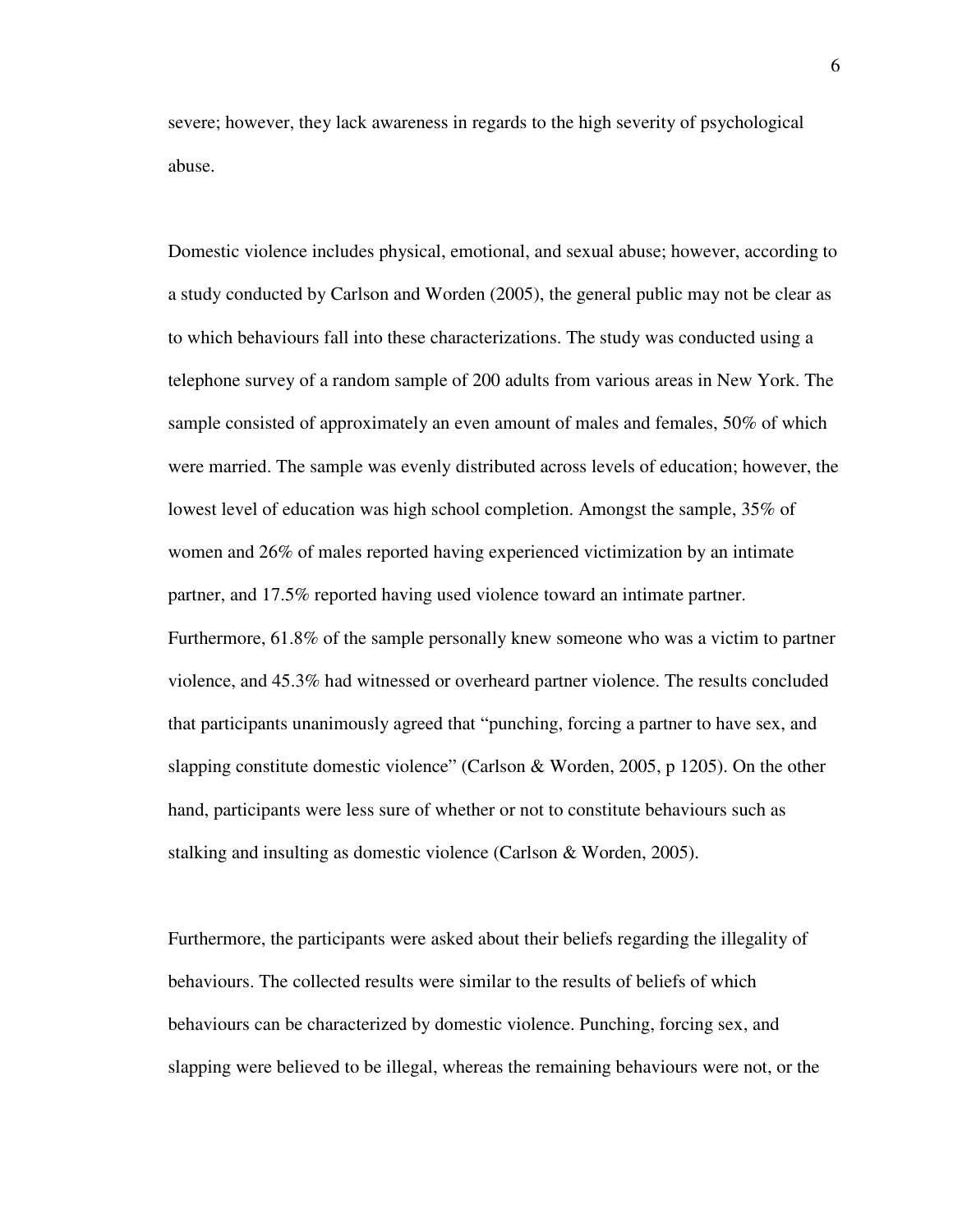severe; however, they lack awareness in regards to the high severity of psychological abuse.

Domestic violence includes physical, emotional, and sexual abuse; however, according to a study conducted by Carlson and Worden (2005), the general public may not be clear as to which behaviours fall into these characterizations. The study was conducted using a telephone survey of a random sample of 200 adults from various areas in New York. The sample consisted of approximately an even amount of males and females, 50% of which were married. The sample was evenly distributed across levels of education; however, the lowest level of education was high school completion. Amongst the sample, 35% of women and 26% of males reported having experienced victimization by an intimate partner, and 17.5% reported having used violence toward an intimate partner. Furthermore, 61.8% of the sample personally knew someone who was a victim to partner violence, and 45.3% had witnessed or overheard partner violence. The results concluded that participants unanimously agreed that "punching, forcing a partner to have sex, and slapping constitute domestic violence" (Carlson & Worden, 2005, p 1205). On the other hand, participants were less sure of whether or not to constitute behaviours such as stalking and insulting as domestic violence (Carlson & Worden, 2005).

Furthermore, the participants were asked about their beliefs regarding the illegality of behaviours. The collected results were similar to the results of beliefs of which behaviours can be characterized by domestic violence. Punching, forcing sex, and slapping were believed to be illegal, whereas the remaining behaviours were not, or the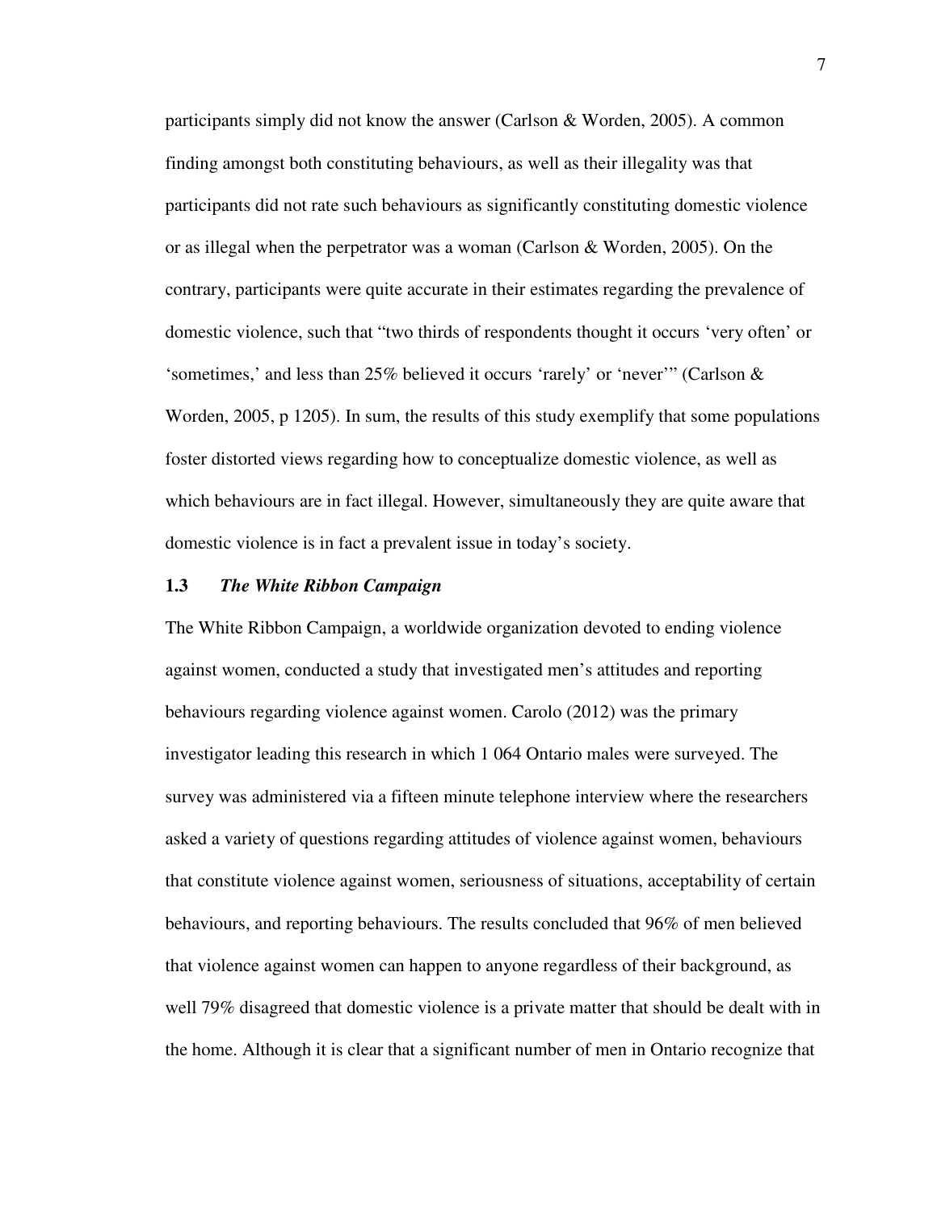participants simply did not know the answer (Carlson & Worden, 2005). A common finding amongst both constituting behaviours, as well as their illegality was that participants did not rate such behaviours as significantly constituting domestic violence or as illegal when the perpetrator was a woman (Carlson & Worden, 2005). On the contrary, participants were quite accurate in their estimates regarding the prevalence of domestic violence, such that "two thirds of respondents thought it occurs 'very often' or 'sometimes,' and less than 25% believed it occurs 'rarely' or 'never'" (Carlson & Worden, 2005, p 1205). In sum, the results of this study exemplify that some populations foster distorted views regarding how to conceptualize domestic violence, as well as which behaviours are in fact illegal. However, simultaneously they are quite aware that domestic violence is in fact a prevalent issue in today's society.

### 1.3 *The White Ribbon Campaign*

The White Ribbon Campaign, a worldwide organization devoted to ending violence against women, conducted a study that investigated men's attitudes and reporting behaviours regarding violence against women. Carolo (2012) was the primary investigator leading this research in which 1 064 Ontario males were surveyed. The survey was administered via a fifteen minute telephone interview where the researchers asked a variety of questions regarding attitudes of violence against women, behaviours that constitute violence against women, seriousness of situations, acceptability of certain behaviours, and reporting behaviours. The results concluded that 96% of men believed that violence against women can happen to anyone regardless of their background, as well 79% disagreed that domestic violence is a private matter that should be dealt with in the home. Although it is clear that a significant number of men in Ontario recognize that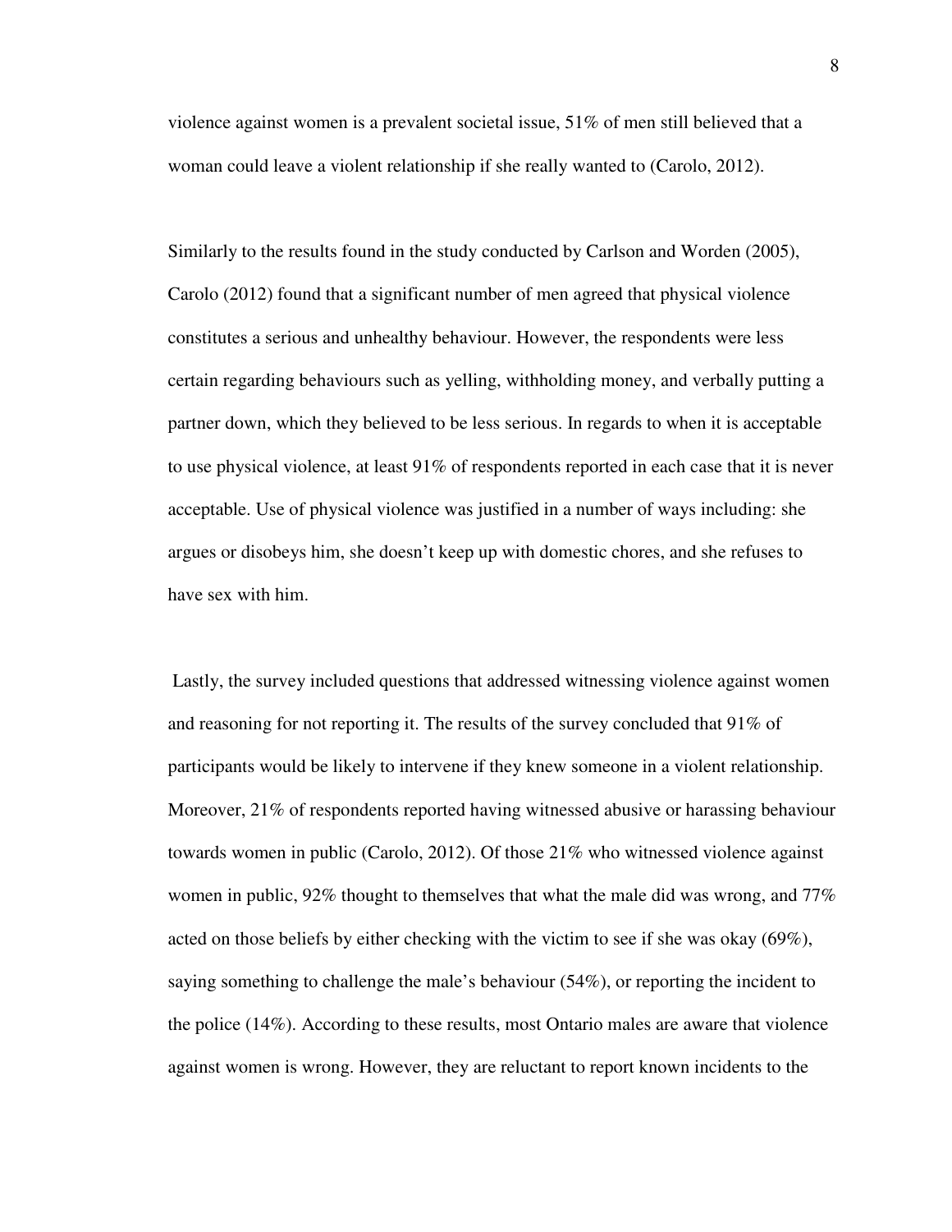violence against women is a prevalent societal issue, 51% of men still believed that a woman could leave a violent relationship if she really wanted to (Carolo, 2012).

Similarly to the results found in the study conducted by Carlson and Worden (2005), Carolo (2012) found that a significant number of men agreed that physical violence constitutes a serious and unhealthy behaviour. However, the respondents were less certain regarding behaviours such as yelling, withholding money, and verbally putting a partner down, which they believed to be less serious. In regards to when it is acceptable to use physical violence, at least 91% of respondents reported in each case that it is never acceptable. Use of physical violence was justified in a number of ways including: she argues or disobeys him, she doesn't keep up with domestic chores, and she refuses to have sex with him.

Lastly, the survey included questions that addressed witnessing violence against women and reasoning for not reporting it. The results of the survey concluded that 91% of participants would be likely to intervene if they knew someone in a violent relationship. Moreover, 21% of respondents reported having witnessed abusive or harassing behaviour towards women in public (Carolo, 2012). Of those 21% who witnessed violence against women in public, 92% thought to themselves that what the male did was wrong, and 77% acted on those beliefs by either checking with the victim to see if she was okay (69%), saying something to challenge the male's behaviour (54%), or reporting the incident to the police (14%). According to these results, most Ontario males are aware that violence against women is wrong. However, they are reluctant to report known incidents to the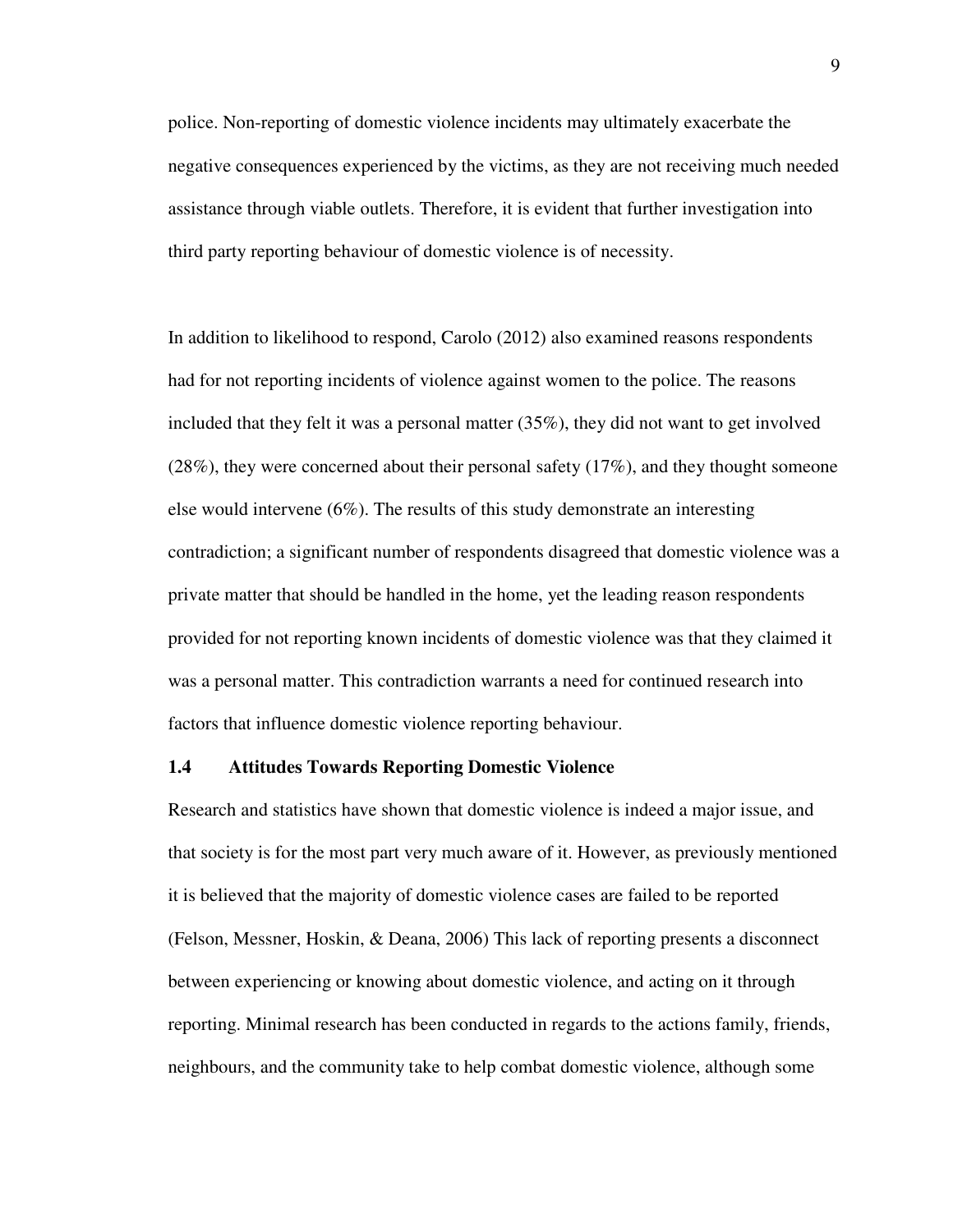police. Non-reporting of domestic violence incidents may ultimately exacerbate the negative consequences experienced by the victims, as they are not receiving much needed assistance through viable outlets. Therefore, it is evident that further investigation into third party reporting behaviour of domestic violence is of necessity.

In addition to likelihood to respond, Carolo (2012) also examined reasons respondents had for not reporting incidents of violence against women to the police. The reasons included that they felt it was a personal matter (35%), they did not want to get involved (28%), they were concerned about their personal safety (17%), and they thought someone else would intervene (6%). The results of this study demonstrate an interesting contradiction; a significant number of respondents disagreed that domestic violence was a private matter that should be handled in the home, yet the leading reason respondents provided for not reporting known incidents of domestic violence was that they claimed it was a personal matter. This contradiction warrants a need for continued research into factors that influence domestic violence reporting behaviour.

### 1.4 Attitudes Towards Reporting Domestic Violence

Research and statistics have shown that domestic violence is indeed a major issue, and that society is for the most part very much aware of it. However, as previously mentioned it is believed that the majority of domestic violence cases are failed to be reported (Felson, Messner, Hoskin, & Deana, 2006) This lack of reporting presents a disconnect between experiencing or knowing about domestic violence, and acting on it through reporting. Minimal research has been conducted in regards to the actions family, friends, neighbours, and the community take to help combat domestic violence, although some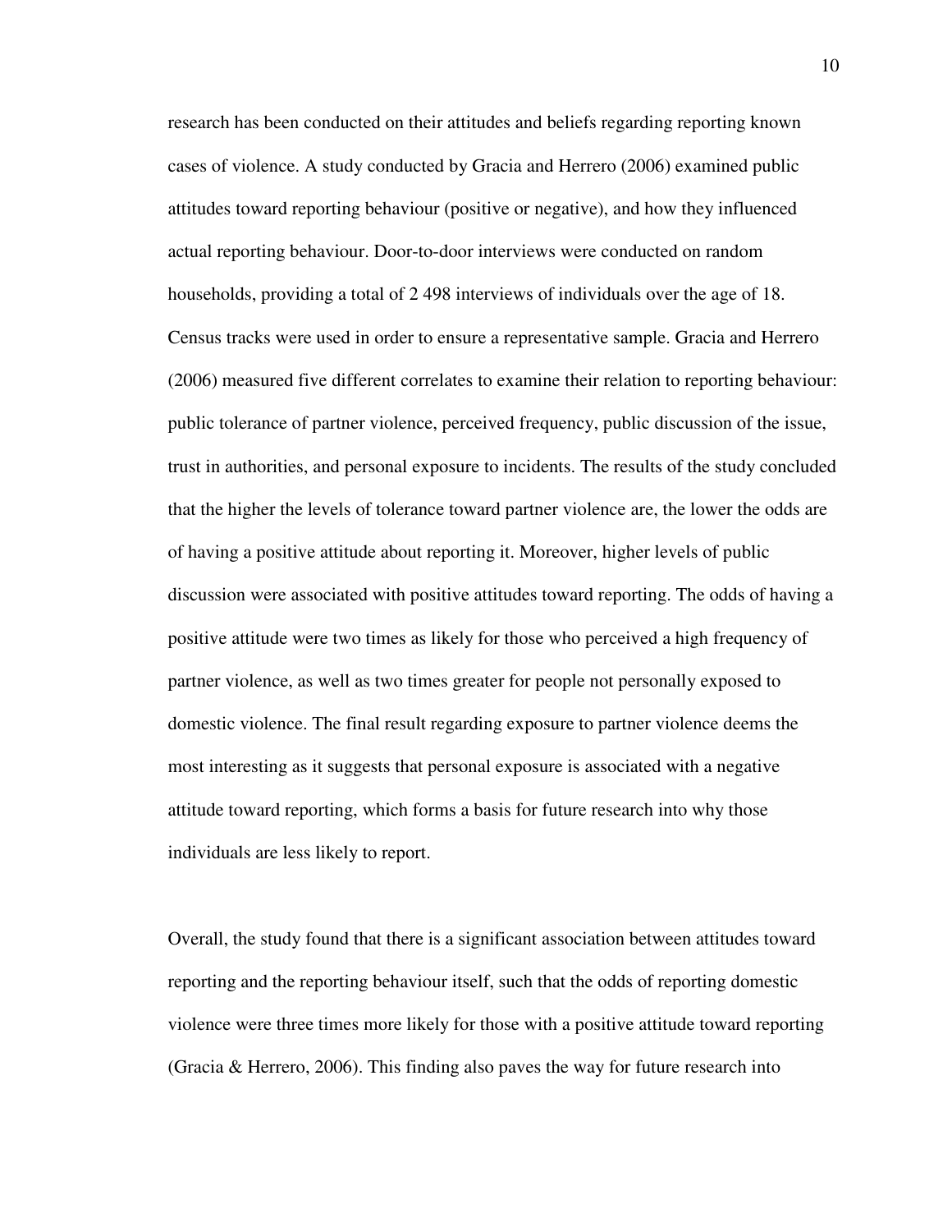research has been conducted on their attitudes and beliefs regarding reporting known cases of violence. A study conducted by Gracia and Herrero (2006) examined public attitudes toward reporting behaviour (positive or negative), and how they influenced actual reporting behaviour. Door-to-door interviews were conducted on random households, providing a total of 2 498 interviews of individuals over the age of 18. Census tracks were used in order to ensure a representative sample. Gracia and Herrero (2006) measured five different correlates to examine their relation to reporting behaviour: public tolerance of partner violence, perceived frequency, public discussion of the issue, trust in authorities, and personal exposure to incidents. The results of the study concluded that the higher the levels of tolerance toward partner violence are, the lower the odds are of having a positive attitude about reporting it. Moreover, higher levels of public discussion were associated with positive attitudes toward reporting. The odds of having a positive attitude were two times as likely for those who perceived a high frequency of partner violence, as well as two times greater for people not personally exposed to domestic violence. The final result regarding exposure to partner violence deems the most interesting as it suggests that personal exposure is associated with a negative attitude toward reporting, which forms a basis for future research into why those individuals are less likely to report.

Overall, the study found that there is a significant association between attitudes toward reporting and the reporting behaviour itself, such that the odds of reporting domestic violence were three times more likely for those with a positive attitude toward reporting (Gracia & Herrero, 2006). This finding also paves the way for future research into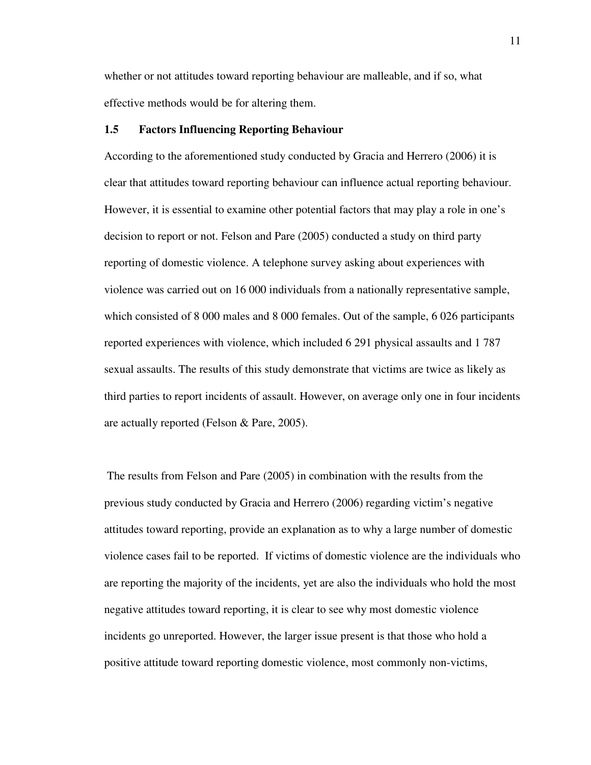whether or not attitudes toward reporting behaviour are malleable, and if so, what effective methods would be for altering them.

### 1.5 Factors Influencing Reporting Behaviour

According to the aforementioned study conducted by Gracia and Herrero (2006) it is clear that attitudes toward reporting behaviour can influence actual reporting behaviour. However, it is essential to examine other potential factors that may play a role in one's decision to report or not. Felson and Pare (2005) conducted a study on third party reporting of domestic violence. A telephone survey asking about experiences with violence was carried out on 16 000 individuals from a nationally representative sample, which consisted of 8 000 males and 8 000 females. Out of the sample, 6 026 participants reported experiences with violence, which included 6 291 physical assaults and 1 787 sexual assaults. The results of this study demonstrate that victims are twice as likely as third parties to report incidents of assault. However, on average only one in four incidents are actually reported (Felson & Pare, 2005).

The results from Felson and Pare (2005) in combination with the results from the previous study conducted by Gracia and Herrero (2006) regarding victim's negative attitudes toward reporting, provide an explanation as to why a large number of domestic violence cases fail to be reported. If victims of domestic violence are the individuals who are reporting the majority of the incidents, yet are also the individuals who hold the most negative attitudes toward reporting, it is clear to see why most domestic violence incidents go unreported. However, the larger issue present is that those who hold a positive attitude toward reporting domestic violence, most commonly non-victims,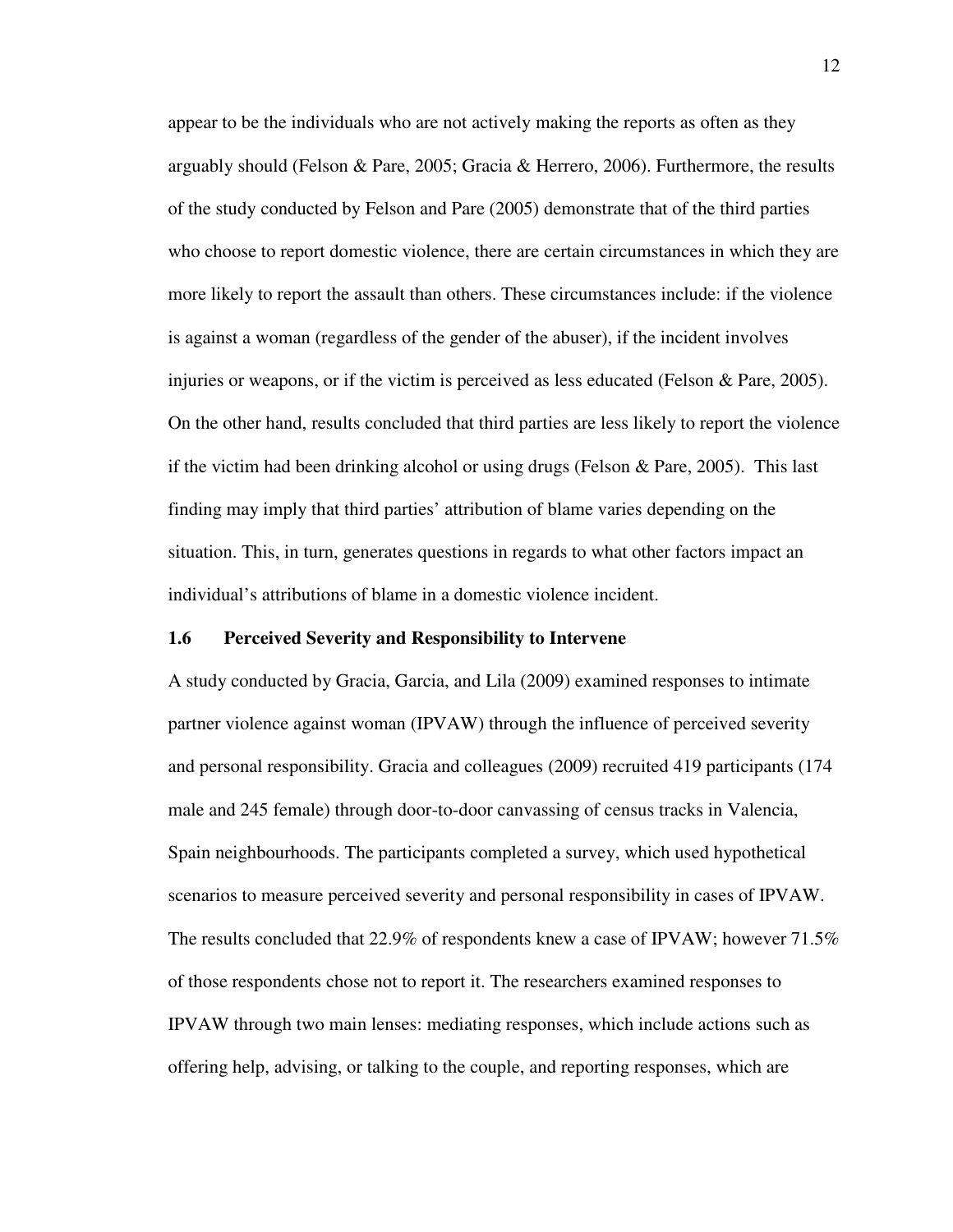appear to be the individuals who are not actively making the reports as often as they arguably should (Felson & Pare, 2005; Gracia & Herrero, 2006). Furthermore, the results of the study conducted by Felson and Pare (2005) demonstrate that of the third parties who choose to report domestic violence, there are certain circumstances in which they are more likely to report the assault than others. These circumstances include: if the violence is against a woman (regardless of the gender of the abuser), if the incident involves injuries or weapons, or if the victim is perceived as less educated (Felson & Pare, 2005). On the other hand, results concluded that third parties are less likely to report the violence if the victim had been drinking alcohol or using drugs (Felson & Pare, 2005). This last finding may imply that third parties' attribution of blame varies depending on the situation. This, in turn, generates questions in regards to what other factors impact an individual's attributions of blame in a domestic violence incident.

### 1.6 Perceived Severity and Responsibility to Intervene

A study conducted by Gracia, Garcia, and Lila (2009) examined responses to intimate partner violence against woman (IPVAW) through the influence of perceived severity and personal responsibility. Gracia and colleagues (2009) recruited 419 participants (174 male and 245 female) through door-to-door canvassing of census tracks in Valencia, Spain neighbourhoods. The participants completed a survey, which used hypothetical scenarios to measure perceived severity and personal responsibility in cases of IPVAW. The results concluded that 22.9% of respondents knew a case of IPVAW; however 71.5% of those respondents chose not to report it. The researchers examined responses to IPVAW through two main lenses: mediating responses, which include actions such as offering help, advising, or talking to the couple, and reporting responses, which are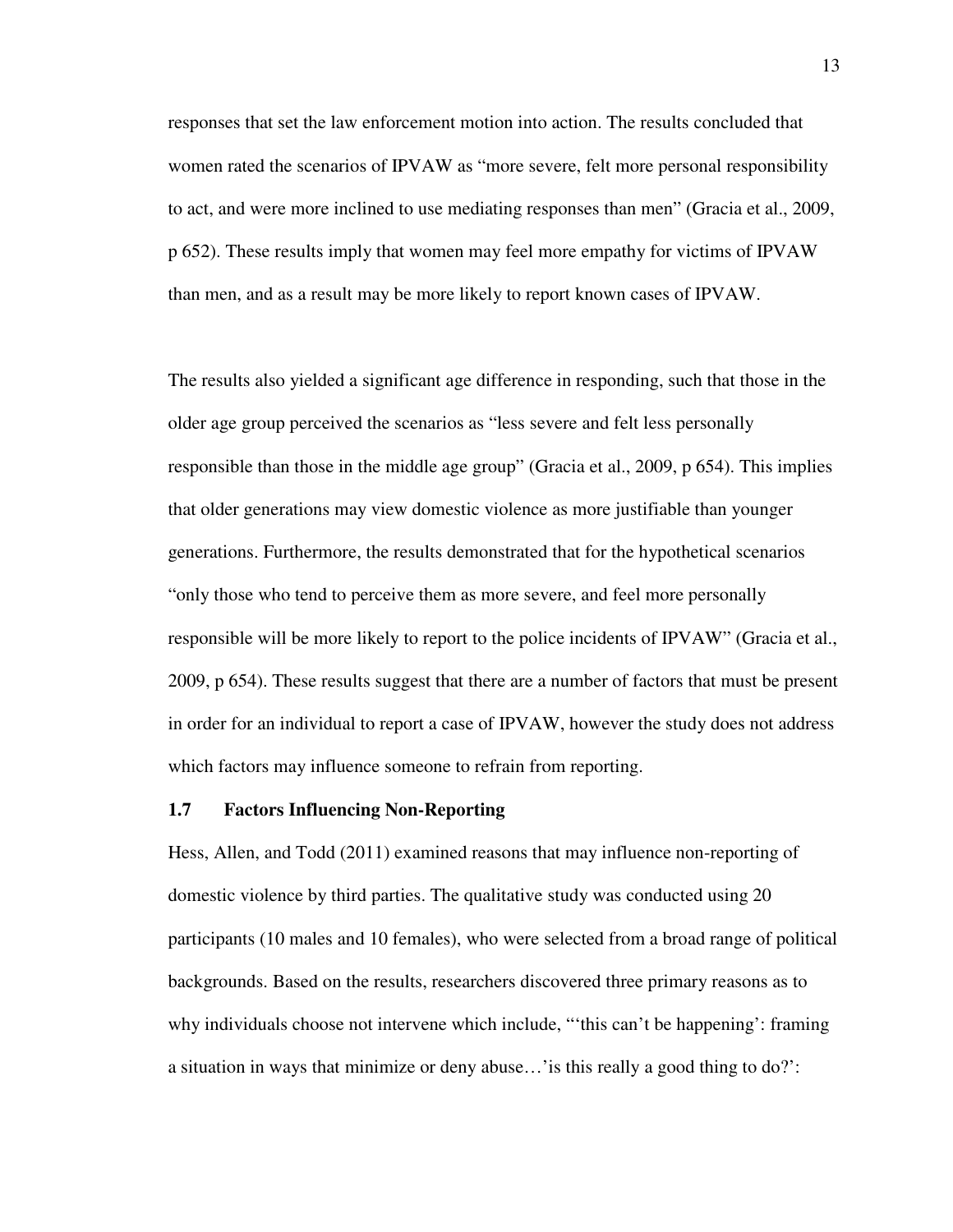responses that set the law enforcement motion into action. The results concluded that women rated the scenarios of IPVAW as “more severe, felt more personal responsibility to act, and were more inclined to use mediating responses than men” (Gracia et al., 2009, p 652). These results imply that women may feel more empathy for victims of IPVAW than men, and as a result may be more likely to report known cases of IPVAW.

The results also yielded a significant age difference in responding, such that those in the older age group perceived the scenarios as “less severe and felt less personally responsible than those in the middle age group” (Gracia et al., 2009, p 654). This implies that older generations may view domestic violence as more justifiable than younger generations. Furthermore, the results demonstrated that for the hypothetical scenarios “only those who tend to perceive them as more severe, and feel more personally responsible will be more likely to report to the police incidents of IPVAW” (Gracia et al., 2009, p 654). These results suggest that there are a number of factors that must be present in order for an individual to report a case of IPVAW, however the study does not address which factors may influence someone to refrain from reporting.

## 1.7 Factors Influencing Non-Reporting

Hess, Allen, and Todd (2011) examined reasons that may influence non-reporting of domestic violence by third parties. The qualitative study was conducted using 20 participants (10 males and 10 females), who were selected from a broad range of political backgrounds. Based on the results, researchers discovered three primary reasons as to why individuals choose not intervene which include, “‘this can’t be happening’: framing a situation in ways that minimize or deny abuse…’is this really a good thing to do?’: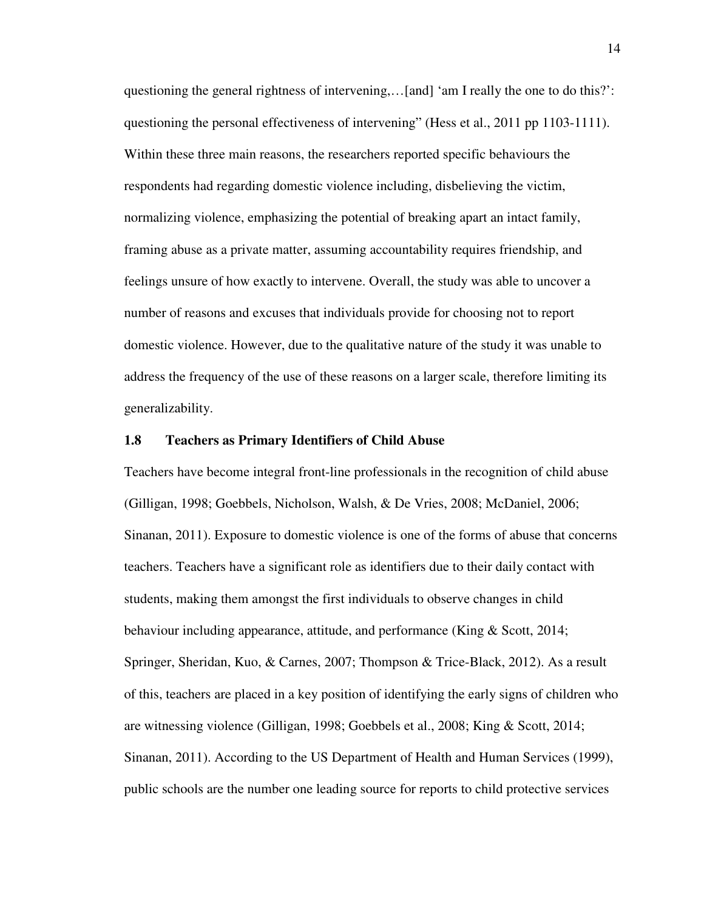questioning the general rightness of intervening,…[and] 'am I really the one to do this?': questioning the personal effectiveness of intervening" (Hess et al., 2011 pp 1103-1111). Within these three main reasons, the researchers reported specific behaviours the respondents had regarding domestic violence including, disbelieving the victim, normalizing violence, emphasizing the potential of breaking apart an intact family, framing abuse as a private matter, assuming accountability requires friendship, and feelings unsure of how exactly to intervene. Overall, the study was able to uncover a number of reasons and excuses that individuals provide for choosing not to report domestic violence. However, due to the qualitative nature of the study it was unable to address the frequency of the use of these reasons on a larger scale, therefore limiting its generalizability.

### 1.8 Teachers as Primary Identifiers of Child Abuse

Teachers have become integral front-line professionals in the recognition of child abuse (Gilligan, 1998; Goebbels, Nicholson, Walsh, & De Vries, 2008; McDaniel, 2006; Sinanan, 2011). Exposure to domestic violence is one of the forms of abuse that concerns teachers. Teachers have a significant role as identifiers due to their daily contact with students, making them amongst the first individuals to observe changes in child behaviour including appearance, attitude, and performance (King & Scott, 2014; Springer, Sheridan, Kuo, & Carnes, 2007; Thompson & Trice-Black, 2012). As a result of this, teachers are placed in a key position of identifying the early signs of children who are witnessing violence (Gilligan, 1998; Goebbels et al., 2008; King & Scott, 2014; Sinanan, 2011). According to the US Department of Health and Human Services (1999), public schools are the number one leading source for reports to child protective services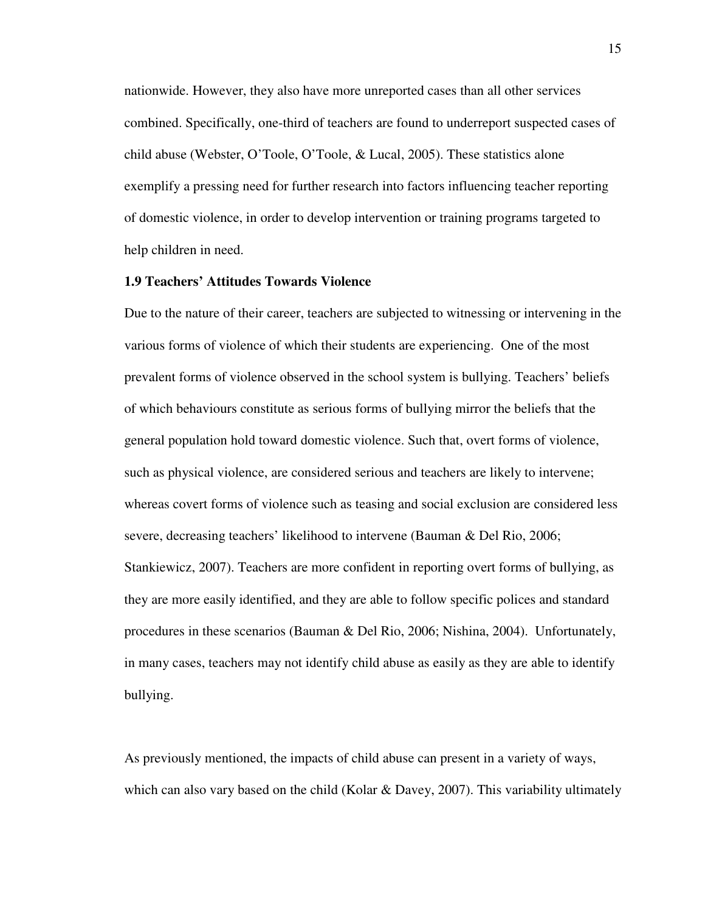nationwide. However, they also have more unreported cases than all other services combined. Specifically, one-third of teachers are found to underreport suspected cases of child abuse (Webster, O'Toole, O'Toole, & Lucal, 2005). These statistics alone exemplify a pressing need for further research into factors influencing teacher reporting of domestic violence, in order to develop intervention or training programs targeted to help children in need.

### 1.9 Teachers' Attitudes Towards Violence

Due to the nature of their career, teachers are subjected to witnessing or intervening in the various forms of violence of which their students are experiencing. One of the most prevalent forms of violence observed in the school system is bullying. Teachers' beliefs of which behaviours constitute as serious forms of bullying mirror the beliefs that the general population hold toward domestic violence. Such that, overt forms of violence, such as physical violence, are considered serious and teachers are likely to intervene; whereas covert forms of violence such as teasing and social exclusion are considered less severe, decreasing teachers' likelihood to intervene (Bauman & Del Rio, 2006; Stankiewicz, 2007). Teachers are more confident in reporting overt forms of bullying, as they are more easily identified, and they are able to follow specific polices and standard procedures in these scenarios (Bauman & Del Rio, 2006; Nishina, 2004). Unfortunately, in many cases, teachers may not identify child abuse as easily as they are able to identify bullying.

As previously mentioned, the impacts of child abuse can present in a variety of ways, which can also vary based on the child (Kolar & Davey, 2007). This variability ultimately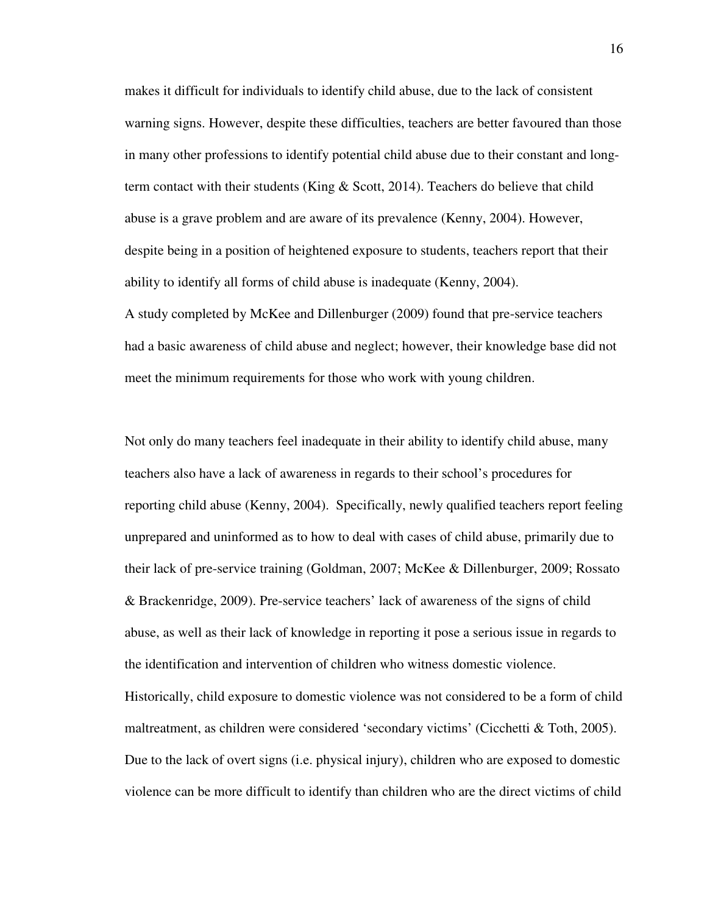makes it difficult for individuals to identify child abuse, due to the lack of consistent warning signs. However, despite these difficulties, teachers are better favoured than those in many other professions to identify potential child abuse due to their constant and long-term contact with their students (King & Scott, 2014). Teachers do believe that child abuse is a grave problem and are aware of its prevalence (Kenny, 2004). However, despite being in a position of heightened exposure to students, teachers report that their ability to identify all forms of child abuse is inadequate (Kenny, 2004).

A study completed by McKee and Dillenburger (2009) found that pre-service teachers had a basic awareness of child abuse and neglect; however, their knowledge base did not meet the minimum requirements for those who work with young children.

Not only do many teachers feel inadequate in their ability to identify child abuse, many teachers also have a lack of awareness in regards to their school's procedures for reporting child abuse (Kenny, 2004). Specifically, newly qualified teachers report feeling unprepared and uninformed as to how to deal with cases of child abuse, primarily due to their lack of pre-service training (Goldman, 2007; McKee & Dillenburger, 2009; Rossato & Brackenridge, 2009). Pre-service teachers' lack of awareness of the signs of child abuse, as well as their lack of knowledge in reporting it pose a serious issue in regards to the identification and intervention of children who witness domestic violence.

Historically, child exposure to domestic violence was not considered to be a form of child maltreatment, as children were considered 'secondary victims' (Cicchetti & Toth, 2005). Due to the lack of overt signs (i.e. physical injury), children who are exposed to domestic violence can be more difficult to identify than children who are the direct victims of child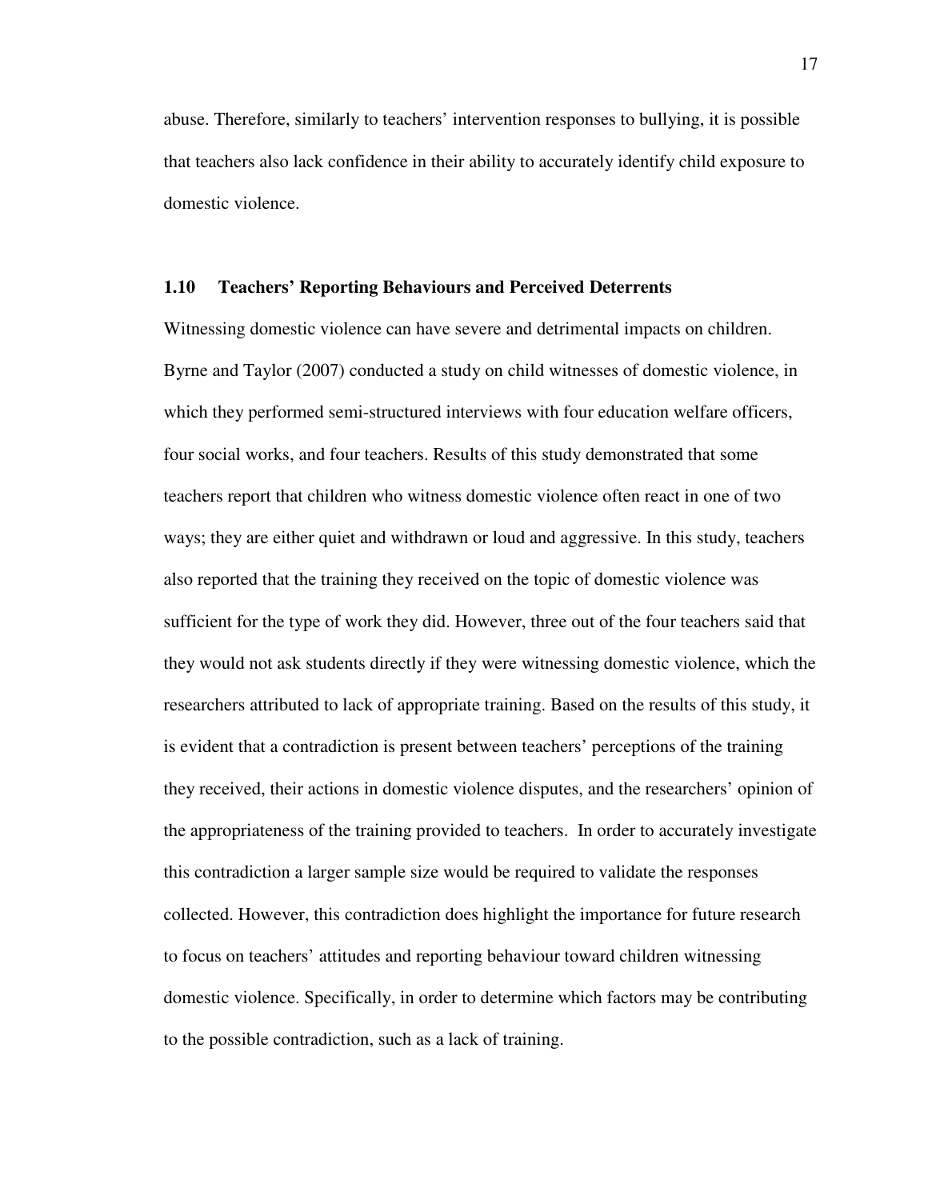abuse. Therefore, similarly to teachers' intervention responses to bullying, it is possible that teachers also lack confidence in their ability to accurately identify child exposure to domestic violence.

### 1.10 Teachers' Reporting Behaviours and Perceived Deterrents

Witnessing domestic violence can have severe and detrimental impacts on children. Byrne and Taylor (2007) conducted a study on child witnesses of domestic violence, in which they performed semi-structured interviews with four education welfare officers, four social works, and four teachers. Results of this study demonstrated that some teachers report that children who witness domestic violence often react in one of two ways; they are either quiet and withdrawn or loud and aggressive. In this study, teachers also reported that the training they received on the topic of domestic violence was sufficient for the type of work they did. However, three out of the four teachers said that they would not ask students directly if they were witnessing domestic violence, which the researchers attributed to lack of appropriate training. Based on the results of this study, it is evident that a contradiction is present between teachers' perceptions of the training they received, their actions in domestic violence disputes, and the researchers' opinion of the appropriateness of the training provided to teachers. In order to accurately investigate this contradiction a larger sample size would be required to validate the responses collected. However, this contradiction does highlight the importance for future research to focus on teachers' attitudes and reporting behaviour toward children witnessing domestic violence. Specifically, in order to determine which factors may be contributing to the possible contradiction, such as a lack of training.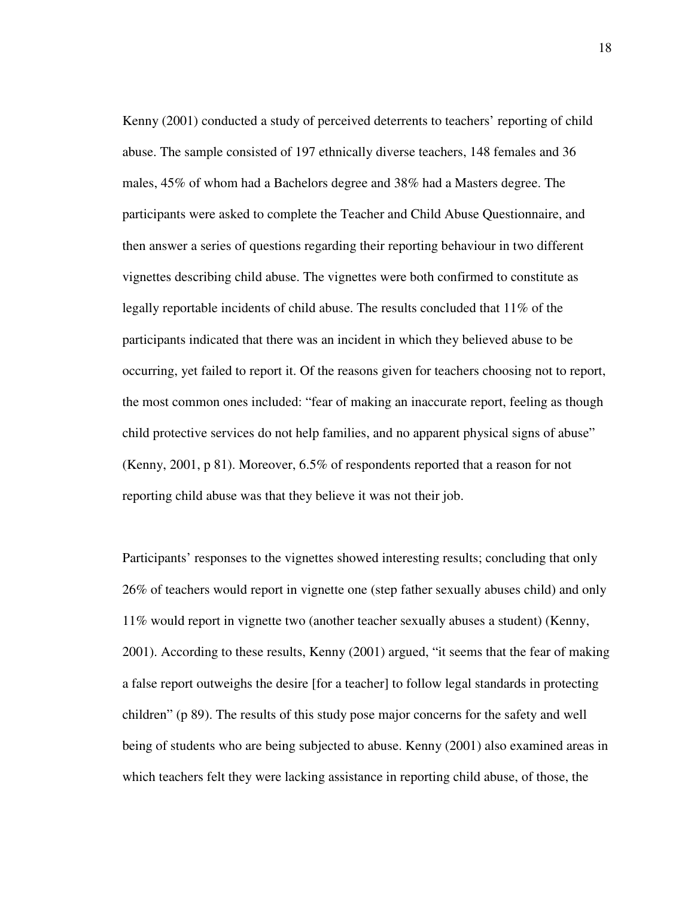Kenny (2001) conducted a study of perceived deterrents to teachers' reporting of child abuse. The sample consisted of 197 ethnically diverse teachers, 148 females and 36 males, 45% of whom had a Bachelors degree and 38% had a Masters degree. The participants were asked to complete the Teacher and Child Abuse Questionnaire, and then answer a series of questions regarding their reporting behaviour in two different vignettes describing child abuse. The vignettes were both confirmed to constitute as legally reportable incidents of child abuse. The results concluded that 11% of the participants indicated that there was an incident in which they believed abuse to be occurring, yet failed to report it. Of the reasons given for teachers choosing not to report, the most common ones included: "fear of making an inaccurate report, feeling as though child protective services do not help families, and no apparent physical signs of abuse" (Kenny, 2001, p 81). Moreover, 6.5% of respondents reported that a reason for not reporting child abuse was that they believe it was not their job.

Participants' responses to the vignettes showed interesting results; concluding that only 26% of teachers would report in vignette one (step father sexually abuses child) and only 11% would report in vignette two (another teacher sexually abuses a student) (Kenny, 2001). According to these results, Kenny (2001) argued, "it seems that the fear of making a false report outweighs the desire [for a teacher] to follow legal standards in protecting children" (p 89). The results of this study pose major concerns for the safety and well being of students who are being subjected to abuse. Kenny (2001) also examined areas in which teachers felt they were lacking assistance in reporting child abuse, of those, the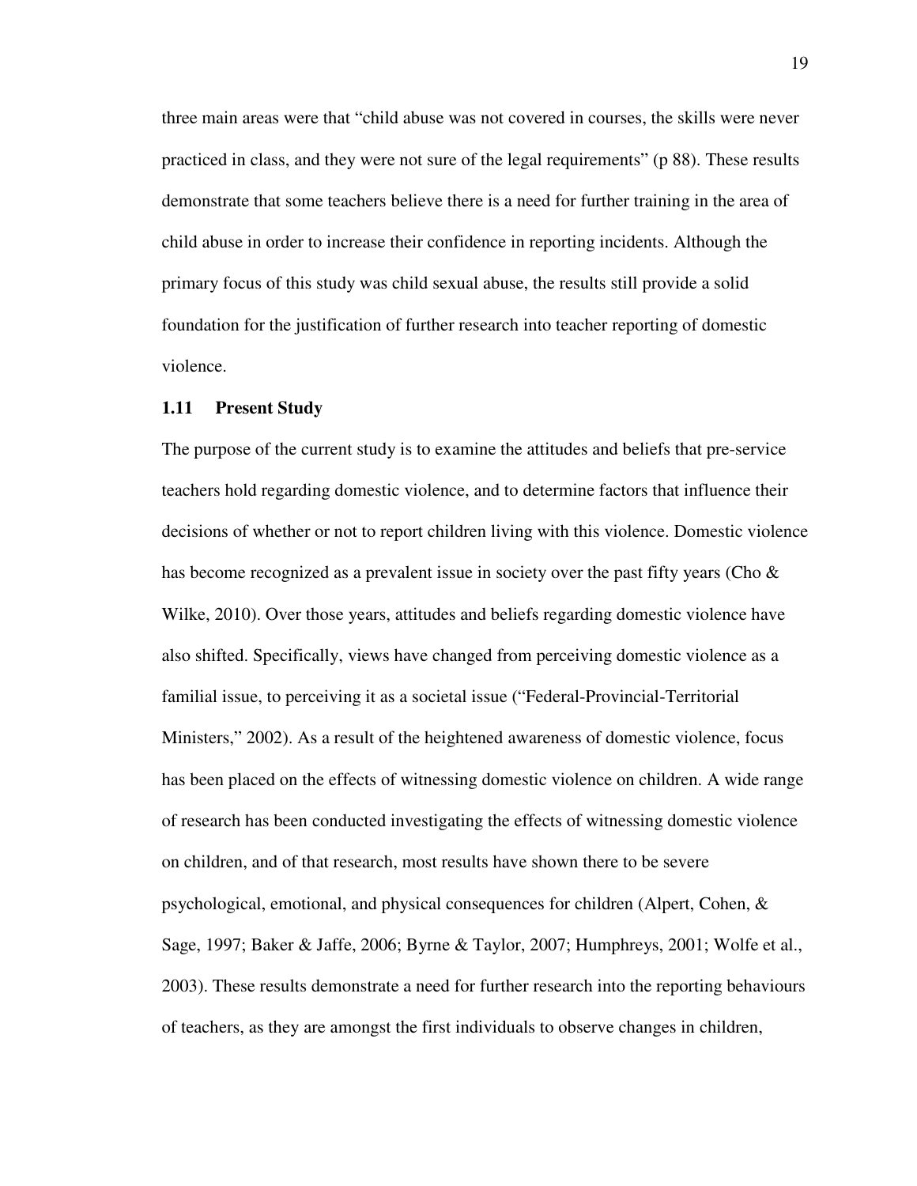three main areas were that “child abuse was not covered in courses, the skills were never practiced in class, and they were not sure of the legal requirements” (p 88). These results demonstrate that some teachers believe there is a need for further training in the area of child abuse in order to increase their confidence in reporting incidents. Although the primary focus of this study was child sexual abuse, the results still provide a solid foundation for the justification of further research into teacher reporting of domestic violence.

### 1.11 Present Study

The purpose of the current study is to examine the attitudes and beliefs that pre-service teachers hold regarding domestic violence, and to determine factors that influence their decisions of whether or not to report children living with this violence. Domestic violence has become recognized as a prevalent issue in society over the past fifty years (Cho & Wilke, 2010). Over those years, attitudes and beliefs regarding domestic violence have also shifted. Specifically, views have changed from perceiving domestic violence as a familial issue, to perceiving it as a societal issue (“Federal-Provincial-Territorial Ministers,” 2002). As a result of the heightened awareness of domestic violence, focus has been placed on the effects of witnessing domestic violence on children. A wide range of research has been conducted investigating the effects of witnessing domestic violence on children, and of that research, most results have shown there to be severe psychological, emotional, and physical consequences for children (Alpert, Cohen, & Sage, 1997; Baker & Jaffe, 2006; Byrne & Taylor, 2007; Humphreys, 2001; Wolfe et al., 2003). These results demonstrate a need for further research into the reporting behaviours of teachers, as they are amongst the first individuals to observe changes in children,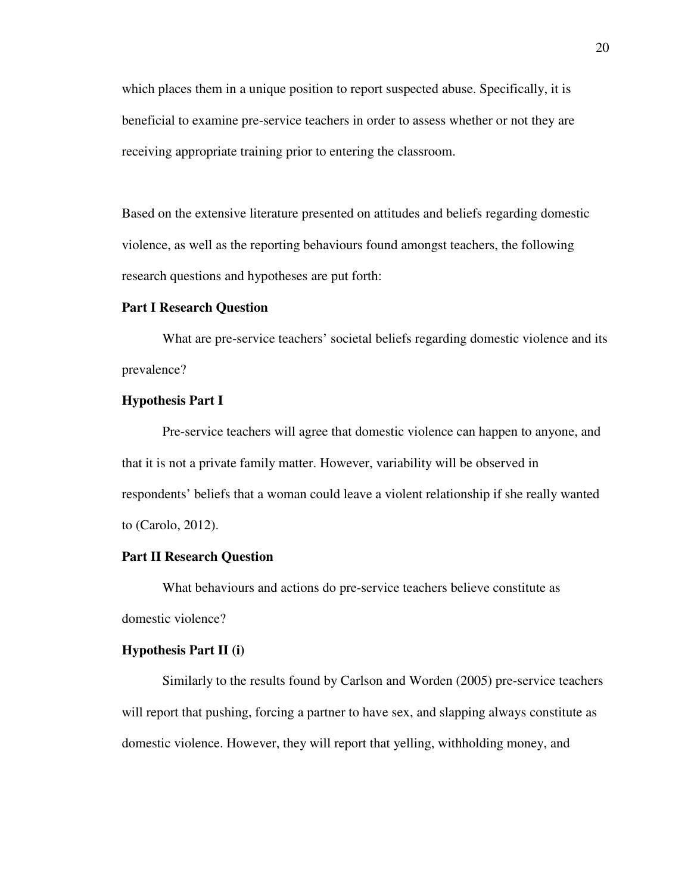which places them in a unique position to report suspected abuse. Specifically, it is beneficial to examine pre-service teachers in order to assess whether or not they are receiving appropriate training prior to entering the classroom.

Based on the extensive literature presented on attitudes and beliefs regarding domestic violence, as well as the reporting behaviours found amongst teachers, the following research questions and hypotheses are put forth:

**Part I Research Question**

What are pre-service teachers' societal beliefs regarding domestic violence and its prevalence?

**Hypothesis Part I**

Pre-service teachers will agree that domestic violence can happen to anyone, and that it is not a private family matter. However, variability will be observed in respondents' beliefs that a woman could leave a violent relationship if she really wanted to (Carolo, 2012).

**Part II Research Question**

What behaviours and actions do pre-service teachers believe constitute as domestic violence?

**Hypothesis Part II (i)**

Similarly to the results found by Carlson and Worden (2005) pre-service teachers will report that pushing, forcing a partner to have sex, and slapping always constitute as domestic violence. However, they will report that yelling, withholding money, and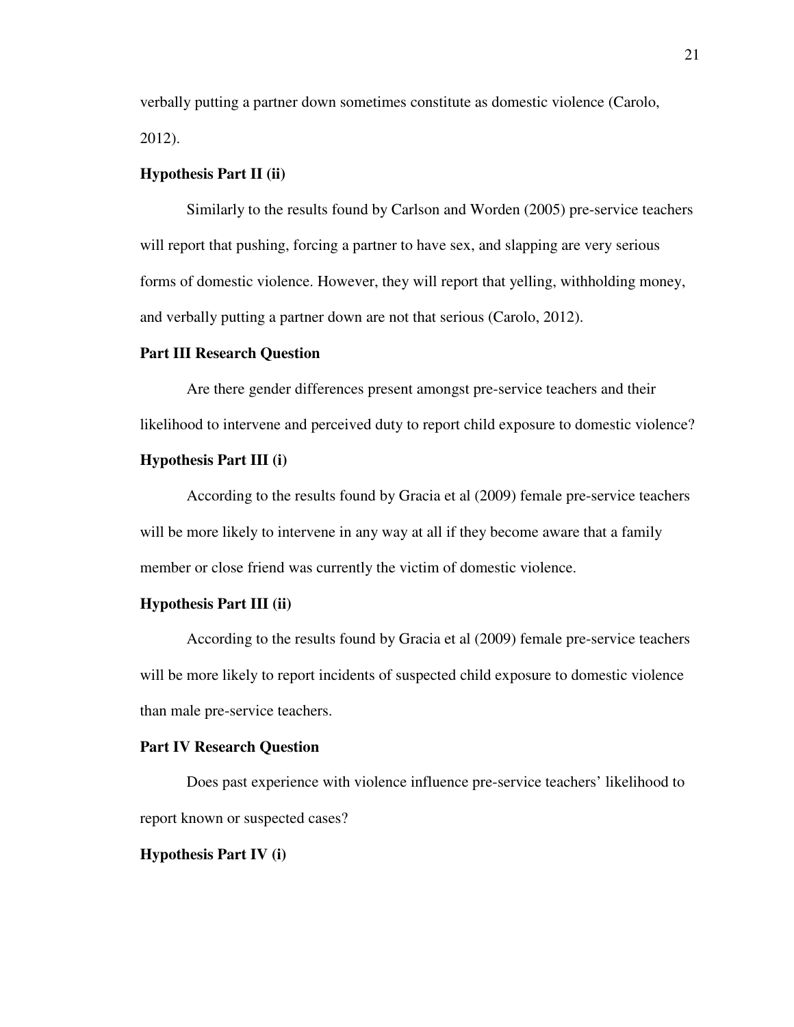verbally putting a partner down sometimes constitute as domestic violence (Carolo, 2012).

**Hypothesis Part II (ii)**

Similarly to the results found by Carlson and Worden (2005) pre-service teachers will report that pushing, forcing a partner to have sex, and slapping are very serious forms of domestic violence. However, they will report that yelling, withholding money, and verbally putting a partner down are not that serious (Carolo, 2012).

**Part III Research Question**

Are there gender differences present amongst pre-service teachers and their likelihood to intervene and perceived duty to report child exposure to domestic violence?

**Hypothesis Part III (i)**

According to the results found by Gracia et al (2009) female pre-service teachers will be more likely to intervene in any way at all if they become aware that a family member or close friend was currently the victim of domestic violence.

**Hypothesis Part III (ii)**

According to the results found by Gracia et al (2009) female pre-service teachers will be more likely to report incidents of suspected child exposure to domestic violence than male pre-service teachers.

**Part IV Research Question**

Does past experience with violence influence pre-service teachers' likelihood to report known or suspected cases?

**Hypothesis Part IV (i)**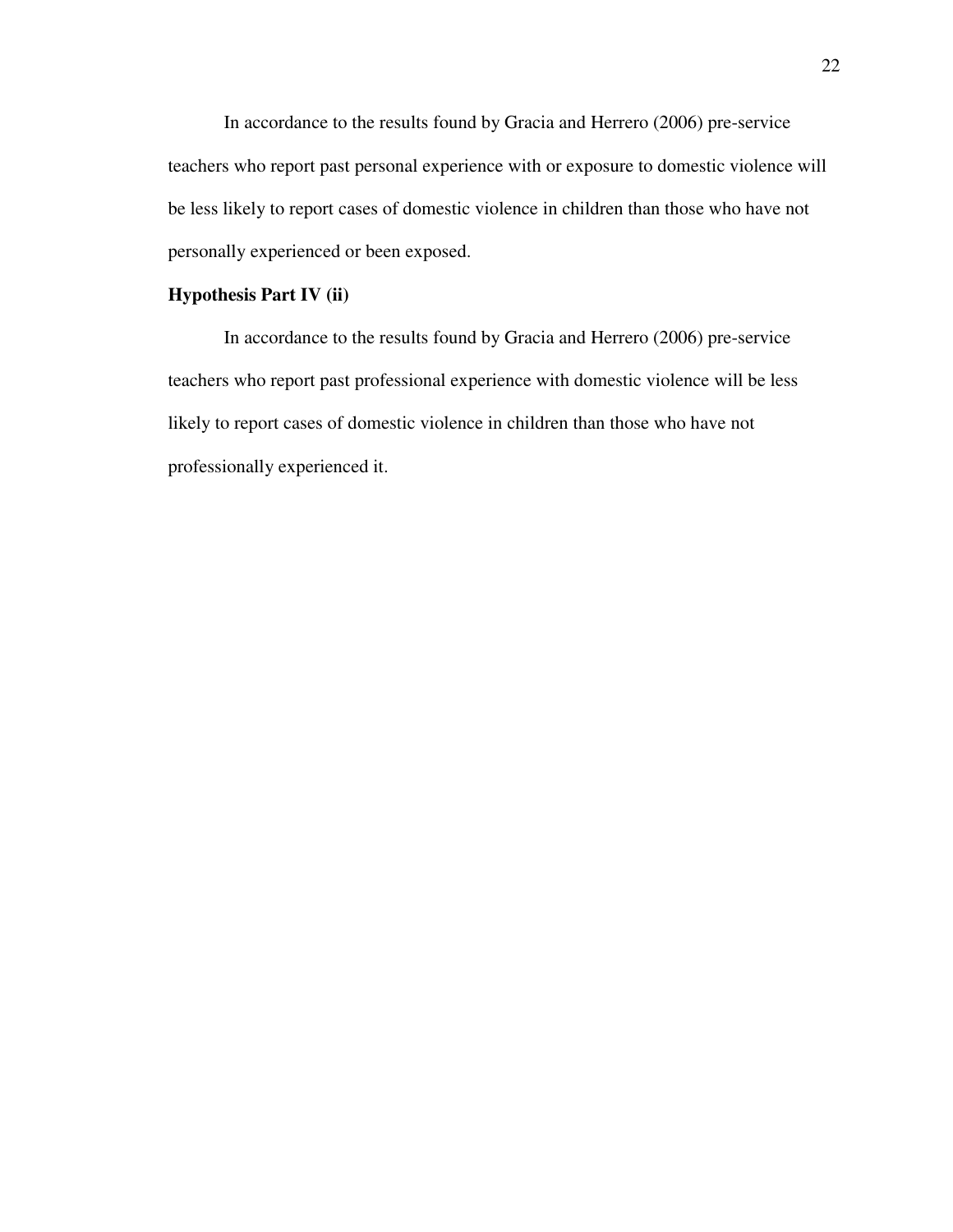In accordance to the results found by Gracia and Herrero (2006) pre-service teachers who report past personal experience with or exposure to domestic violence will be less likely to report cases of domestic violence in children than those who have not personally experienced or been exposed.

**Hypothesis Part IV (ii)**

In accordance to the results found by Gracia and Herrero (2006) pre-service teachers who report past professional experience with domestic violence will be less likely to report cases of domestic violence in children than those who have not professionally experienced it.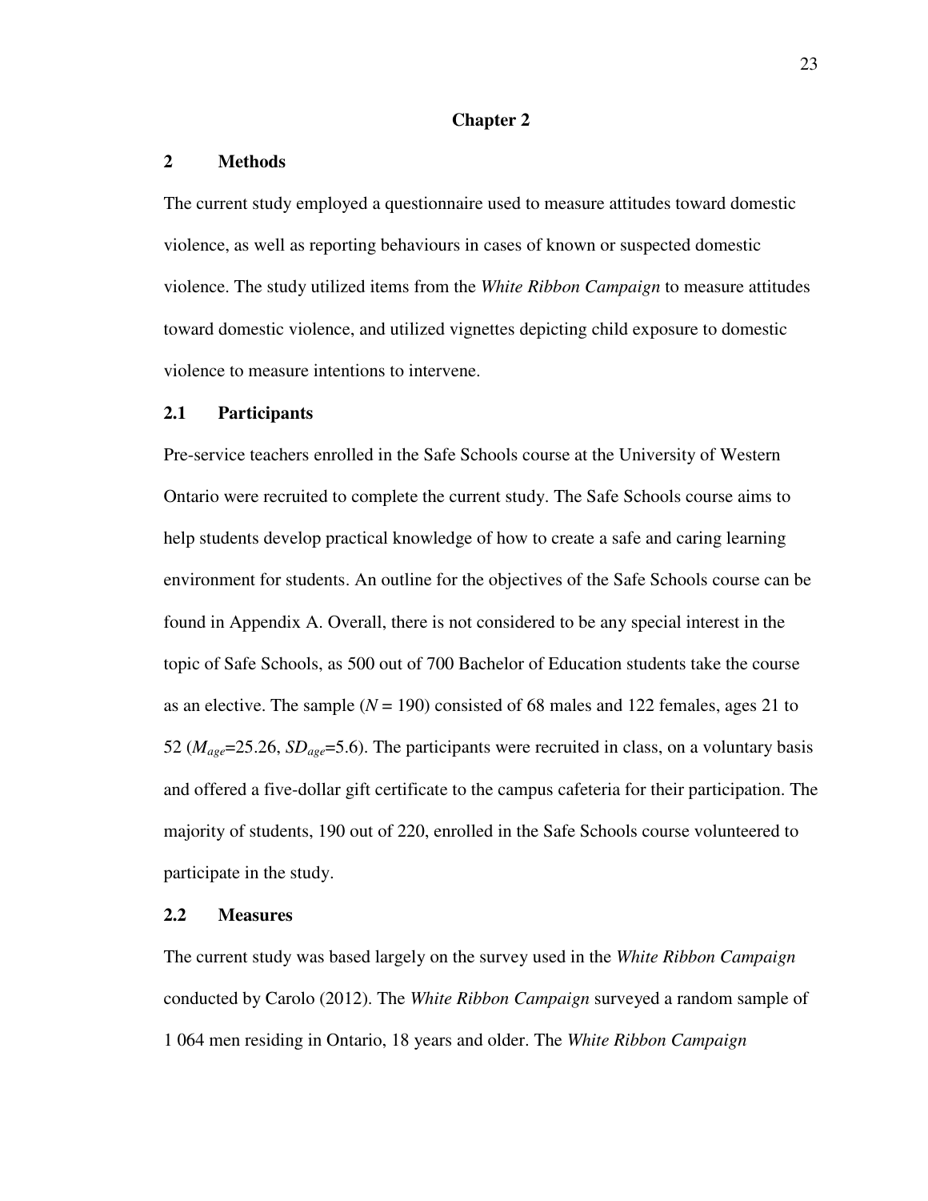# Chapter 2

## 2 Methods

The current study employed a questionnaire used to measure attitudes toward domestic violence, as well as reporting behaviours in cases of known or suspected domestic violence. The study utilized items from the *White Ribbon Campaign* to measure attitudes toward domestic violence, and utilized vignettes depicting child exposure to domestic violence to measure intentions to intervene.

### 2.1 Participants

Pre-service teachers enrolled in the Safe Schools course at the University of Western Ontario were recruited to complete the current study. The Safe Schools course aims to help students develop practical knowledge of how to create a safe and caring learning environment for students. An outline for the objectives of the Safe Schools course can be found in Appendix A. Overall, there is not considered to be any special interest in the topic of Safe Schools, as 500 out of 700 Bachelor of Education students take the course as an elective. The sample ($N$ = 190) consisted of 68 males and 122 females, ages 21 to 52 ($M_{age}$=25.26, $SD_{age}$=5.6). The participants were recruited in class, on a voluntary basis and offered a five-dollar gift certificate to the campus cafeteria for their participation. The majority of students, 190 out of 220, enrolled in the Safe Schools course volunteered to participate in the study.

### 2.2 Measures

The current study was based largely on the survey used in the *White Ribbon Campaign* conducted by Carolo (2012). The *White Ribbon Campaign* surveyed a random sample of 1 064 men residing in Ontario, 18 years and older. The *White Ribbon Campaign*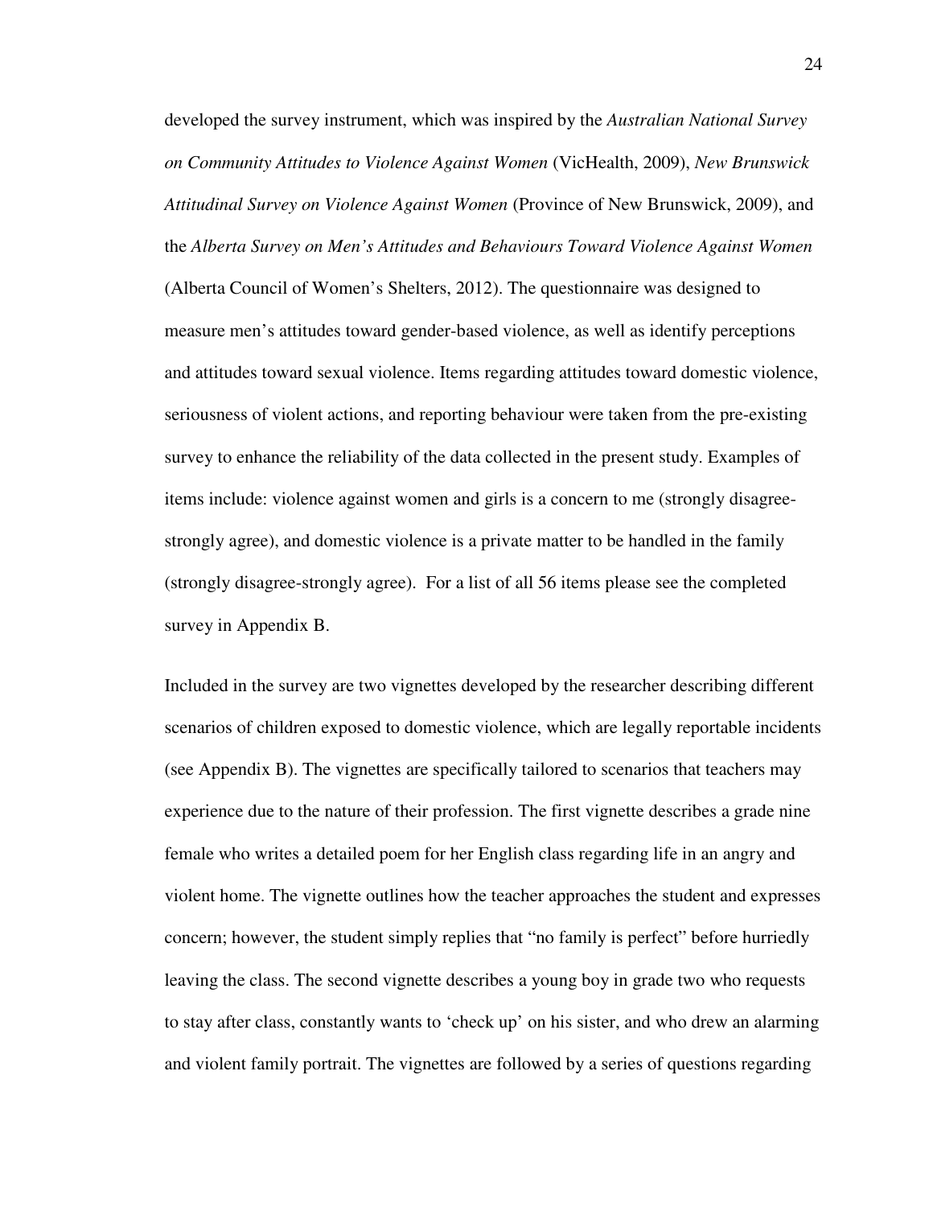developed the survey instrument, which was inspired by the *Australian National Survey on Community Attitudes to Violence Against Women* (VicHealth, 2009), *New Brunswick Attitudinal Survey on Violence Against Women* (Province of New Brunswick, 2009), and the *Alberta Survey on Men's Attitudes and Behaviours Toward Violence Against Women* (Alberta Council of Women's Shelters, 2012). The questionnaire was designed to measure men's attitudes toward gender-based violence, as well as identify perceptions and attitudes toward sexual violence. Items regarding attitudes toward domestic violence, seriousness of violent actions, and reporting behaviour were taken from the pre-existing survey to enhance the reliability of the data collected in the present study. Examples of items include: violence against women and girls is a concern to me (strongly disagree-strongly agree), and domestic violence is a private matter to be handled in the family (strongly disagree-strongly agree). For a list of all 56 items please see the completed survey in Appendix B.

Included in the survey are two vignettes developed by the researcher describing different scenarios of children exposed to domestic violence, which are legally reportable incidents (see Appendix B). The vignettes are specifically tailored to scenarios that teachers may experience due to the nature of their profession. The first vignette describes a grade nine female who writes a detailed poem for her English class regarding life in an angry and violent home. The vignette outlines how the teacher approaches the student and expresses concern; however, the student simply replies that "no family is perfect" before hurriedly leaving the class. The second vignette describes a young boy in grade two who requests to stay after class, constantly wants to 'check up' on his sister, and who drew an alarming and violent family portrait. The vignettes are followed by a series of questions regarding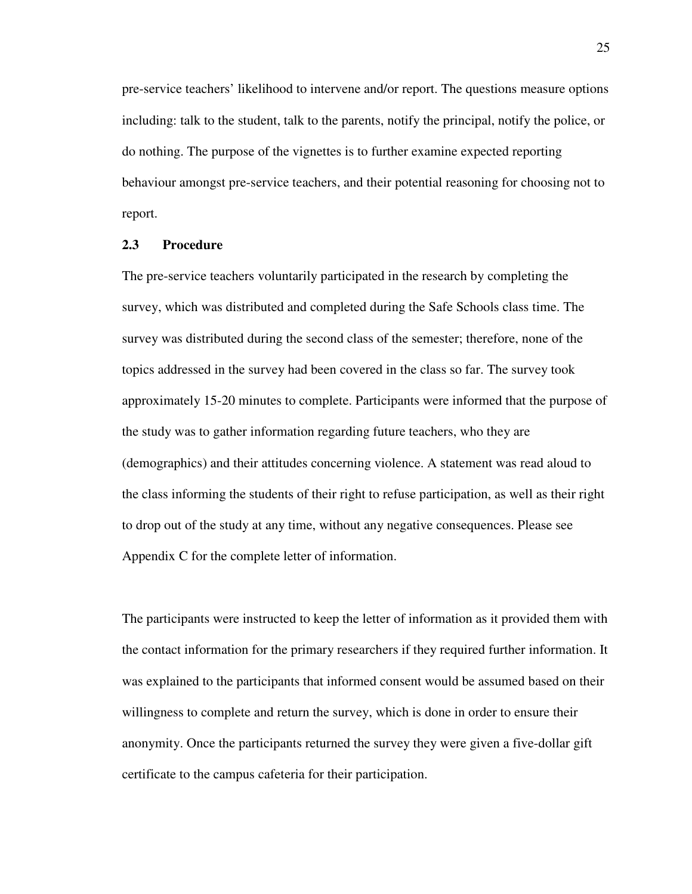pre-service teachers' likelihood to intervene and/or report. The questions measure options including: talk to the student, talk to the parents, notify the principal, notify the police, or do nothing. The purpose of the vignettes is to further examine expected reporting behaviour amongst pre-service teachers, and their potential reasoning for choosing not to report.

### 2.3 Procedure

The pre-service teachers voluntarily participated in the research by completing the survey, which was distributed and completed during the Safe Schools class time. The survey was distributed during the second class of the semester; therefore, none of the topics addressed in the survey had been covered in the class so far. The survey took approximately 15-20 minutes to complete. Participants were informed that the purpose of the study was to gather information regarding future teachers, who they are (demographics) and their attitudes concerning violence. A statement was read aloud to the class informing the students of their right to refuse participation, as well as their right to drop out of the study at any time, without any negative consequences. Please see Appendix C for the complete letter of information.

The participants were instructed to keep the letter of information as it provided them with the contact information for the primary researchers if they required further information. It was explained to the participants that informed consent would be assumed based on their willingness to complete and return the survey, which is done in order to ensure their anonymity. Once the participants returned the survey they were given a five-dollar gift certificate to the campus cafeteria for their participation.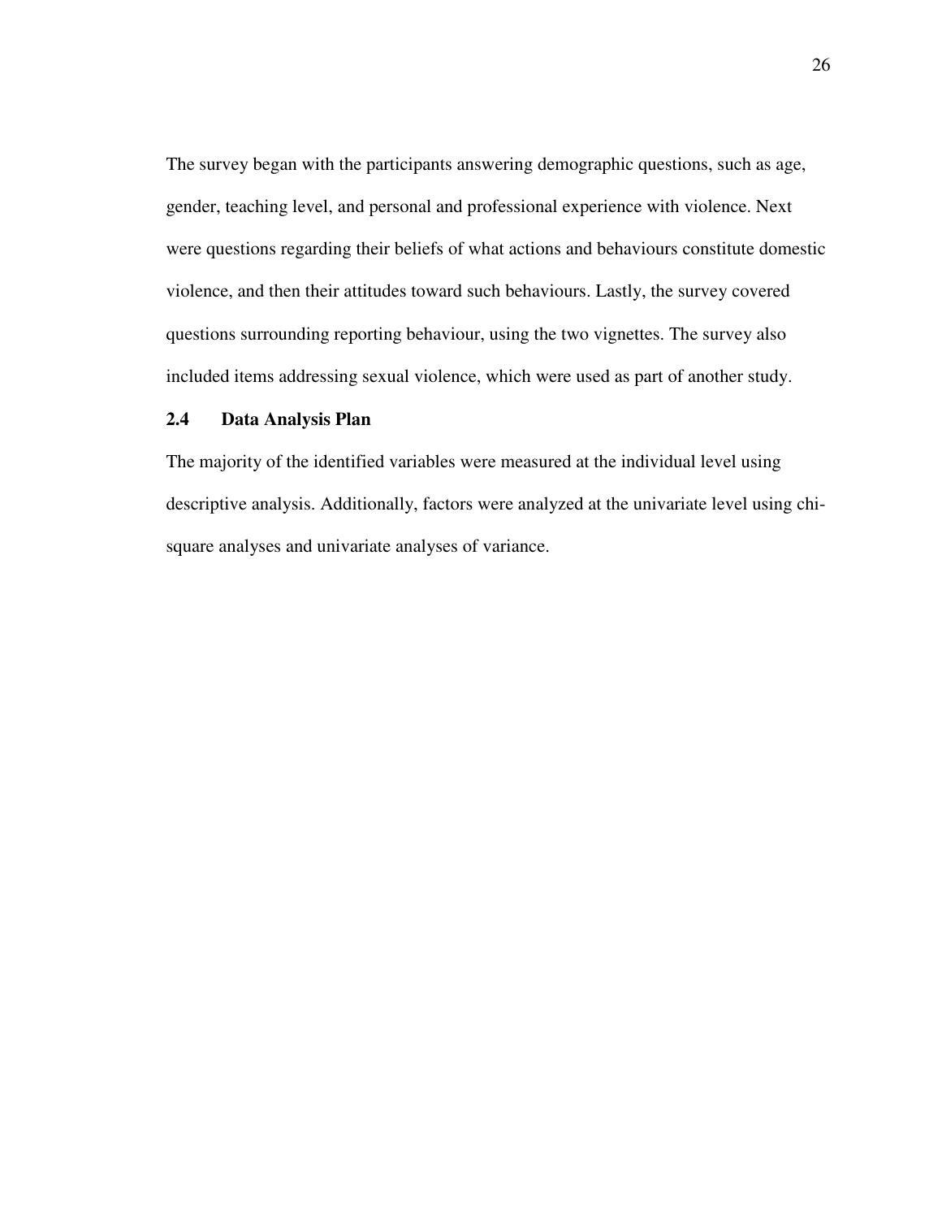The survey began with the participants answering demographic questions, such as age, gender, teaching level, and personal and professional experience with violence. Next were questions regarding their beliefs of what actions and behaviours constitute domestic violence, and then their attitudes toward such behaviours. Lastly, the survey covered questions surrounding reporting behaviour, using the two vignettes. The survey also included items addressing sexual violence, which were used as part of another study.

## 2.4 Data Analysis Plan

The majority of the identified variables were measured at the individual level using descriptive analysis. Additionally, factors were analyzed at the univariate level using chi-square analyses and univariate analyses of variance.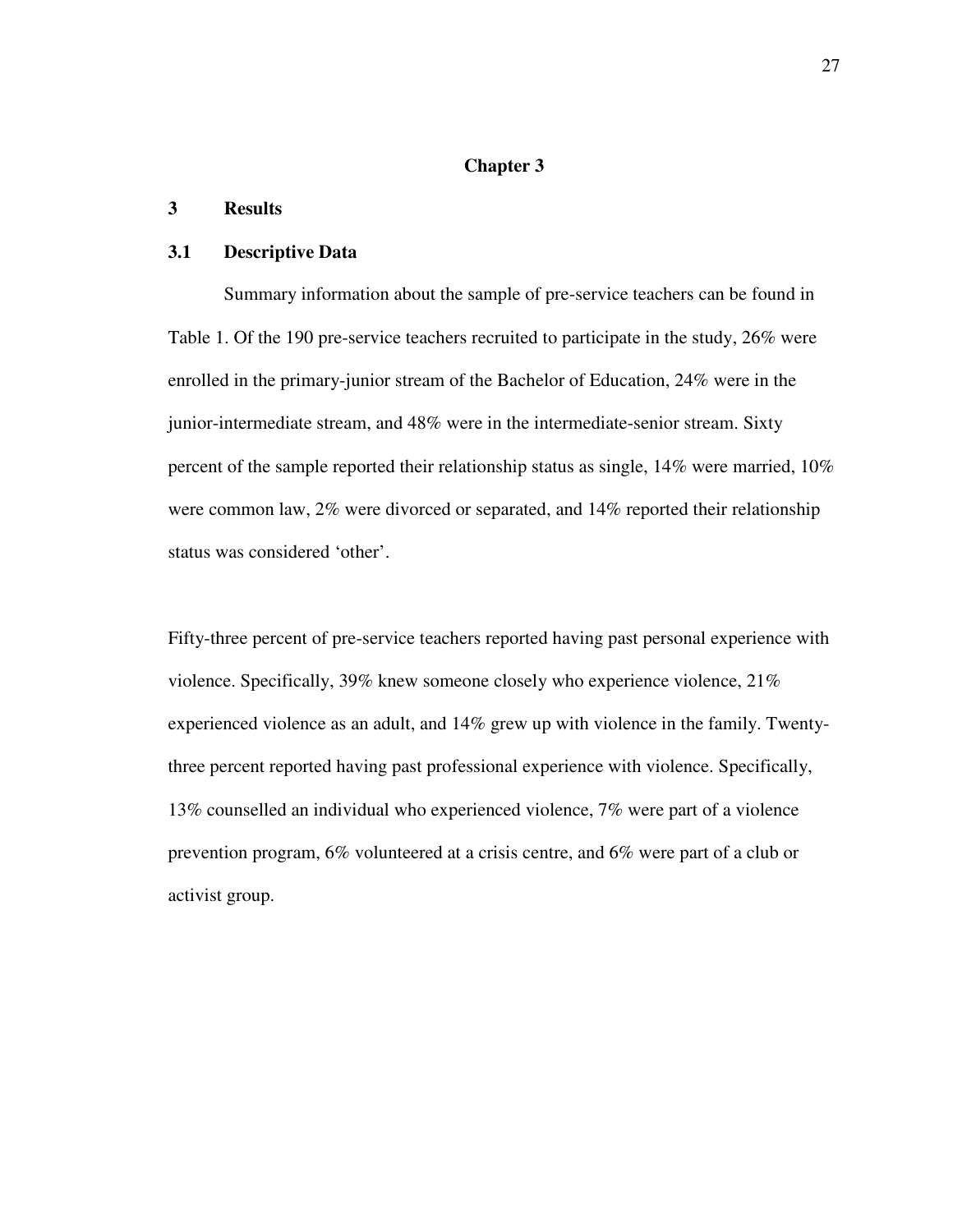# Chapter 3

# 3 Results

## 3.1 Descriptive Data

Summary information about the sample of pre-service teachers can be found in Table 1. Of the 190 pre-service teachers recruited to participate in the study, 26% were enrolled in the primary-junior stream of the Bachelor of Education, 24% were in the junior-intermediate stream, and 48% were in the intermediate-senior stream. Sixty percent of the sample reported their relationship status as single, 14% were married, 10% were common law, 2% were divorced or separated, and 14% reported their relationship status was considered 'other'.

Fifty-three percent of pre-service teachers reported having past personal experience with violence. Specifically, 39% knew someone closely who experience violence, 21% experienced violence as an adult, and 14% grew up with violence in the family. Twenty-three percent reported having past professional experience with violence. Specifically, 13% counselled an individual who experienced violence, 7% were part of a violence prevention program, 6% volunteered at a crisis centre, and 6% were part of a club or activist group.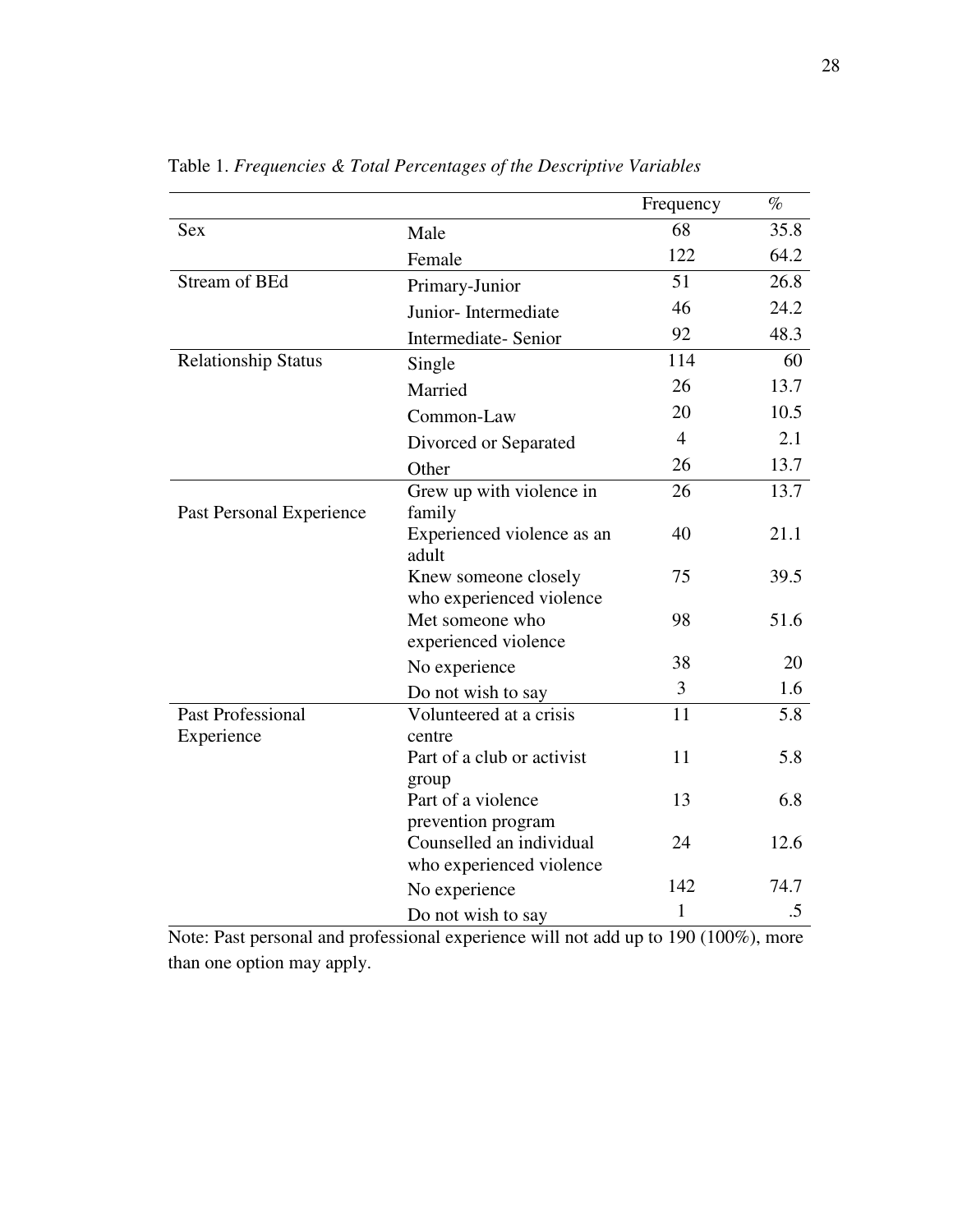Table 1. *Frequencies & Total Percentages of the Descriptive Variables*

| | | Frequency | % |
|---|---|---|---|
| Sex | Male | 68 | 35.8 |
| | Female | 122 | 64.2 |
| Stream of BEd | Primary-Junior | 51 | 26.8 |
| | Junior- Intermediate | 46 | 24.2 |
| | Intermediate- Senior | 92 | 48.3 |
| Relationship Status | Single | 114 | 60 |
| | Married | 26 | 13.7 |
| | Common-Law | 20 | 10.5 |
| | Divorced or Separated | 4 | 2.1 |
| | Other | 26 | 13.7 |
| Past Personal Experience | Grew up with violence in family | 26 | 13.7 |
| | Experienced violence as an adult | 40 | 21.1 |
| | Knew someone closely who experienced violence | 75 | 39.5 |
| | Met someone who experienced violence | 98 | 51.6 |
| | No experience | 38 | 20 |
| | Do not wish to say | 3 | 1.6 |
| Past Professional Experience | Volunteered at a crisis centre | 11 | 5.8 |
| | Part of a club or activist group | 11 | 5.8 |
| | Part of a violence prevention program | 13 | 6.8 |
| | Counselled an individual who experienced violence | 24 | 12.6 |
| | No experience | 142 | 74.7 |
| | Do not wish to say | 1 | .5 |

Note: Past personal and professional experience will not add up to 190 (100%), more than one option may apply.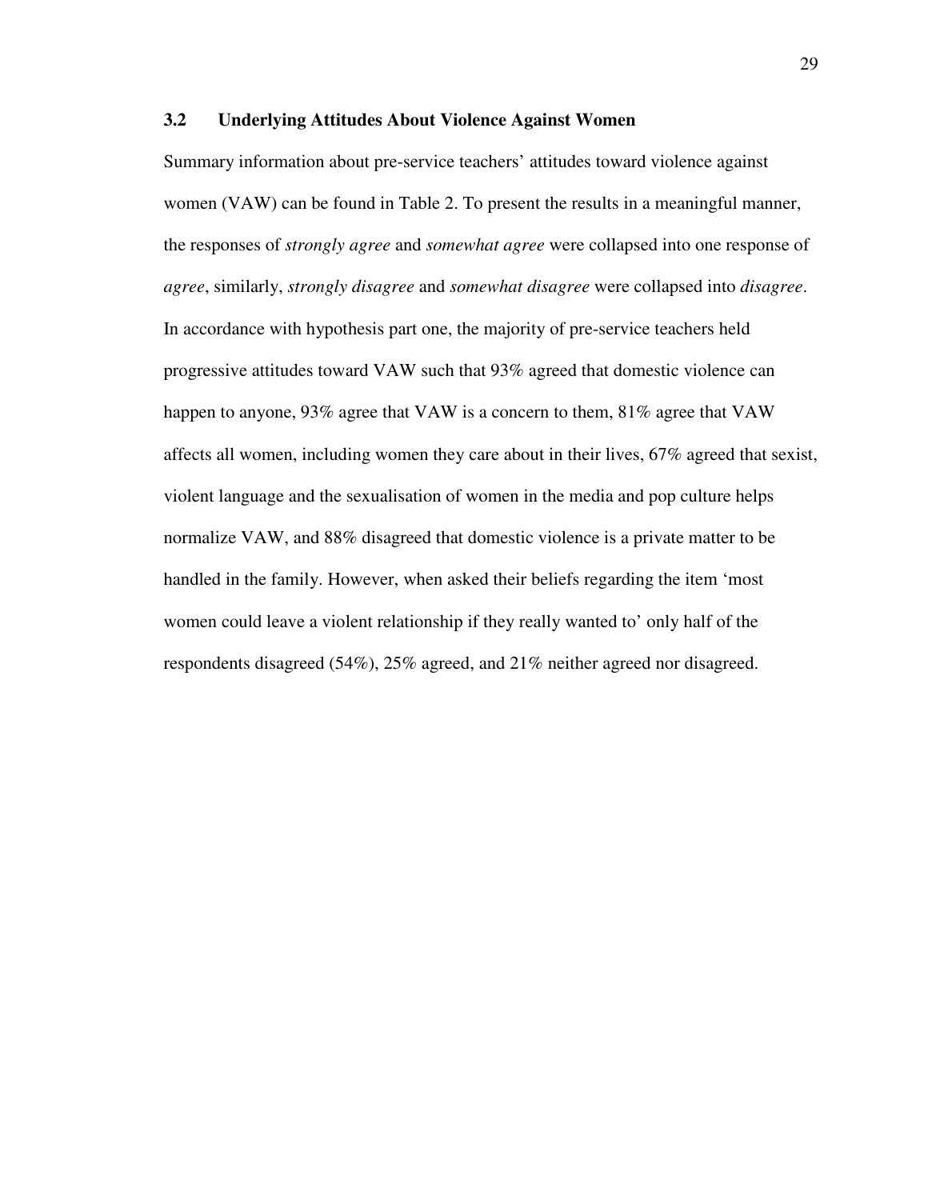### 3.2 Underlying Attitudes About Violence Against Women

Summary information about pre-service teachers' attitudes toward violence against women (VAW) can be found in Table 2. To present the results in a meaningful manner, the responses of *strongly agree* and *somewhat agree* were collapsed into one response of *agree*, similarly, *strongly disagree* and *somewhat disagree* were collapsed into *disagree*. In accordance with hypothesis part one, the majority of pre-service teachers held progressive attitudes toward VAW such that 93% agreed that domestic violence can happen to anyone, 93% agree that VAW is a concern to them, 81% agree that VAW affects all women, including women they care about in their lives, 67% agreed that sexist, violent language and the sexualisation of women in the media and pop culture helps normalize VAW, and 88% disagreed that domestic violence is a private matter to be handled in the family. However, when asked their beliefs regarding the item 'most women could leave a violent relationship if they really wanted to' only half of the respondents disagreed (54%), 25% agreed, and 21% neither agreed nor disagreed.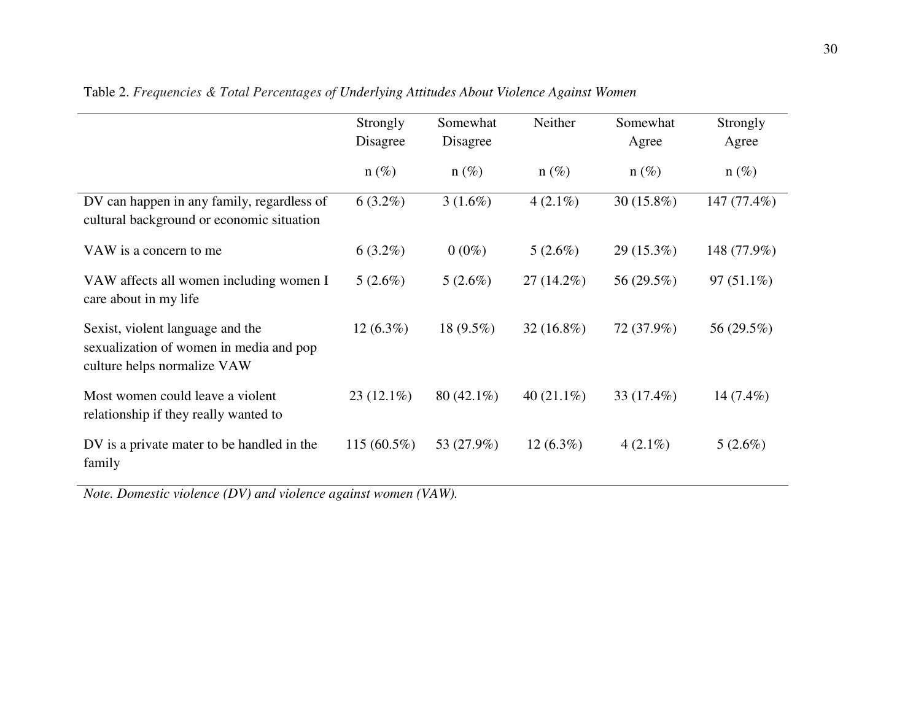Table 2. *Frequencies & Total Percentages of Underlying Attitudes About Violence Against Women*

| | Strongly Disagree n (%) | Somewhat Disagree n (%) | Neither n (%) | Somewhat Agree n (%) | Strongly Agree n (%) |
|---|---|---|---|---|---|
| DV can happen in any family, regardless of cultural background or economic situation | 6 (3.2%) | 3 (1.6%) | 4 (2.1%) | 30 (15.8%) | 147 (77.4%) |
| VAW is a concern to me | 6 (3.2%) | 0 (0%) | 5 (2.6%) | 29 (15.3%) | 148 (77.9%) |
| VAW affects all women including women I care about in my life | 5 (2.6%) | 5 (2.6%) | 27 (14.2%) | 56 (29.5%) | 97 (51.1%) |
| Sexist, violent language and the sexualization of women in media and pop culture helps normalize VAW | 12 (6.3%) | 18 (9.5%) | 32 (16.8%) | 72 (37.9%) | 56 (29.5%) |
| Most women could leave a violent relationship if they really wanted to | 23 (12.1%) | 80 (42.1%) | 40 (21.1%) | 33 (17.4%) | 14 (7.4%) |
| DV is a private mater to be handled in the family | 115 (60.5%) | 53 (27.9%) | 12 (6.3%) | 4 (2.1%) | 5 (2.6%) |

*Note. Domestic violence (DV) and violence against women (VAW).*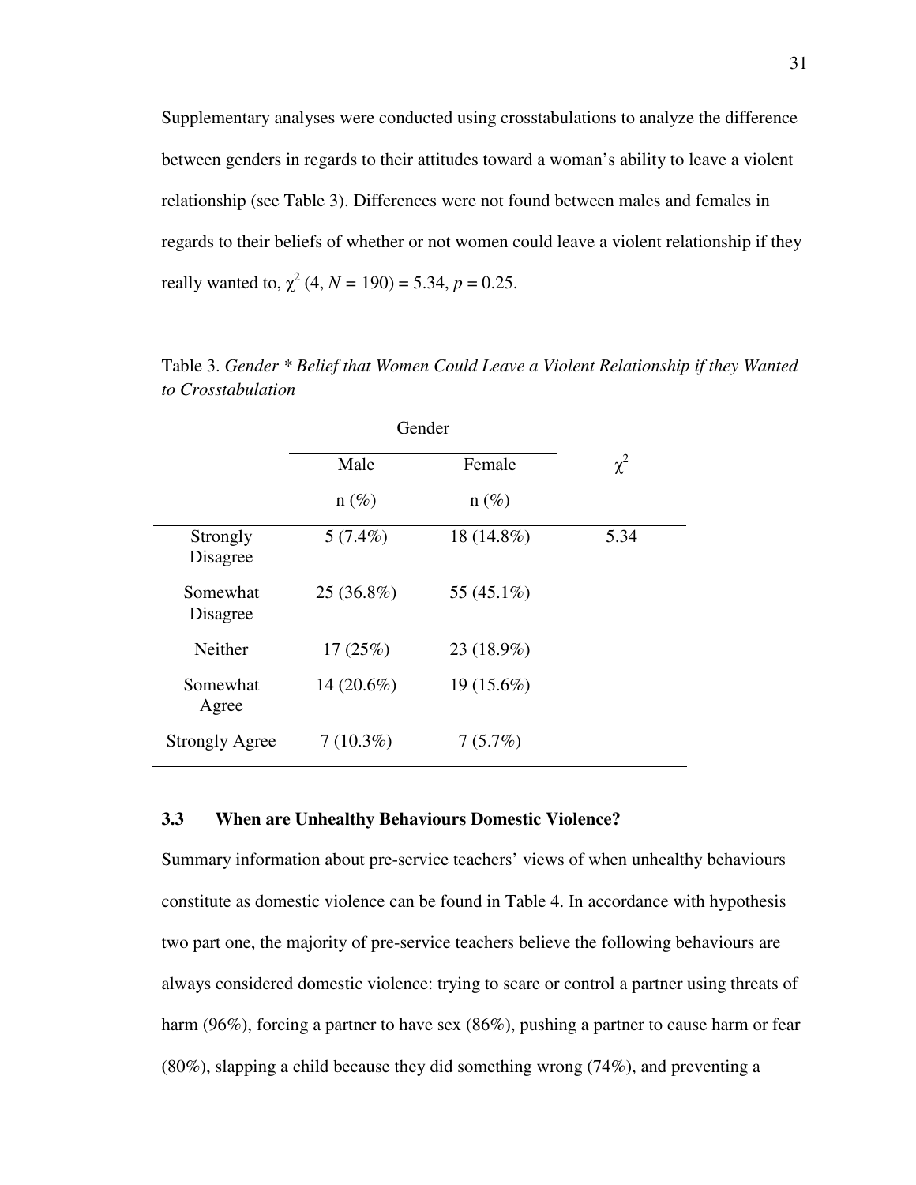Supplementary analyses were conducted using crosstabulations to analyze the difference between genders in regards to their attitudes toward a woman's ability to leave a violent relationship (see Table 3). Differences were not found between males and females in regards to their beliefs of whether or not women could leave a violent relationship if they really wanted to, $\chi^2$ (4, $N$ = 190) = 5.34, $p$ = 0.25.

Table 3. *Gender * Belief that Women Could Leave a Violent Relationship if they Wanted to Crosstabulation*

| | Gender | | $\chi^2$ |
|---|---|---|---|
| | Male n (%) | Female n (%) | |
| Strongly Disagree | 5 (7.4%) | 18 (14.8%) | 5.34 |
| Somewhat Disagree | 25 (36.8%) | 55 (45.1%) | |
| Neither | 17 (25%) | 23 (18.9%) | |
| Somewhat Agree | 14 (20.6%) | 19 (15.6%) | |
| Strongly Agree | 7 (10.3%) | 7 (5.7%) | |

### 3.3 When are Unhealthy Behaviours Domestic Violence?

Summary information about pre-service teachers' views of when unhealthy behaviours constitute as domestic violence can be found in Table 4. In accordance with hypothesis two part one, the majority of pre-service teachers believe the following behaviours are always considered domestic violence: trying to scare or control a partner using threats of harm (96%), forcing a partner to have sex (86%), pushing a partner to cause harm or fear (80%), slapping a child because they did something wrong (74%), and preventing a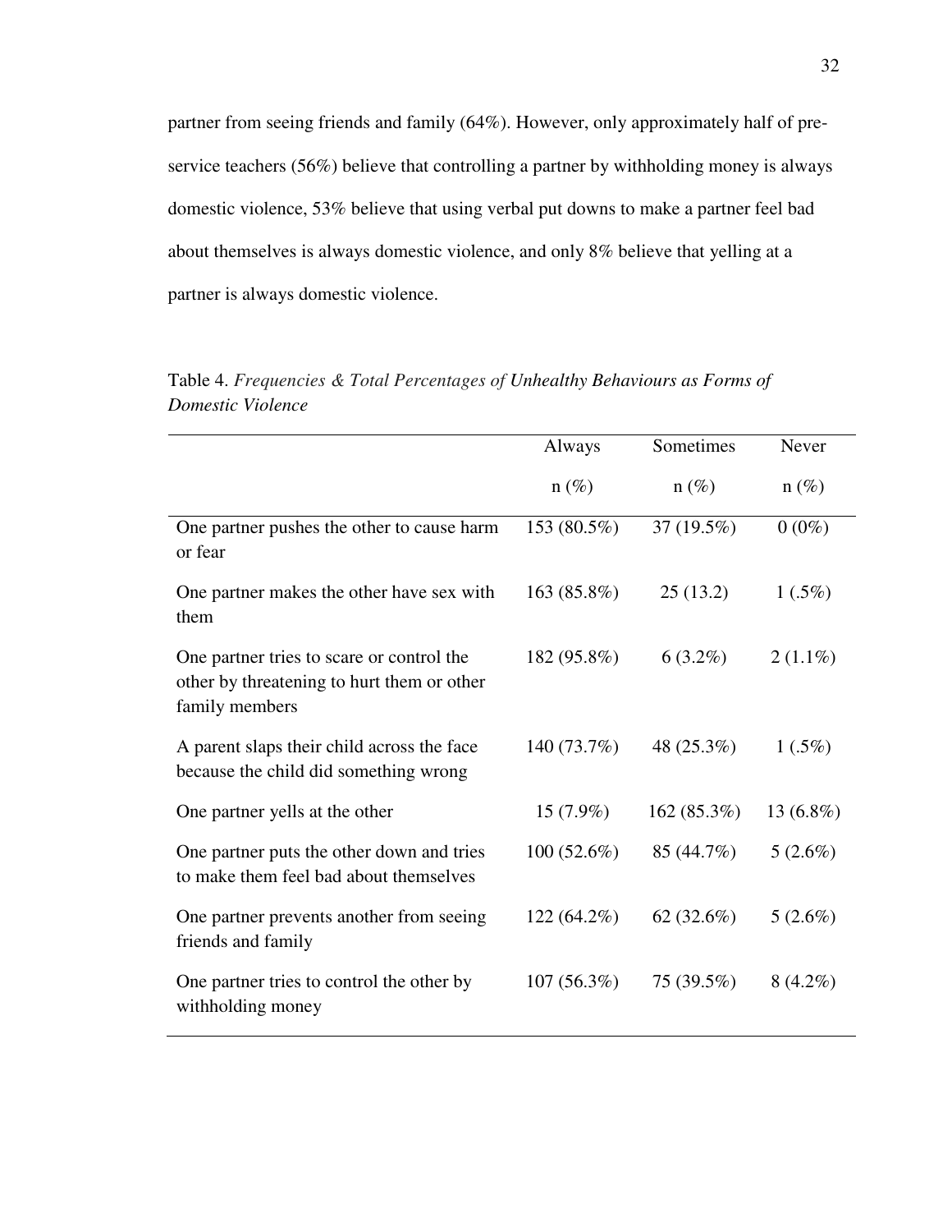partner from seeing friends and family (64%). However, only approximately half of pre-service teachers (56%) believe that controlling a partner by withholding money is always domestic violence, 53% believe that using verbal put downs to make a partner feel bad about themselves is always domestic violence, and only 8% believe that yelling at a partner is always domestic violence.

Table 4. *Frequencies & Total Percentages of Unhealthy Behaviours as Forms of Domestic Violence*

| | Always n (%) | Sometimes n (%) | Never n (%) |
|---|---|---|---|
| One partner pushes the other to cause harm or fear | 153 (80.5%) | 37 (19.5%) | 0 (0%) |
| One partner makes the other have sex with them | 163 (85.8%) | 25 (13.2) | 1 (.5%) |
| One partner tries to scare or control the other by threatening to hurt them or other family members | 182 (95.8%) | 6 (3.2%) | 2 (1.1%) |
| A parent slaps their child across the face because the child did something wrong | 140 (73.7%) | 48 (25.3%) | 1 (.5%) |
| One partner yells at the other | 15 (7.9%) | 162 (85.3%) | 13 (6.8%) |
| One partner puts the other down and tries to make them feel bad about themselves | 100 (52.6%) | 85 (44.7%) | 5 (2.6%) |
| One partner prevents another from seeing friends and family | 122 (64.2%) | 62 (32.6%) | 5 (2.6%) |
| One partner tries to control the other by withholding money | 107 (56.3%) | 75 (39.5%) | 8 (4.2%) |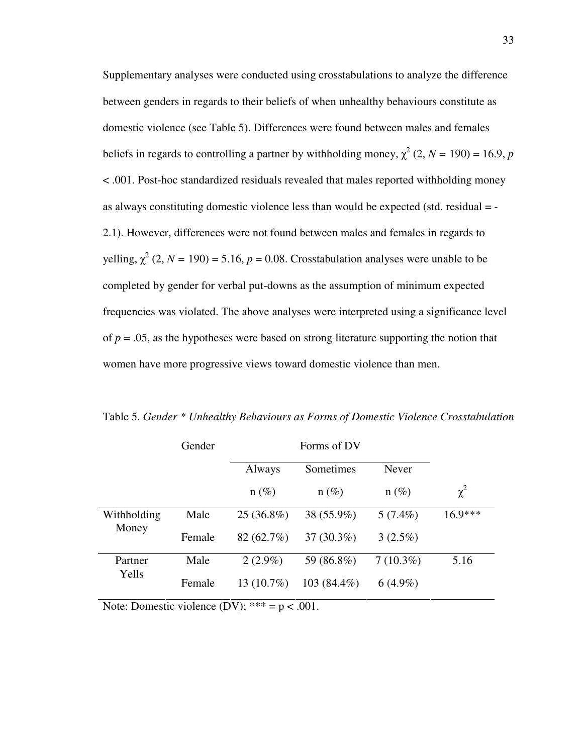Supplementary analyses were conducted using crosstabulations to analyze the difference between genders in regards to their beliefs of when unhealthy behaviours constitute as domestic violence (see Table 5). Differences were found between males and females beliefs in regards to controlling a partner by withholding money, $\chi^2$ (2, $N$ = 190) = 16.9, $p$ < .001. Post-hoc standardized residuals revealed that males reported withholding money as always constituting domestic violence less than would be expected (std. residual = -2.1). However, differences were not found between males and females in regards to yelling, $\chi^2$ (2, $N$ = 190) = 5.16, $p$ = 0.08. Crosstabulation analyses were unable to be completed by gender for verbal put-downs as the assumption of minimum expected frequencies was violated. The above analyses were interpreted using a significance level of $p$ = .05, as the hypotheses were based on strong literature supporting the notion that women have more progressive views toward domestic violence than men.

Table 5. *Gender * Unhealthy Behaviours as Forms of Domestic Violence Crosstabulation*

| | Gender | Forms of DV | | | |
|---|---|---|---|---|---|
| | | Always n (%) | Sometimes n (%) | Never n (%) | $\chi^2$ |
| Withholding Money | Male | 25 (36.8%) | 38 (55.9%) | 5 (7.4%) | 16.9*** |
| | Female | 82 (62.7%) | 37 (30.3%) | 3 (2.5%) | |
| Partner Yells | Male | 2 (2.9%) | 59 (86.8%) | 7 (10.3%) | 5.16 |
| | Female | 13 (10.7%) | 103 (84.4%) | 6 (4.9%) | |

Note: Domestic violence (DV); *** = p < .001.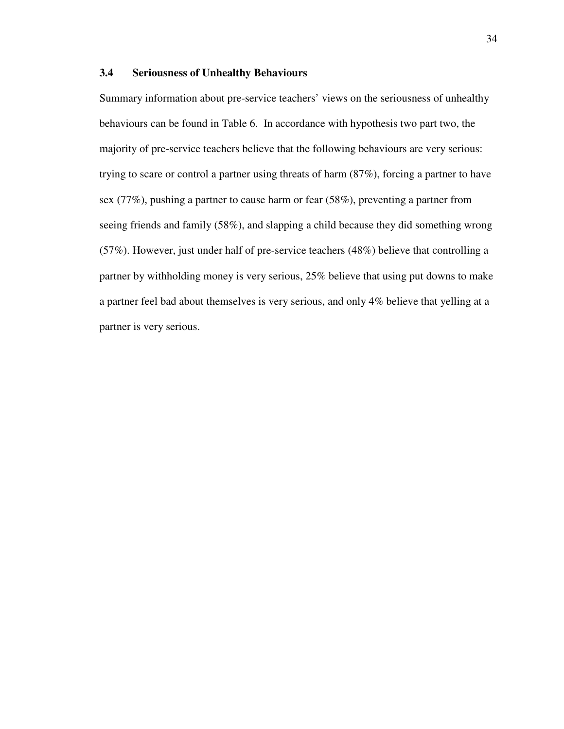### 3.4 Seriousness of Unhealthy Behaviours

Summary information about pre-service teachers' views on the seriousness of unhealthy behaviours can be found in Table 6. In accordance with hypothesis two part two, the majority of pre-service teachers believe that the following behaviours are very serious: trying to scare or control a partner using threats of harm (87%), forcing a partner to have sex (77%), pushing a partner to cause harm or fear (58%), preventing a partner from seeing friends and family (58%), and slapping a child because they did something wrong (57%). However, just under half of pre-service teachers (48%) believe that controlling a partner by withholding money is very serious, 25% believe that using put downs to make a partner feel bad about themselves is very serious, and only 4% believe that yelling at a partner is very serious.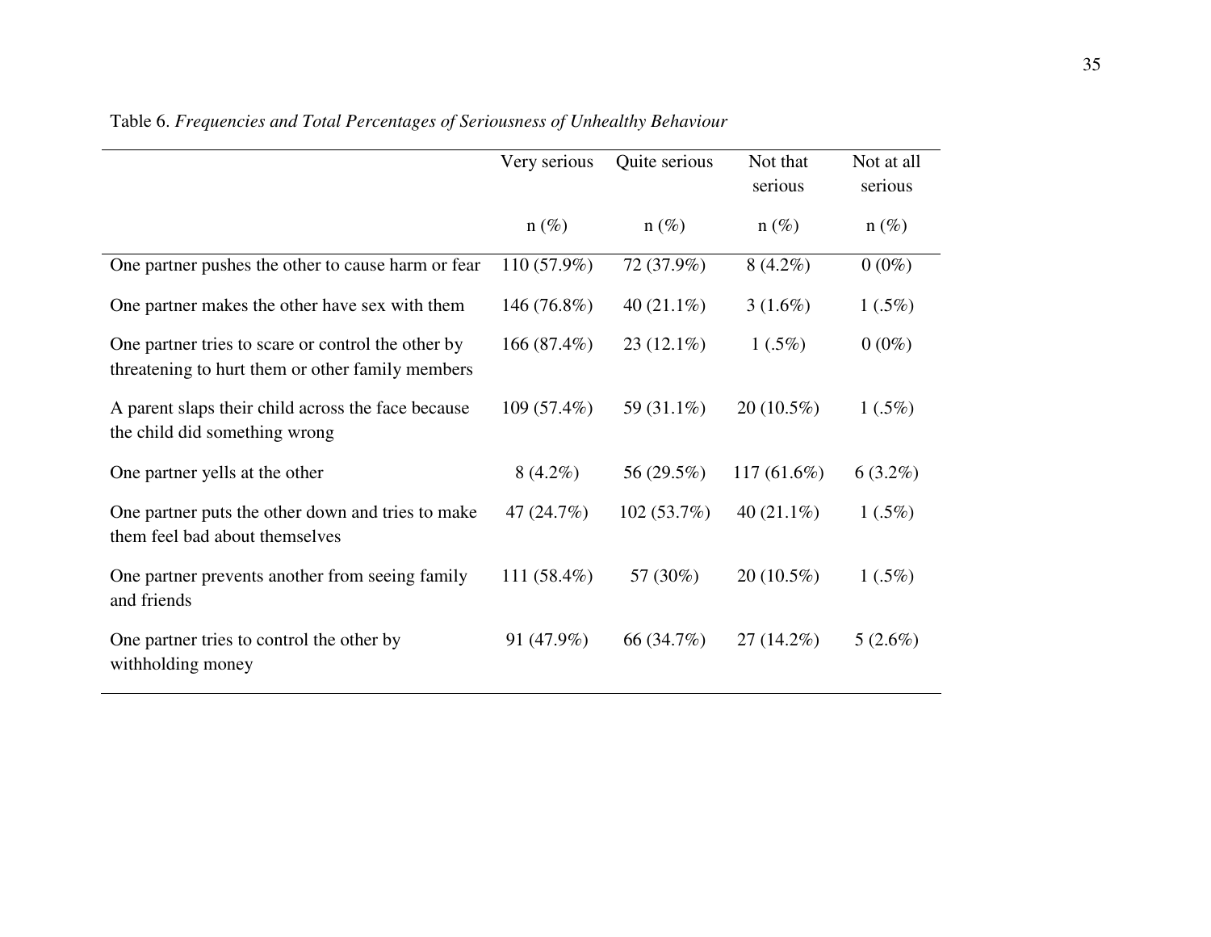Table 6. *Frequencies and Total Percentages of Seriousness of Unhealthy Behaviour*

| | Very serious | Quite serious | Not that serious | Not at all serious |
|---|---|---|---|---|
| | n (%) | n (%) | n (%) | n (%) |
| One partner pushes the other to cause harm or fear | 110 (57.9%) | 72 (37.9%) | 8 (4.2%) | 0 (0%) |
| One partner makes the other have sex with them | 146 (76.8%) | 40 (21.1%) | 3 (1.6%) | 1 (.5%) |
| One partner tries to scare or control the other by threatening to hurt them or other family members | 166 (87.4%) | 23 (12.1%) | 1 (.5%) | 0 (0%) |
| A parent slaps their child across the face because the child did something wrong | 109 (57.4%) | 59 (31.1%) | 20 (10.5%) | 1 (.5%) |
| One partner yells at the other | 8 (4.2%) | 56 (29.5%) | 117 (61.6%) | 6 (3.2%) |
| One partner puts the other down and tries to make them feel bad about themselves | 47 (24.7%) | 102 (53.7%) | 40 (21.1%) | 1 (.5%) |
| One partner prevents another from seeing family and friends | 111 (58.4%) | 57 (30%) | 20 (10.5%) | 1 (.5%) |
| One partner tries to control the other by withholding money | 91 (47.9%) | 66 (34.7%) | 27 (14.2%) | 5 (2.6%) |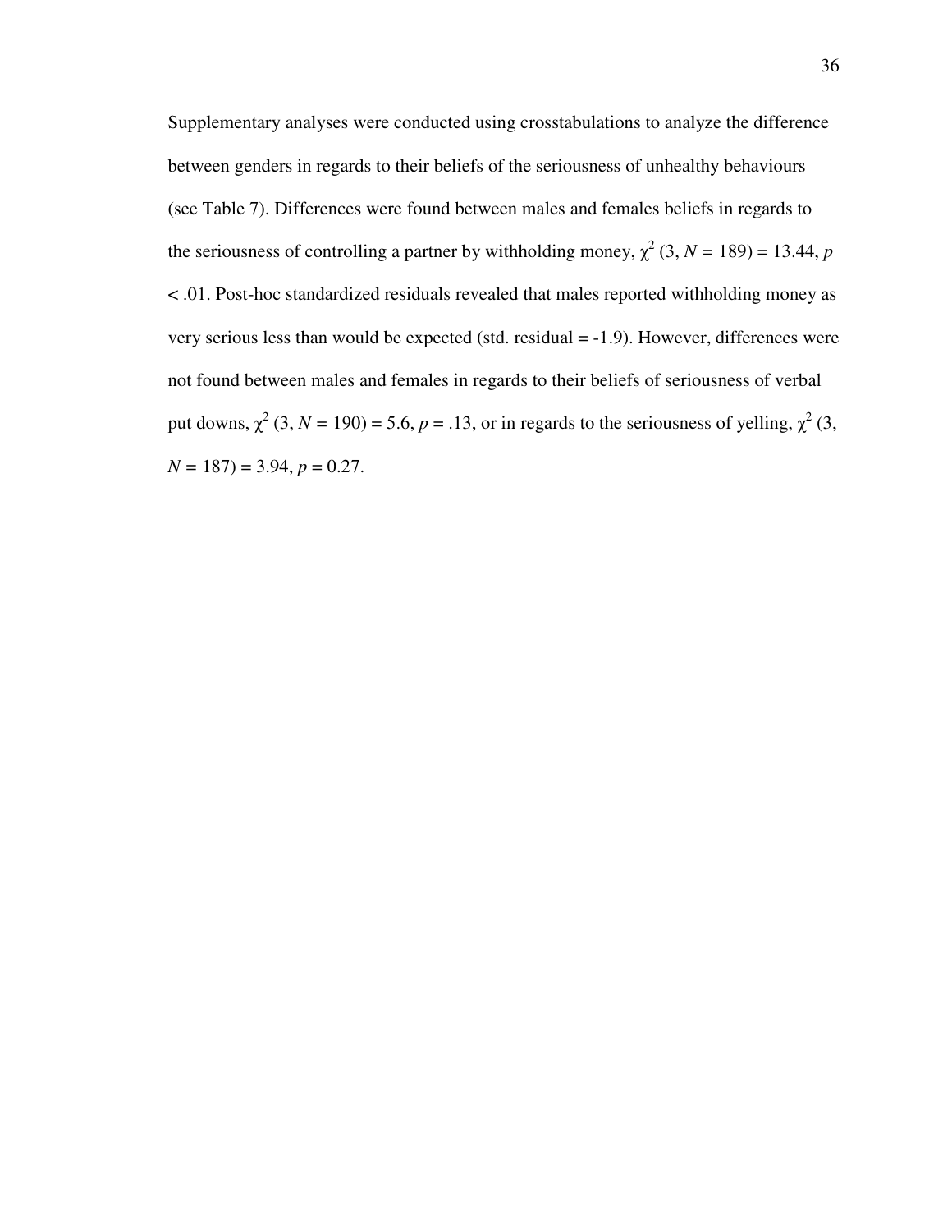Supplementary analyses were conducted using crosstabulations to analyze the difference between genders in regards to their beliefs of the seriousness of unhealthy behaviours (see Table 7). Differences were found between males and females beliefs in regards to the seriousness of controlling a partner by withholding money, $\chi^2$ (3, $N$ = 189) = 13.44, $p < .01$. Post-hoc standardized residuals revealed that males reported withholding money as very serious less than would be expected (std. residual = -1.9). However, differences were not found between males and females in regards to their beliefs of seriousness of verbal put downs, $\chi^2$ (3, $N$ = 190) = 5.6, $p$ = .13, or in regards to the seriousness of yelling, $\chi^2$ (3, $N$ = 187) = 3.94, $p$ = 0.27.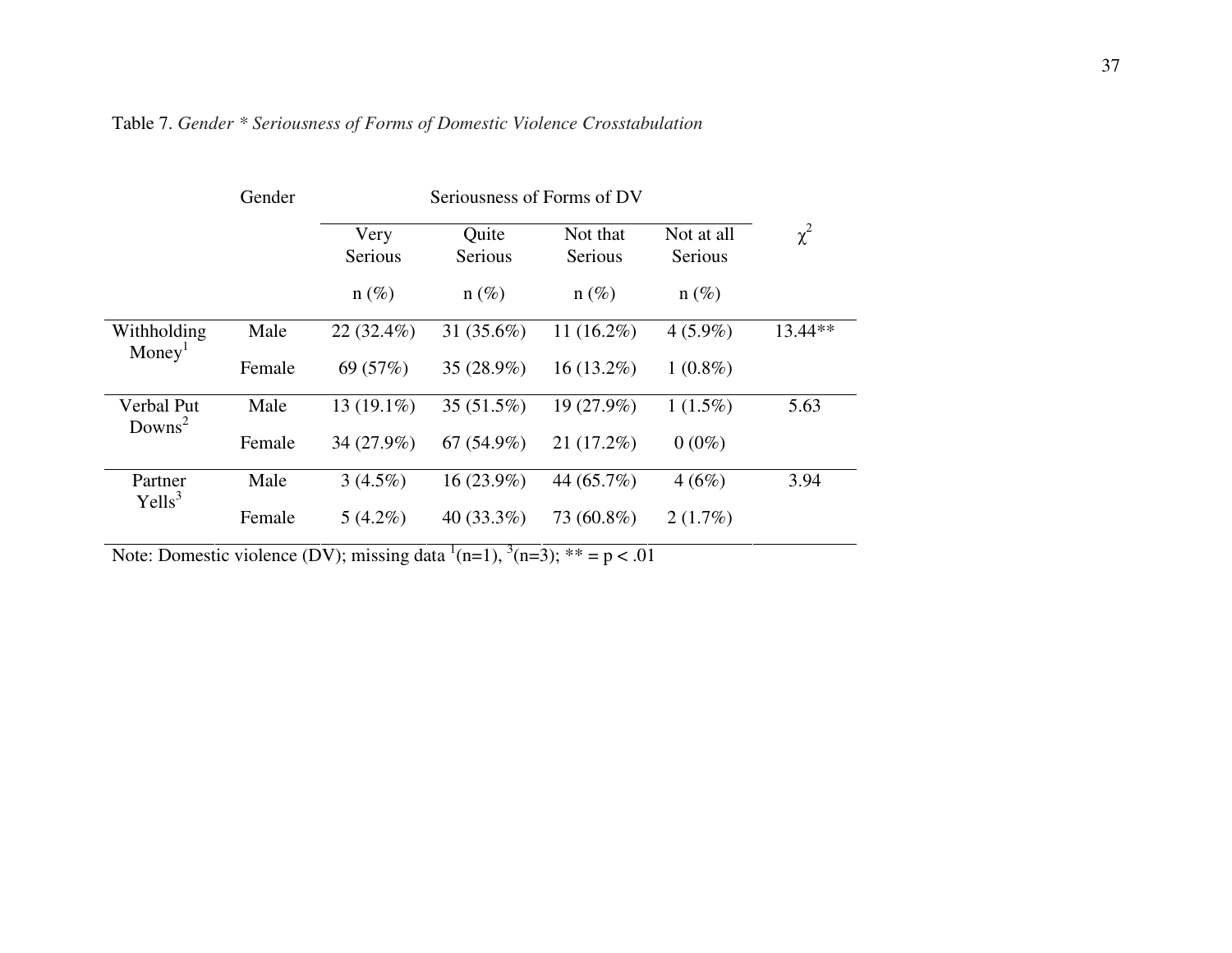Table 7. *Gender * Seriousness of Forms of Domestic Violence Crosstabulation*

| | Gender | Seriousness of Forms of DV | | | | $\chi^2$ |
|---|---|---|---|---|---|---|
| | | Very Serious | Quite Serious | Not that Serious | Not at all Serious | |
| | | n (%) | n (%) | n (%) | n (%) | |
| Withholding Money[1] | Male | 22 (32.4%) | 31 (35.6%) | 11 (16.2%) | 4 (5.9%) | 13.44** |
| | Female | 69 (57%) | 35 (28.9%) | 16 (13.2%) | 1 (0.8%) | |
| Verbal Put Downs[2] | Male | 13 (19.1%) | 35 (51.5%) | 19 (27.9%) | 1 (1.5%) | 5.63 |
| | Female | 34 (27.9%) | 67 (54.9%) | 21 (17.2%) | 0 (0%) | |
| Partner Yells[3] | Male | 3 (4.5%) | 16 (23.9%) | 44 (65.7%) | 4 (6%) | 3.94 |
| | Female | 5 (4.2%) | 40 (33.3%) | 73 (60.8%) | 2 (1.7%) | |

Note: Domestic violence (DV); missing data [1](n=1), [3](n=3); ** = $p < .01$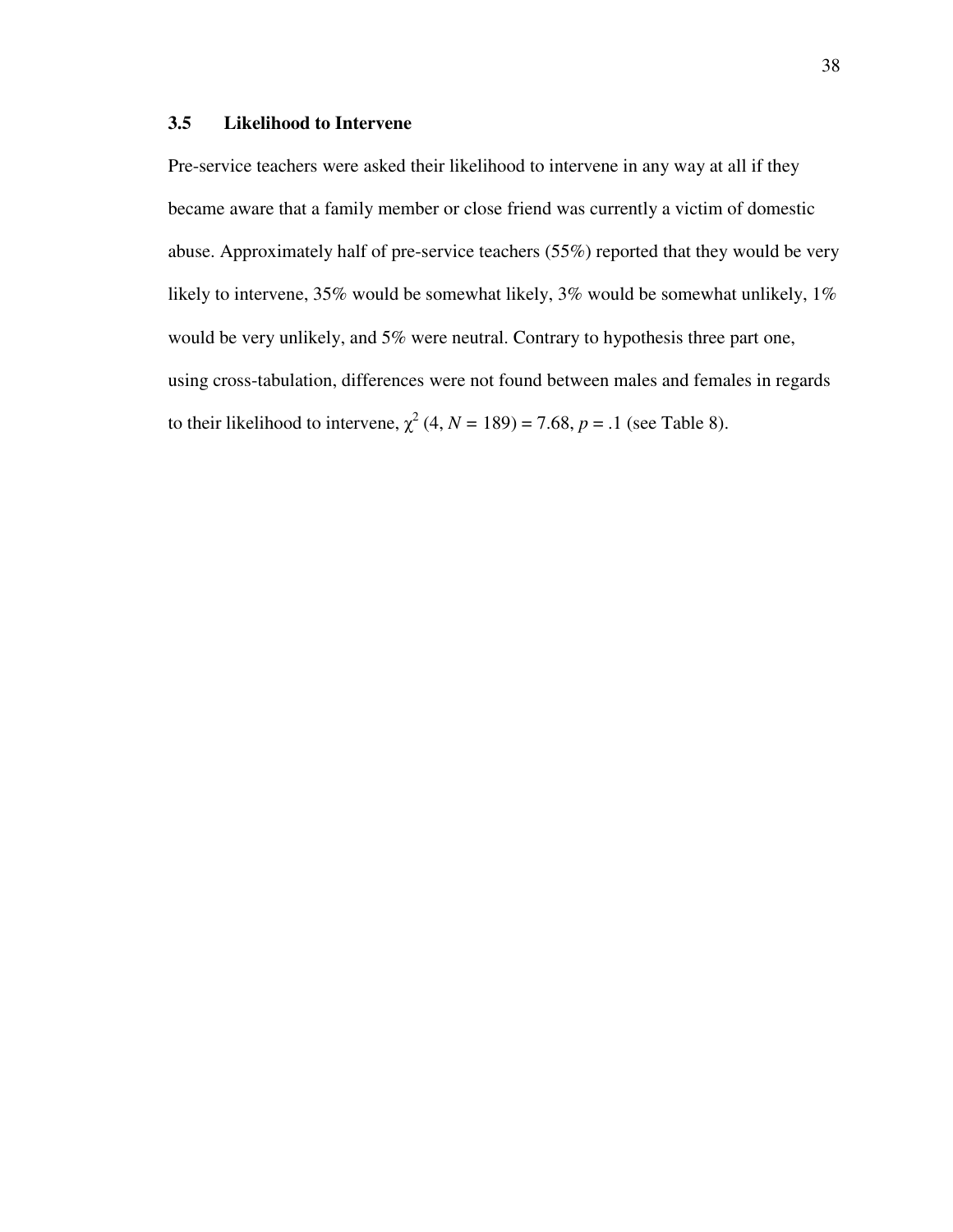### 3.5 Likelihood to Intervene

Pre-service teachers were asked their likelihood to intervene in any way at all if they became aware that a family member or close friend was currently a victim of domestic abuse. Approximately half of pre-service teachers (55%) reported that they would be very likely to intervene, 35% would be somewhat likely, 3% would be somewhat unlikely, 1% would be very unlikely, and 5% were neutral. Contrary to hypothesis three part one, using cross-tabulation, differences were not found between males and females in regards to their likelihood to intervene, $\chi^2$ (4, $N$ = 189) = 7.68, $p$ = .1 (see Table 8).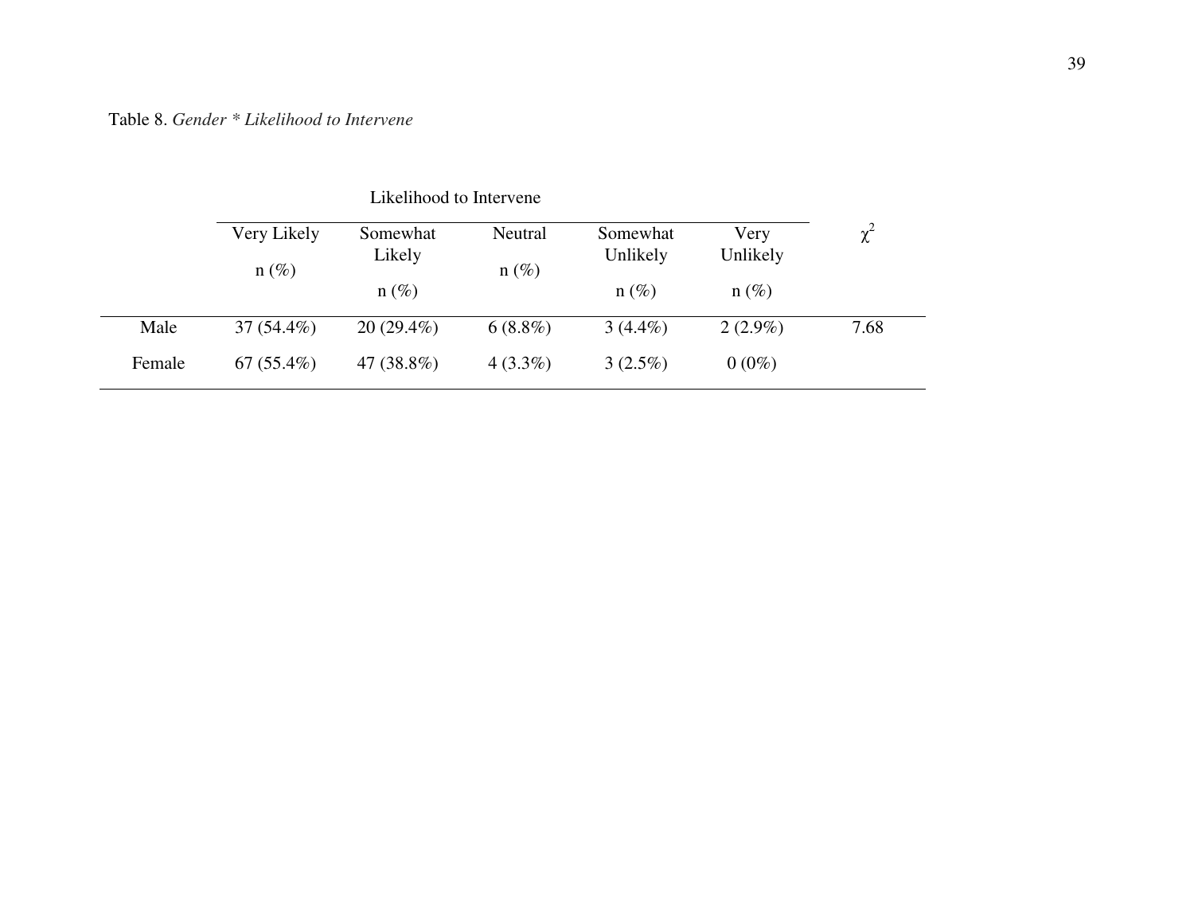Table 8. *Gender * Likelihood to Intervene*

| | Likelihood to Intervene | | | | | |
|---|---|---|---|---|---|---|
| | Very Likely n (%) | Somewhat Likely n (%) | Neutral n (%) | Somewhat Unlikely n (%) | Very Unlikely n (%) | $\chi^2$ |
| Male | 37 (54.4%) | 20 (29.4%) | 6 (8.8%) | 3 (4.4%) | 2 (2.9%) | 7.68 |
| Female | 67 (55.4%) | 47 (38.8%) | 4 (3.3%) | 3 (2.5%) | 0 (0%) | |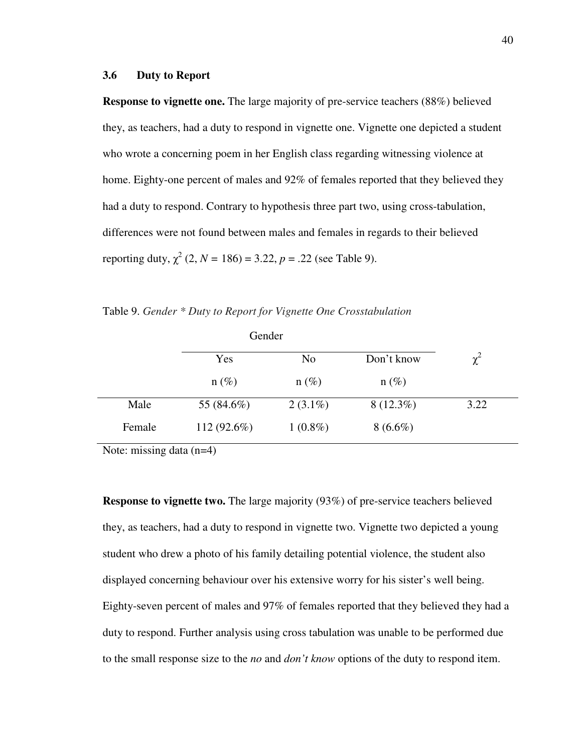### 3.6 Duty to Report

**Response to vignette one.** The large majority of pre-service teachers (88%) believed they, as teachers, had a duty to respond in vignette one. Vignette one depicted a student who wrote a concerning poem in her English class regarding witnessing violence at home. Eighty-one percent of males and 92% of females reported that they believed they had a duty to respond. Contrary to hypothesis three part two, using cross-tabulation, differences were not found between males and females in regards to their believed reporting duty, $\chi^2$ (2, $N$ = 186) = 3.22, $p$ = .22 (see Table 9).

Table 9. *Gender * Duty to Report for Vignette One Crosstabulation*

| | Gender | | | |
|---|---|---|---|---|
| | Yes | No | Don't know | $\chi^2$ |
| | n (%) | n (%) | n (%) | |
| Male | 55 (84.6%) | 2 (3.1%) | 8 (12.3%) | 3.22 |
| Female | 112 (92.6%) | 1 (0.8%) | 8 (6.6%) | |

Note: missing data (n=4)

**Response to vignette two.** The large majority (93%) of pre-service teachers believed they, as teachers, had a duty to respond in vignette two. Vignette two depicted a young student who drew a photo of his family detailing potential violence, the student also displayed concerning behaviour over his extensive worry for his sister's well being. Eighty-seven percent of males and 97% of females reported that they believed they had a duty to respond. Further analysis using cross tabulation was unable to be performed due to the small response size to the *no* and *don't know* options of the duty to respond item.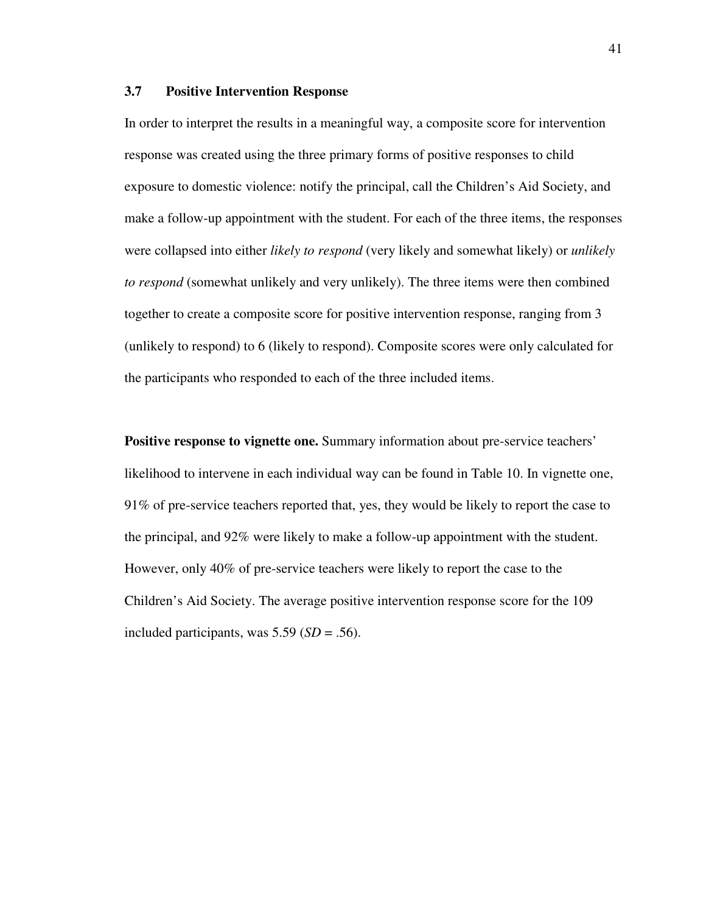### 3.7 Positive Intervention Response

In order to interpret the results in a meaningful way, a composite score for intervention response was created using the three primary forms of positive responses to child exposure to domestic violence: notify the principal, call the Children's Aid Society, and make a follow-up appointment with the student. For each of the three items, the responses were collapsed into either *likely to respond* (very likely and somewhat likely) or *unlikely to respond* (somewhat unlikely and very unlikely). The three items were then combined together to create a composite score for positive intervention response, ranging from 3 (unlikely to respond) to 6 (likely to respond). Composite scores were only calculated for the participants who responded to each of the three included items.

**Positive response to vignette one.** Summary information about pre-service teachers' likelihood to intervene in each individual way can be found in Table 10. In vignette one, 91% of pre-service teachers reported that, yes, they would be likely to report the case to the principal, and 92% were likely to make a follow-up appointment with the student. However, only 40% of pre-service teachers were likely to report the case to the Children's Aid Society. The average positive intervention response score for the 109 included participants, was 5.59 ($SD$ = .56).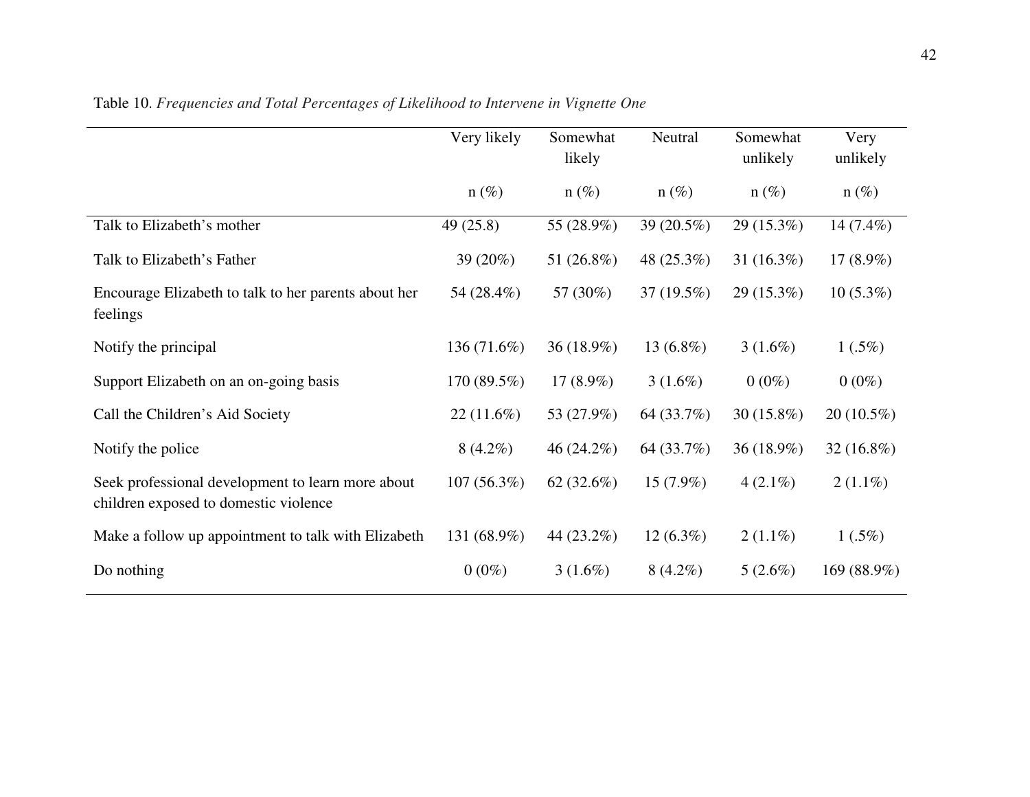Table 10. *Frequencies and Total Percentages of Likelihood to Intervene in Vignette One*

| | Very likely | Somewhat likely | Neutral | Somewhat unlikely | Very unlikely |
|---|---|---|---|---|---|
| | n (%) | n (%) | n (%) | n (%) | n (%) |
| Talk to Elizabeth's mother | 49 (25.8) | 55 (28.9%) | 39 (20.5%) | 29 (15.3%) | 14 (7.4%) |
| Talk to Elizabeth's Father | 39 (20%) | 51 (26.8%) | 48 (25.3%) | 31 (16.3%) | 17 (8.9%) |
| Encourage Elizabeth to talk to her parents about her feelings | 54 (28.4%) | 57 (30%) | 37 (19.5%) | 29 (15.3%) | 10 (5.3%) |
| Notify the principal | 136 (71.6%) | 36 (18.9%) | 13 (6.8%) | 3 (1.6%) | 1 (.5%) |
| Support Elizabeth on an on-going basis | 170 (89.5%) | 17 (8.9%) | 3 (1.6%) | 0 (0%) | 0 (0%) |
| Call the Children's Aid Society | 22 (11.6%) | 53 (27.9%) | 64 (33.7%) | 30 (15.8%) | 20 (10.5%) |
| Notify the police | 8 (4.2%) | 46 (24.2%) | 64 (33.7%) | 36 (18.9%) | 32 (16.8%) |
| Seek professional development to learn more about children exposed to domestic violence | 107 (56.3%) | 62 (32.6%) | 15 (7.9%) | 4 (2.1%) | 2 (1.1%) |
| Make a follow up appointment to talk with Elizabeth | 131 (68.9%) | 44 (23.2%) | 12 (6.3%) | 2 (1.1%) | 1 (.5%) |
| Do nothing | 0 (0%) | 3 (1.6%) | 8 (4.2%) | 5 (2.6%) | 169 (88.9%) |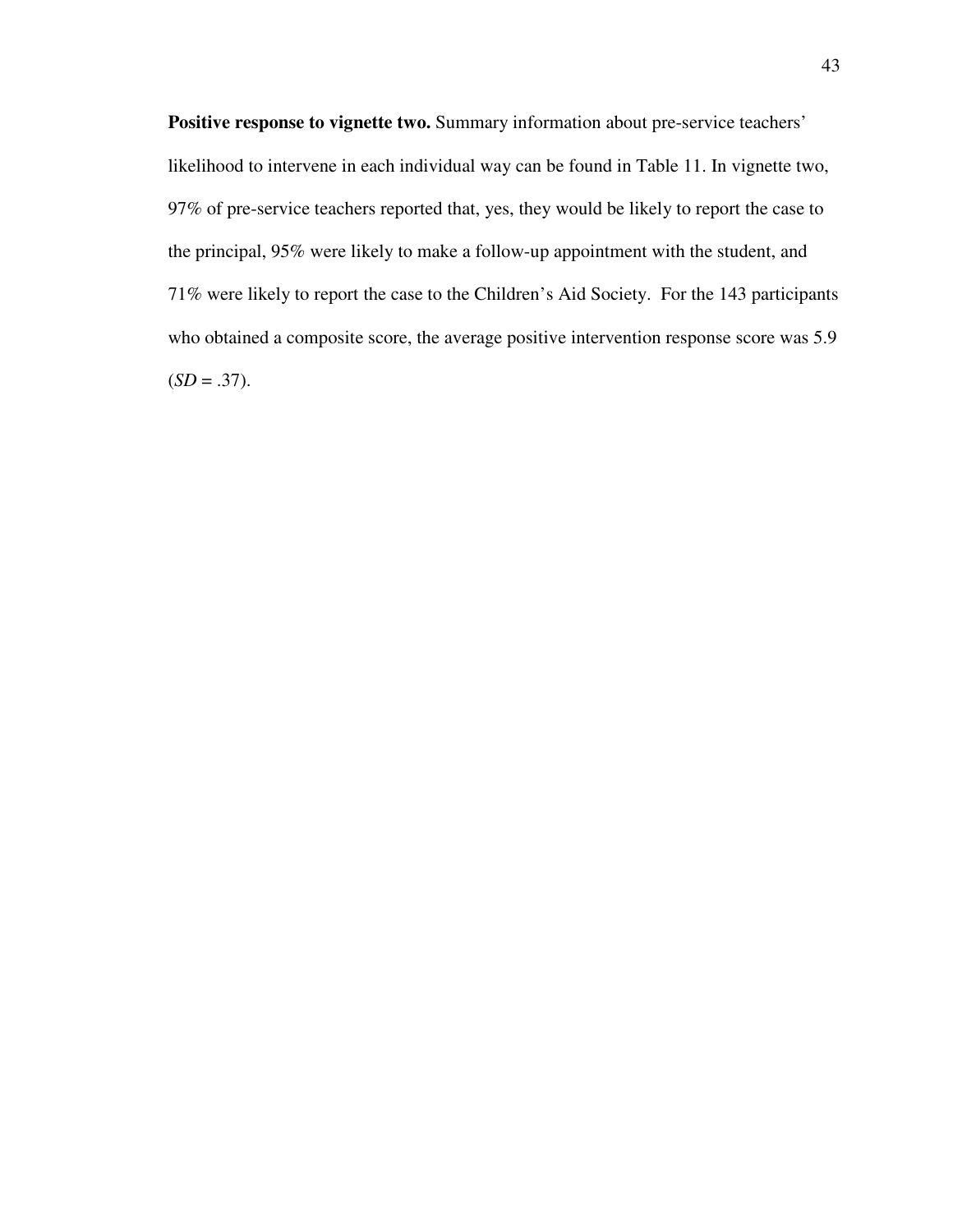**Positive response to vignette two.** Summary information about pre-service teachers' likelihood to intervene in each individual way can be found in Table 11. In vignette two, 97% of pre-service teachers reported that, yes, they would be likely to report the case to the principal, 95% were likely to make a follow-up appointment with the student, and 71% were likely to report the case to the Children's Aid Society. For the 143 participants who obtained a composite score, the average positive intervention response score was 5.9 (*SD* = .37).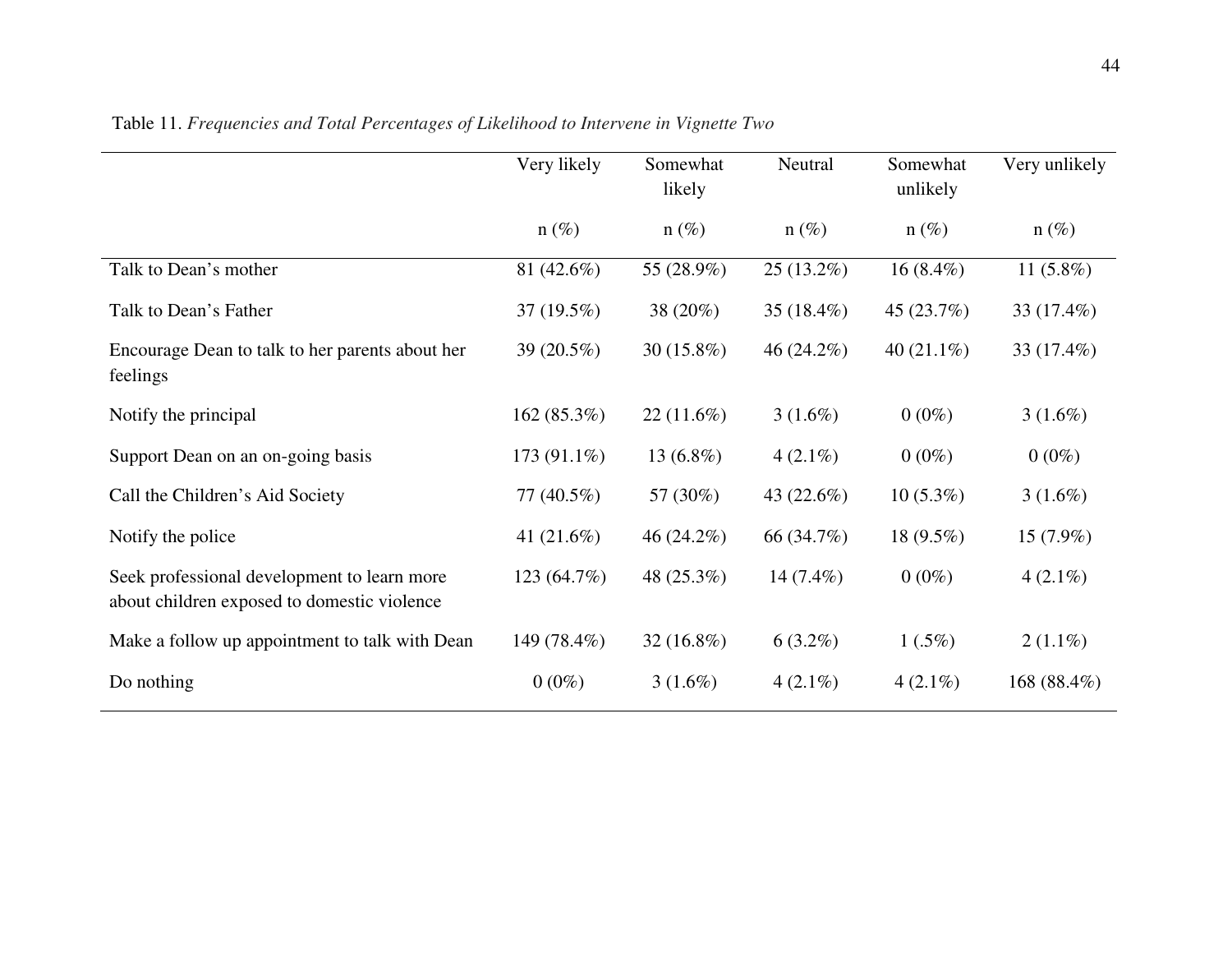Table 11. *Frequencies and Total Percentages of Likelihood to Intervene in Vignette Two*

| | Very likely | Somewhat likely | Neutral | Somewhat unlikely | Very unlikely |
|---|---|---|---|---|---|
| | n (%) | n (%) | n (%) | n (%) | n (%) |
| Talk to Dean's mother | 81 (42.6%) | 55 (28.9%) | 25 (13.2%) | 16 (8.4%) | 11 (5.8%) |
| Talk to Dean's Father | 37 (19.5%) | 38 (20%) | 35 (18.4%) | 45 (23.7%) | 33 (17.4%) |
| Encourage Dean to talk to her parents about her feelings | 39 (20.5%) | 30 (15.8%) | 46 (24.2%) | 40 (21.1%) | 33 (17.4%) |
| Notify the principal | 162 (85.3%) | 22 (11.6%) | 3 (1.6%) | 0 (0%) | 3 (1.6%) |
| Support Dean on an on-going basis | 173 (91.1%) | 13 (6.8%) | 4 (2.1%) | 0 (0%) | 0 (0%) |
| Call the Children's Aid Society | 77 (40.5%) | 57 (30%) | 43 (22.6%) | 10 (5.3%) | 3 (1.6%) |
| Notify the police | 41 (21.6%) | 46 (24.2%) | 66 (34.7%) | 18 (9.5%) | 15 (7.9%) |
| Seek professional development to learn more about children exposed to domestic violence | 123 (64.7%) | 48 (25.3%) | 14 (7.4%) | 0 (0%) | 4 (2.1%) |
| Make a follow up appointment to talk with Dean | 149 (78.4%) | 32 (16.8%) | 6 (3.2%) | 1 (.5%) | 2 (1.1%) |
| Do nothing | 0 (0%) | 3 (1.6%) | 4 (2.1%) | 4 (2.1%) | 168 (88.4%) |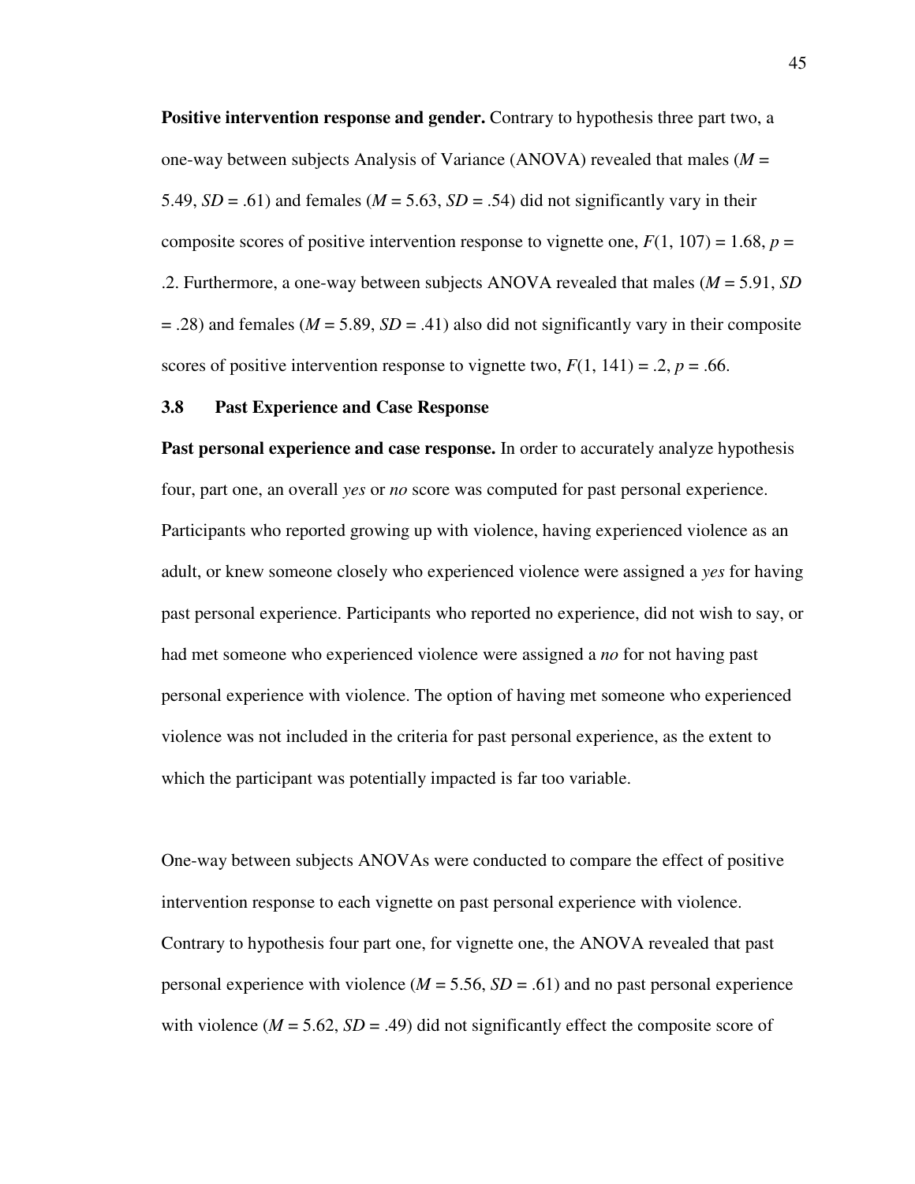**Positive intervention response and gender.** Contrary to hypothesis three part two, a one-way between subjects Analysis of Variance (ANOVA) revealed that males ($M$ = 5.49, $SD$ = .61) and females ($M$ = 5.63, $SD$ = .54) did not significantly vary in their composite scores of positive intervention response to vignette one, $F(1, 107) = 1.68$, $p$ = .2. Furthermore, a one-way between subjects ANOVA revealed that males ($M$ = 5.91, $SD$ = .28) and females ($M$ = 5.89, $SD$ = .41) also did not significantly vary in their composite scores of positive intervention response to vignette two, $F(1, 141) = .2$, $p$ = .66.

### 3.8 Past Experience and Case Response

**Past personal experience and case response.** In order to accurately analyze hypothesis four, part one, an overall *yes* or *no* score was computed for past personal experience. Participants who reported growing up with violence, having experienced violence as an adult, or knew someone closely who experienced violence were assigned a *yes* for having past personal experience. Participants who reported no experience, did not wish to say, or had met someone who experienced violence were assigned a *no* for not having past personal experience with violence. The option of having met someone who experienced violence was not included in the criteria for past personal experience, as the extent to which the participant was potentially impacted is far too variable.

One-way between subjects ANOVAs were conducted to compare the effect of positive intervention response to each vignette on past personal experience with violence. Contrary to hypothesis four part one, for vignette one, the ANOVA revealed that past personal experience with violence ($M$ = 5.56, $SD$ = .61) and no past personal experience with violence ($M$ = 5.62, $SD$ = .49) did not significantly effect the composite score of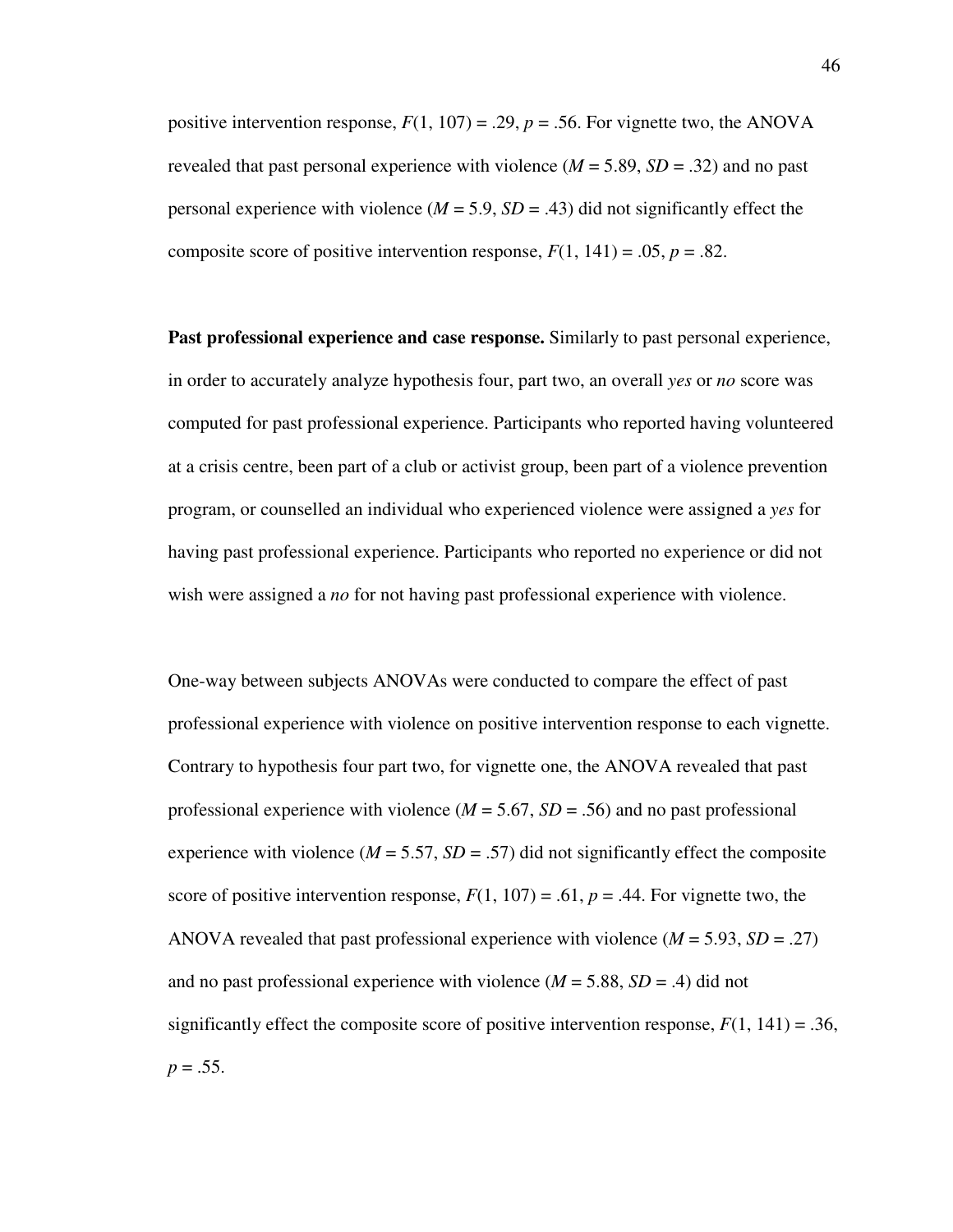positive intervention response, $F(1, 107) = .29$, $p = .56$. For vignette two, the ANOVA revealed that past personal experience with violence ($M = 5.89$, $SD = .32$) and no past personal experience with violence ($M = 5.9$, $SD = .43$) did not significantly effect the composite score of positive intervention response, $F(1, 141) = .05$, $p = .82$.

**Past professional experience and case response.** Similarly to past personal experience, in order to accurately analyze hypothesis four, part two, an overall *yes* or *no* score was computed for past professional experience. Participants who reported having volunteered at a crisis centre, been part of a club or activist group, been part of a violence prevention program, or counselled an individual who experienced violence were assigned a *yes* for having past professional experience. Participants who reported no experience or did not wish were assigned a *no* for not having past professional experience with violence.

One-way between subjects ANOVAs were conducted to compare the effect of past professional experience with violence on positive intervention response to each vignette. Contrary to hypothesis four part two, for vignette one, the ANOVA revealed that past professional experience with violence ($M = 5.67$, $SD = .56$) and no past professional experience with violence ($M = 5.57$, $SD = .57$) did not significantly effect the composite score of positive intervention response, $F(1, 107) = .61$, $p = .44$. For vignette two, the ANOVA revealed that past professional experience with violence ($M = 5.93$, $SD = .27$) and no past professional experience with violence ($M = 5.88$, $SD = .4$) did not significantly effect the composite score of positive intervention response, $F(1, 141) = .36$, $p = .55$.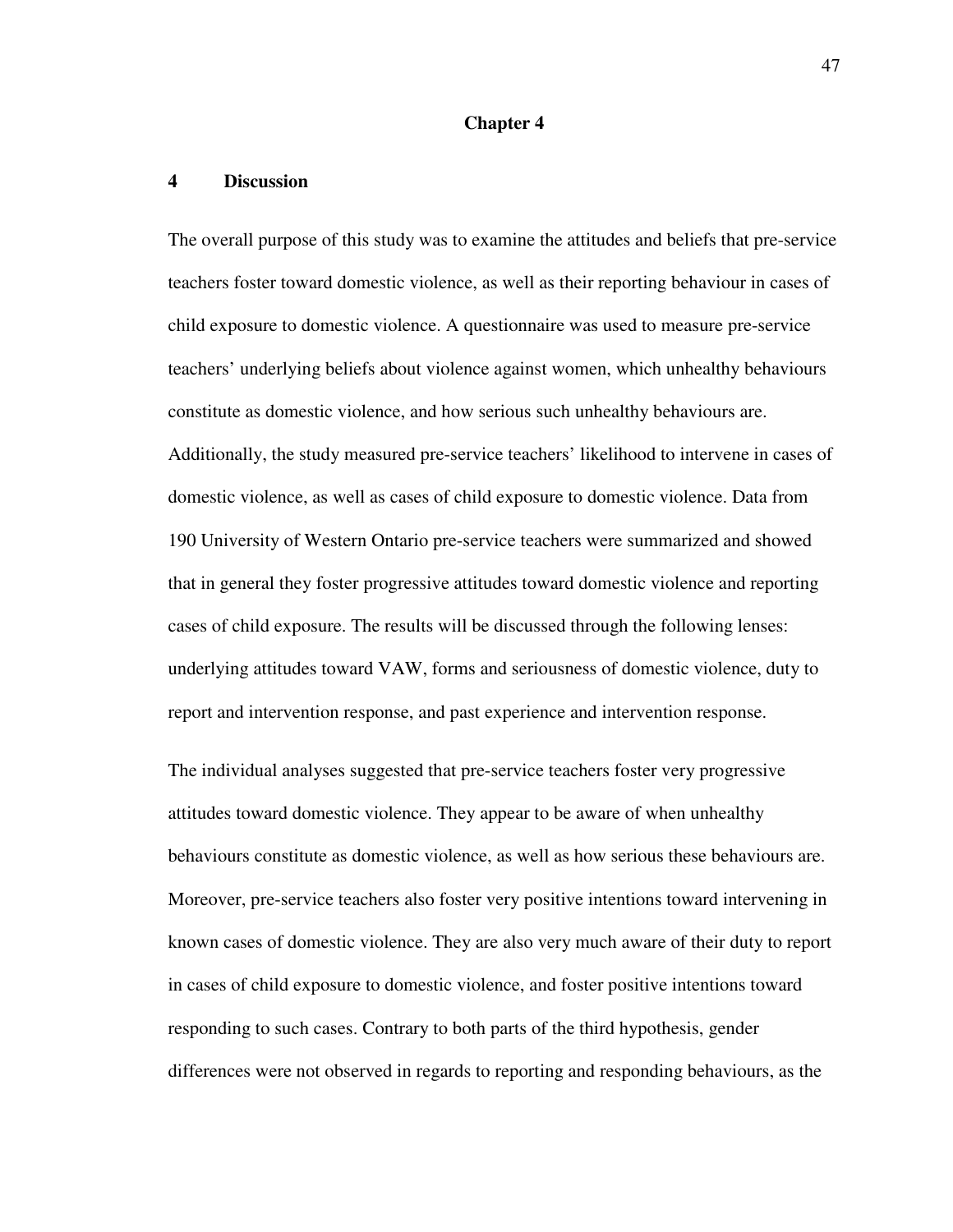# Chapter 4

## 4 Discussion

The overall purpose of this study was to examine the attitudes and beliefs that pre-service teachers foster toward domestic violence, as well as their reporting behaviour in cases of child exposure to domestic violence. A questionnaire was used to measure pre-service teachers' underlying beliefs about violence against women, which unhealthy behaviours constitute as domestic violence, and how serious such unhealthy behaviours are. Additionally, the study measured pre-service teachers' likelihood to intervene in cases of domestic violence, as well as cases of child exposure to domestic violence. Data from 190 University of Western Ontario pre-service teachers were summarized and showed that in general they foster progressive attitudes toward domestic violence and reporting cases of child exposure. The results will be discussed through the following lenses: underlying attitudes toward VAW, forms and seriousness of domestic violence, duty to report and intervention response, and past experience and intervention response.

The individual analyses suggested that pre-service teachers foster very progressive attitudes toward domestic violence. They appear to be aware of when unhealthy behaviours constitute as domestic violence, as well as how serious these behaviours are. Moreover, pre-service teachers also foster very positive intentions toward intervening in known cases of domestic violence. They are also very much aware of their duty to report in cases of child exposure to domestic violence, and foster positive intentions toward responding to such cases. Contrary to both parts of the third hypothesis, gender differences were not observed in regards to reporting and responding behaviours, as the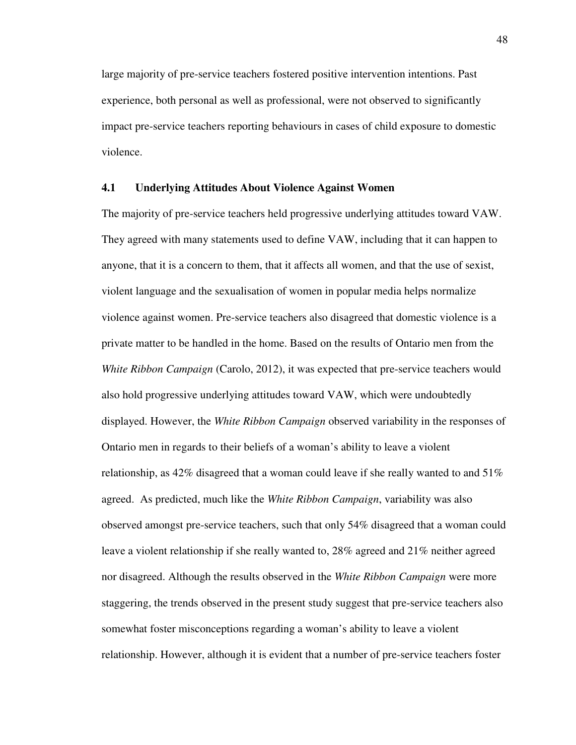large majority of pre-service teachers fostered positive intervention intentions. Past experience, both personal as well as professional, were not observed to significantly impact pre-service teachers reporting behaviours in cases of child exposure to domestic violence.

## 4.1 Underlying Attitudes About Violence Against Women

The majority of pre-service teachers held progressive underlying attitudes toward VAW. They agreed with many statements used to define VAW, including that it can happen to anyone, that it is a concern to them, that it affects all women, and that the use of sexist, violent language and the sexualisation of women in popular media helps normalize violence against women. Pre-service teachers also disagreed that domestic violence is a private matter to be handled in the home. Based on the results of Ontario men from the *White Ribbon Campaign* (Carolo, 2012), it was expected that pre-service teachers would also hold progressive underlying attitudes toward VAW, which were undoubtedly displayed. However, the *White Ribbon Campaign* observed variability in the responses of Ontario men in regards to their beliefs of a woman's ability to leave a violent relationship, as 42% disagreed that a woman could leave if she really wanted to and 51% agreed. As predicted, much like the *White Ribbon Campaign*, variability was also observed amongst pre-service teachers, such that only 54% disagreed that a woman could leave a violent relationship if she really wanted to, 28% agreed and 21% neither agreed nor disagreed. Although the results observed in the *White Ribbon Campaign* were more staggering, the trends observed in the present study suggest that pre-service teachers also somewhat foster misconceptions regarding a woman's ability to leave a violent relationship. However, although it is evident that a number of pre-service teachers foster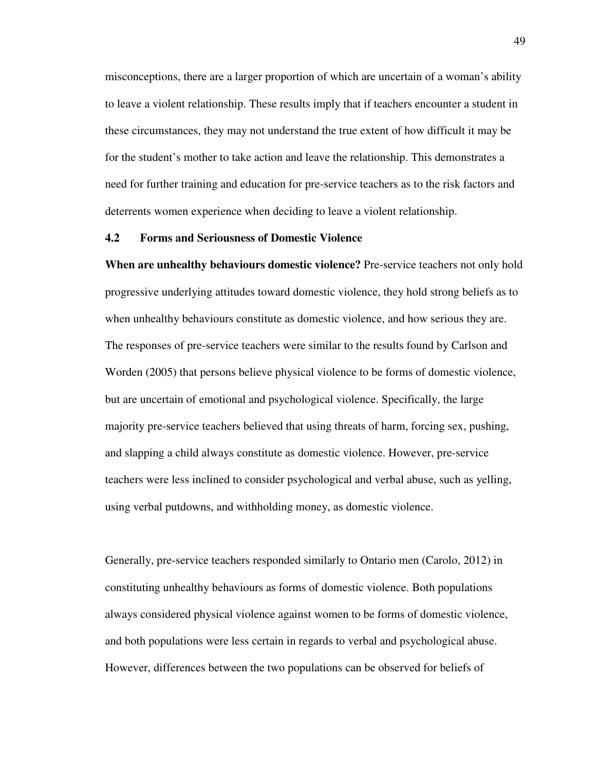misconceptions, there are a larger proportion of which are uncertain of a woman's ability to leave a violent relationship. These results imply that if teachers encounter a student in these circumstances, they may not understand the true extent of how difficult it may be for the student's mother to take action and leave the relationship. This demonstrates a need for further training and education for pre-service teachers as to the risk factors and deterrents women experience when deciding to leave a violent relationship.

## 4.2 Forms and Seriousness of Domestic Violence

**When are unhealthy behaviours domestic violence?** Pre-service teachers not only hold progressive underlying attitudes toward domestic violence, they hold strong beliefs as to when unhealthy behaviours constitute as domestic violence, and how serious they are. The responses of pre-service teachers were similar to the results found by Carlson and Worden (2005) that persons believe physical violence to be forms of domestic violence, but are uncertain of emotional and psychological violence. Specifically, the large majority pre-service teachers believed that using threats of harm, forcing sex, pushing, and slapping a child always constitute as domestic violence. However, pre-service teachers were less inclined to consider psychological and verbal abuse, such as yelling, using verbal putdowns, and withholding money, as domestic violence.

Generally, pre-service teachers responded similarly to Ontario men (Carolo, 2012) in constituting unhealthy behaviours as forms of domestic violence. Both populations always considered physical violence against women to be forms of domestic violence, and both populations were less certain in regards to verbal and psychological abuse. However, differences between the two populations can be observed for beliefs of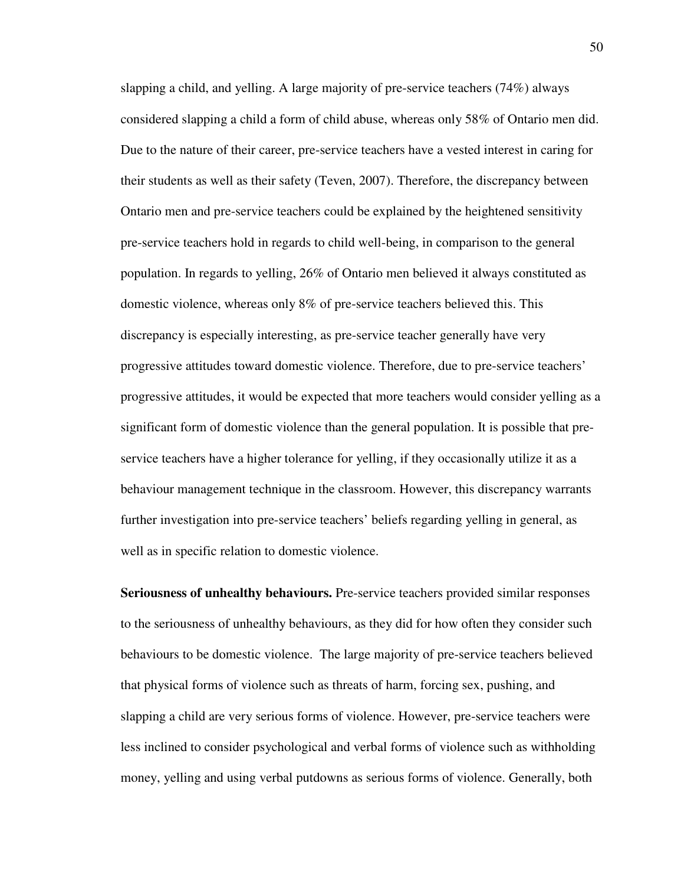slapping a child, and yelling. A large majority of pre-service teachers (74%) always considered slapping a child a form of child abuse, whereas only 58% of Ontario men did. Due to the nature of their career, pre-service teachers have a vested interest in caring for their students as well as their safety (Teven, 2007). Therefore, the discrepancy between Ontario men and pre-service teachers could be explained by the heightened sensitivity pre-service teachers hold in regards to child well-being, in comparison to the general population. In regards to yelling, 26% of Ontario men believed it always constituted as domestic violence, whereas only 8% of pre-service teachers believed this. This discrepancy is especially interesting, as pre-service teacher generally have very progressive attitudes toward domestic violence. Therefore, due to pre-service teachers' progressive attitudes, it would be expected that more teachers would consider yelling as a significant form of domestic violence than the general population. It is possible that pre-service teachers have a higher tolerance for yelling, if they occasionally utilize it as a behaviour management technique in the classroom. However, this discrepancy warrants further investigation into pre-service teachers' beliefs regarding yelling in general, as well as in specific relation to domestic violence.

**Seriousness of unhealthy behaviours.** Pre-service teachers provided similar responses to the seriousness of unhealthy behaviours, as they did for how often they consider such behaviours to be domestic violence. The large majority of pre-service teachers believed that physical forms of violence such as threats of harm, forcing sex, pushing, and slapping a child are very serious forms of violence. However, pre-service teachers were less inclined to consider psychological and verbal forms of violence such as withholding money, yelling and using verbal putdowns as serious forms of violence. Generally, both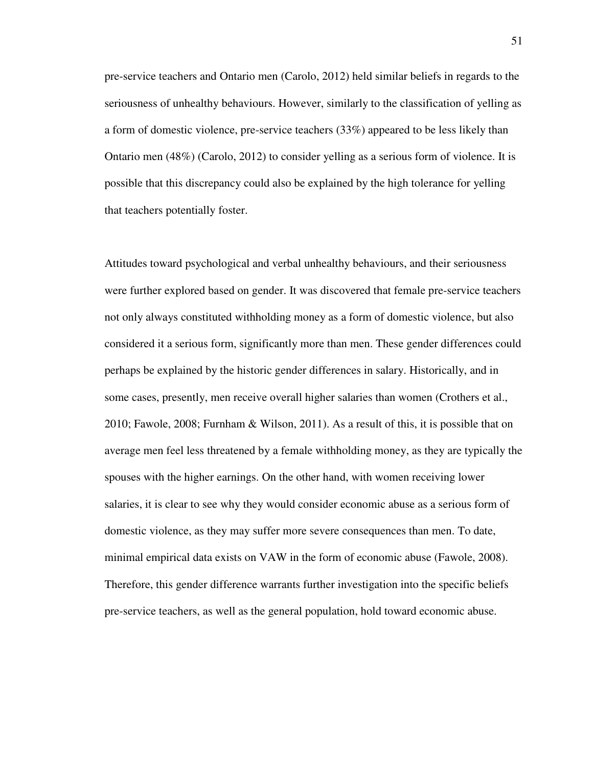pre-service teachers and Ontario men (Carolo, 2012) held similar beliefs in regards to the seriousness of unhealthy behaviours. However, similarly to the classification of yelling as a form of domestic violence, pre-service teachers (33%) appeared to be less likely than Ontario men (48%) (Carolo, 2012) to consider yelling as a serious form of violence. It is possible that this discrepancy could also be explained by the high tolerance for yelling that teachers potentially foster.

Attitudes toward psychological and verbal unhealthy behaviours, and their seriousness were further explored based on gender. It was discovered that female pre-service teachers not only always constituted withholding money as a form of domestic violence, but also considered it a serious form, significantly more than men. These gender differences could perhaps be explained by the historic gender differences in salary. Historically, and in some cases, presently, men receive overall higher salaries than women (Crothers et al., 2010; Fawole, 2008; Furnham & Wilson, 2011). As a result of this, it is possible that on average men feel less threatened by a female withholding money, as they are typically the spouses with the higher earnings. On the other hand, with women receiving lower salaries, it is clear to see why they would consider economic abuse as a serious form of domestic violence, as they may suffer more severe consequences than men. To date, minimal empirical data exists on VAW in the form of economic abuse (Fawole, 2008). Therefore, this gender difference warrants further investigation into the specific beliefs pre-service teachers, as well as the general population, hold toward economic abuse.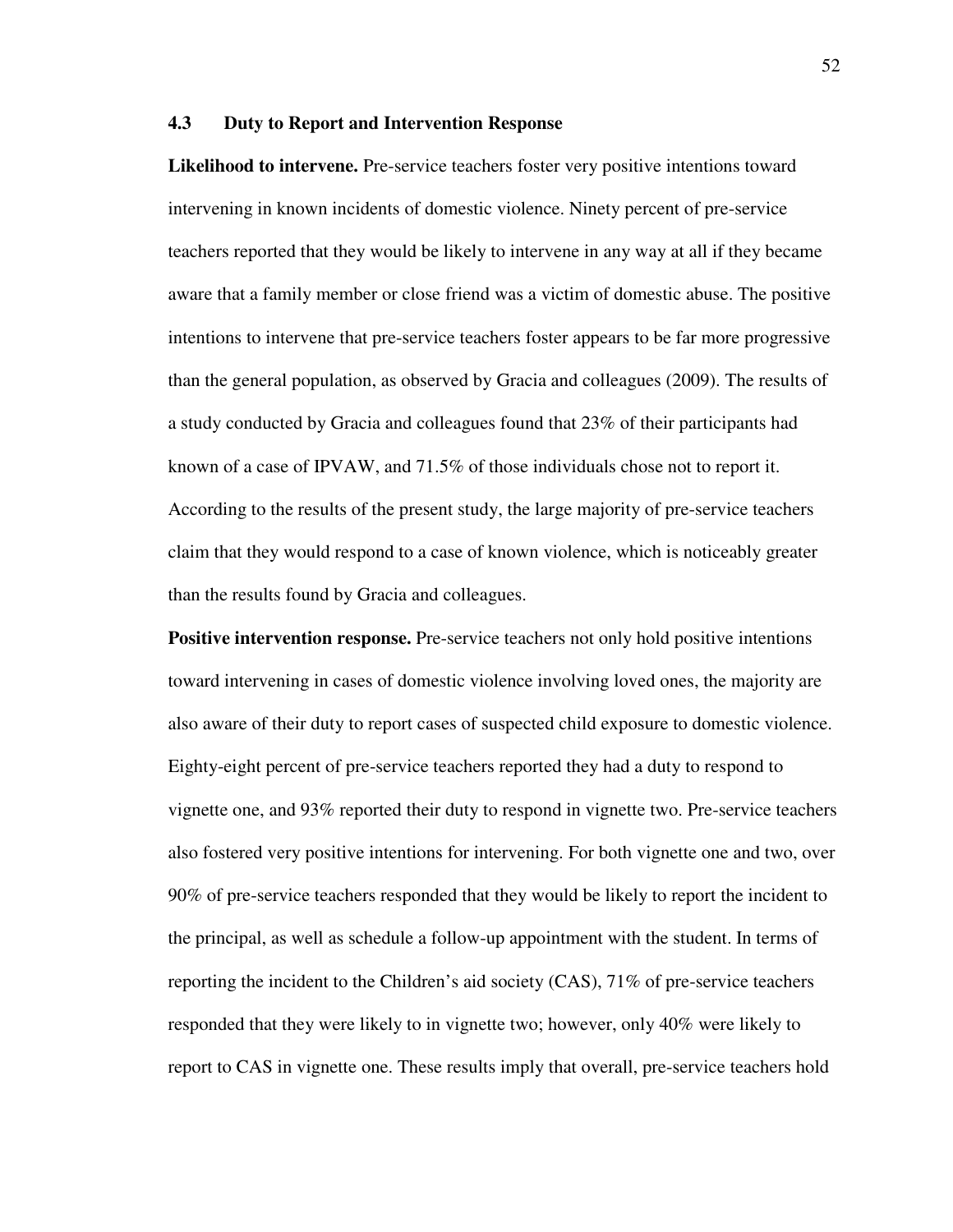### 4.3 Duty to Report and Intervention Response

**Likelihood to intervene.** Pre-service teachers foster very positive intentions toward intervening in known incidents of domestic violence. Ninety percent of pre-service teachers reported that they would be likely to intervene in any way at all if they became aware that a family member or close friend was a victim of domestic abuse. The positive intentions to intervene that pre-service teachers foster appears to be far more progressive than the general population, as observed by Gracia and colleagues (2009). The results of a study conducted by Gracia and colleagues found that 23% of their participants had known of a case of IPVAW, and 71.5% of those individuals chose not to report it. According to the results of the present study, the large majority of pre-service teachers claim that they would respond to a case of known violence, which is noticeably greater than the results found by Gracia and colleagues.

**Positive intervention response.** Pre-service teachers not only hold positive intentions toward intervening in cases of domestic violence involving loved ones, the majority are also aware of their duty to report cases of suspected child exposure to domestic violence. Eighty-eight percent of pre-service teachers reported they had a duty to respond to vignette one, and 93% reported their duty to respond in vignette two. Pre-service teachers also fostered very positive intentions for intervening. For both vignette one and two, over 90% of pre-service teachers responded that they would be likely to report the incident to the principal, as well as schedule a follow-up appointment with the student. In terms of reporting the incident to the Children's aid society (CAS), 71% of pre-service teachers responded that they were likely to in vignette two; however, only 40% were likely to report to CAS in vignette one. These results imply that overall, pre-service teachers hold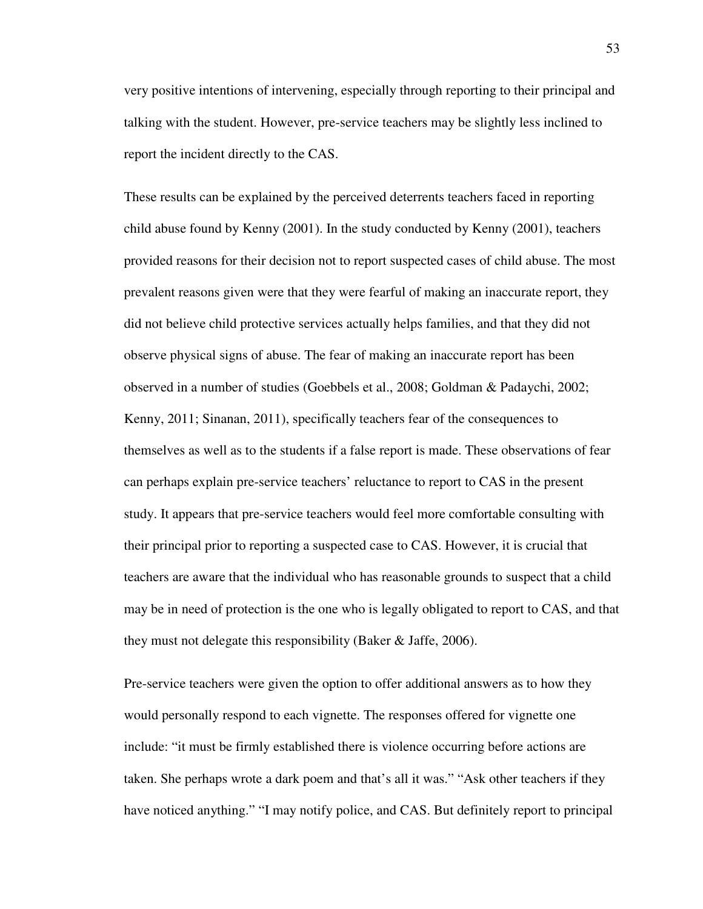very positive intentions of intervening, especially through reporting to their principal and talking with the student. However, pre-service teachers may be slightly less inclined to report the incident directly to the CAS.

These results can be explained by the perceived deterrents teachers faced in reporting child abuse found by Kenny (2001). In the study conducted by Kenny (2001), teachers provided reasons for their decision not to report suspected cases of child abuse. The most prevalent reasons given were that they were fearful of making an inaccurate report, they did not believe child protective services actually helps families, and that they did not observe physical signs of abuse. The fear of making an inaccurate report has been observed in a number of studies (Goebbels et al., 2008; Goldman & Padaychi, 2002; Kenny, 2011; Sinanan, 2011), specifically teachers fear of the consequences to themselves as well as to the students if a false report is made. These observations of fear can perhaps explain pre-service teachers' reluctance to report to CAS in the present study. It appears that pre-service teachers would feel more comfortable consulting with their principal prior to reporting a suspected case to CAS. However, it is crucial that teachers are aware that the individual who has reasonable grounds to suspect that a child may be in need of protection is the one who is legally obligated to report to CAS, and that they must not delegate this responsibility (Baker & Jaffe, 2006).

Pre-service teachers were given the option to offer additional answers as to how they would personally respond to each vignette. The responses offered for vignette one include: "it must be firmly established there is violence occurring before actions are taken. She perhaps wrote a dark poem and that's all it was." "Ask other teachers if they have noticed anything." "I may notify police, and CAS. But definitely report to principal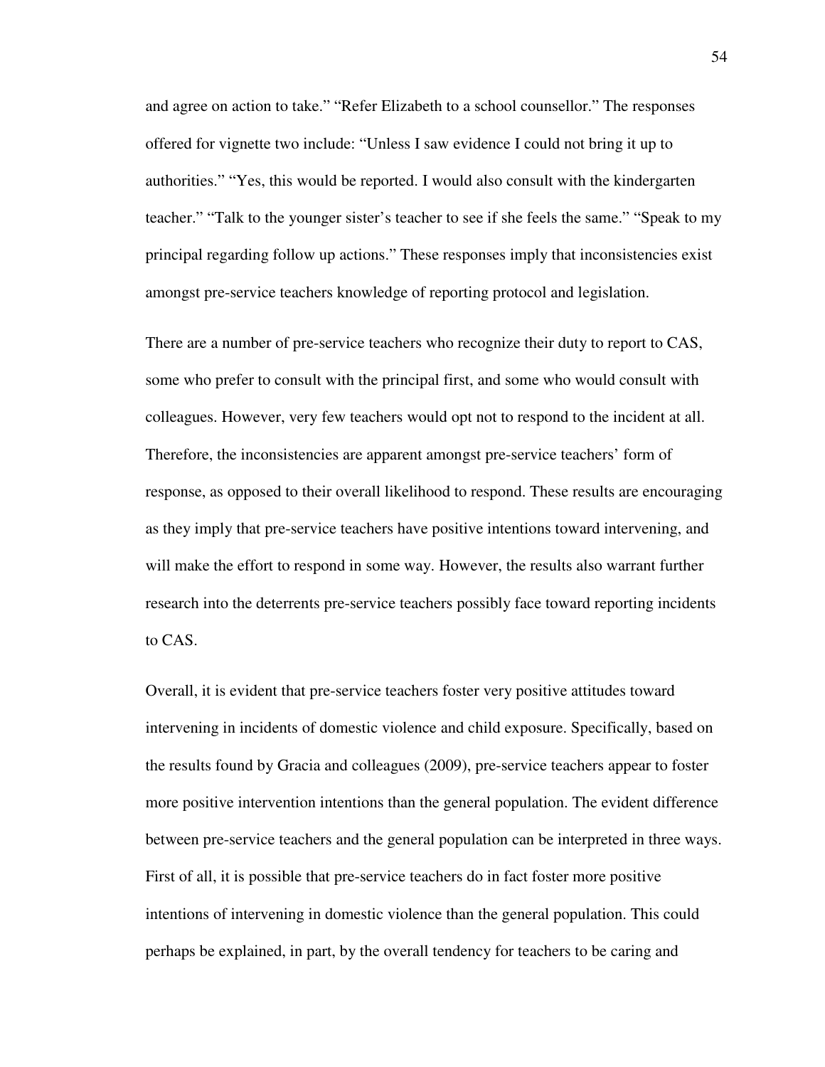and agree on action to take." "Refer Elizabeth to a school counsellor." The responses offered for vignette two include: "Unless I saw evidence I could not bring it up to authorities." "Yes, this would be reported. I would also consult with the kindergarten teacher." "Talk to the younger sister's teacher to see if she feels the same." "Speak to my principal regarding follow up actions." These responses imply that inconsistencies exist amongst pre-service teachers knowledge of reporting protocol and legislation.

There are a number of pre-service teachers who recognize their duty to report to CAS, some who prefer to consult with the principal first, and some who would consult with colleagues. However, very few teachers would opt not to respond to the incident at all. Therefore, the inconsistencies are apparent amongst pre-service teachers' form of response, as opposed to their overall likelihood to respond. These results are encouraging as they imply that pre-service teachers have positive intentions toward intervening, and will make the effort to respond in some way. However, the results also warrant further research into the deterrents pre-service teachers possibly face toward reporting incidents to CAS.

Overall, it is evident that pre-service teachers foster very positive attitudes toward intervening in incidents of domestic violence and child exposure. Specifically, based on the results found by Gracia and colleagues (2009), pre-service teachers appear to foster more positive intervention intentions than the general population. The evident difference between pre-service teachers and the general population can be interpreted in three ways. First of all, it is possible that pre-service teachers do in fact foster more positive intentions of intervening in domestic violence than the general population. This could perhaps be explained, in part, by the overall tendency for teachers to be caring and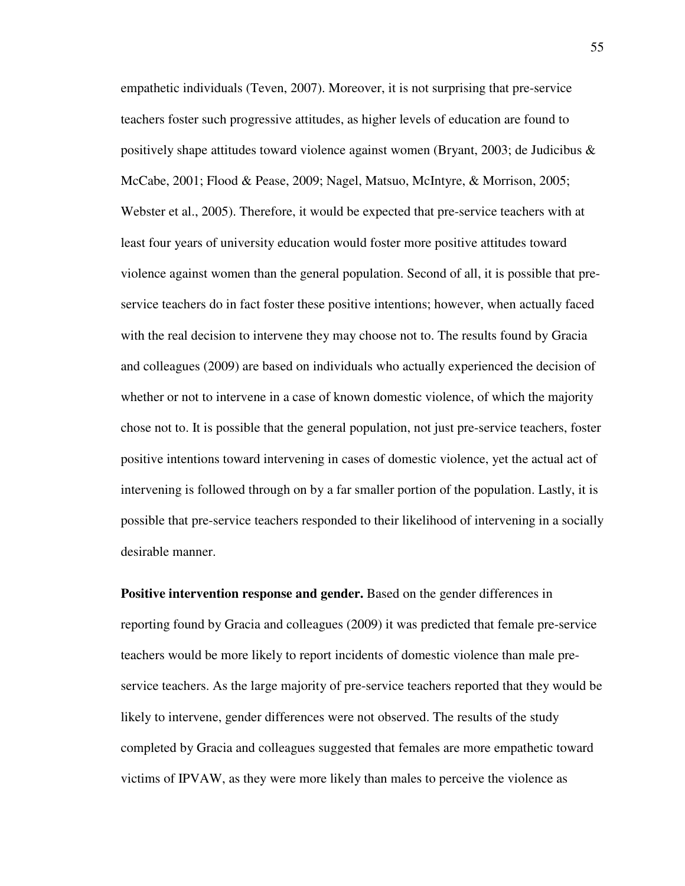empathetic individuals (Teven, 2007). Moreover, it is not surprising that pre-service teachers foster such progressive attitudes, as higher levels of education are found to positively shape attitudes toward violence against women (Bryant, 2003; de Judicibus & McCabe, 2001; Flood & Pease, 2009; Nagel, Matsuo, McIntyre, & Morrison, 2005; Webster et al., 2005). Therefore, it would be expected that pre-service teachers with at least four years of university education would foster more positive attitudes toward violence against women than the general population. Second of all, it is possible that pre-service teachers do in fact foster these positive intentions; however, when actually faced with the real decision to intervene they may choose not to. The results found by Gracia and colleagues (2009) are based on individuals who actually experienced the decision of whether or not to intervene in a case of known domestic violence, of which the majority chose not to. It is possible that the general population, not just pre-service teachers, foster positive intentions toward intervening in cases of domestic violence, yet the actual act of intervening is followed through on by a far smaller portion of the population. Lastly, it is possible that pre-service teachers responded to their likelihood of intervening in a socially desirable manner.

**Positive intervention response and gender.** Based on the gender differences in reporting found by Gracia and colleagues (2009) it was predicted that female pre-service teachers would be more likely to report incidents of domestic violence than male pre-service teachers. As the large majority of pre-service teachers reported that they would be likely to intervene, gender differences were not observed. The results of the study completed by Gracia and colleagues suggested that females are more empathetic toward victims of IPVAW, as they were more likely than males to perceive the violence as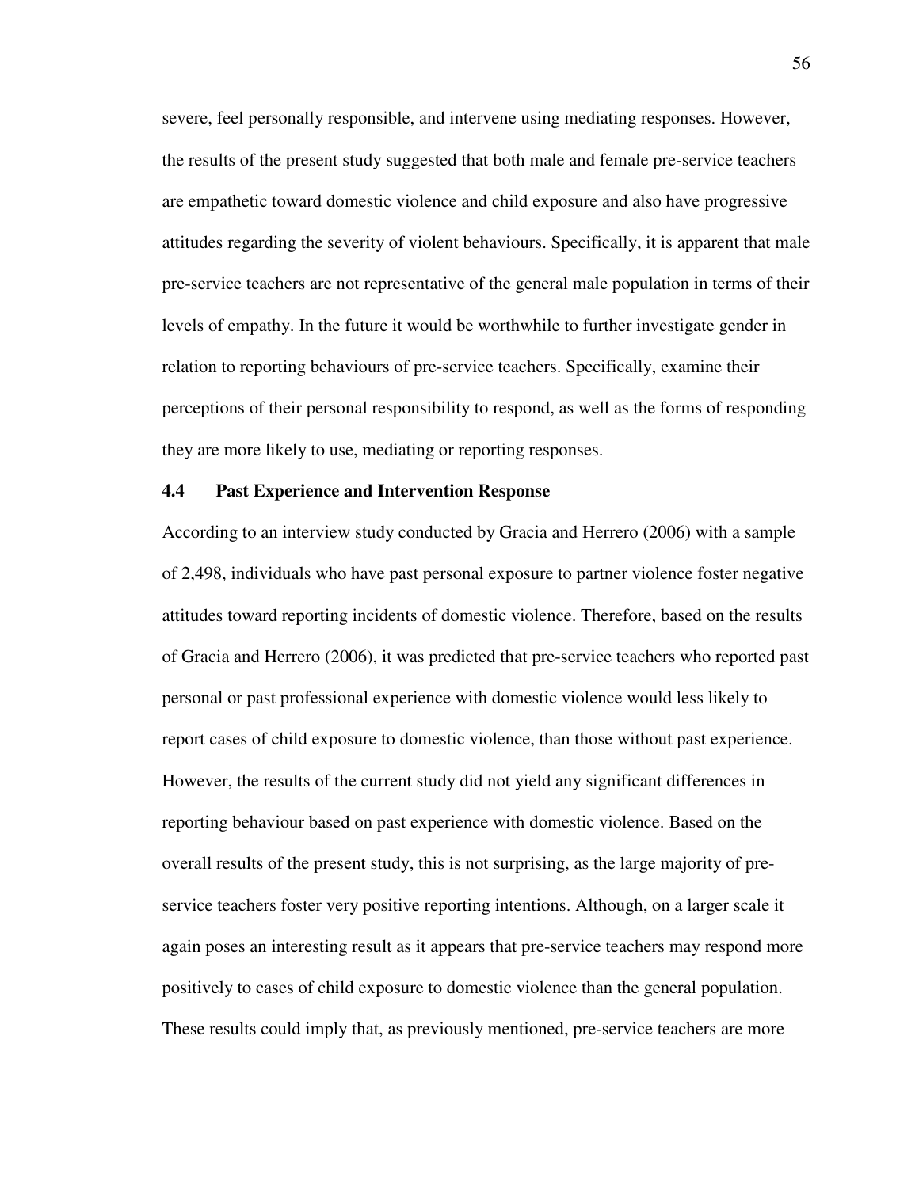severe, feel personally responsible, and intervene using mediating responses. However, the results of the present study suggested that both male and female pre-service teachers are empathetic toward domestic violence and child exposure and also have progressive attitudes regarding the severity of violent behaviours. Specifically, it is apparent that male pre-service teachers are not representative of the general male population in terms of their levels of empathy. In the future it would be worthwhile to further investigate gender in relation to reporting behaviours of pre-service teachers. Specifically, examine their perceptions of their personal responsibility to respond, as well as the forms of responding they are more likely to use, mediating or reporting responses.

### 4.4 Past Experience and Intervention Response

According to an interview study conducted by Gracia and Herrero (2006) with a sample of 2,498, individuals who have past personal exposure to partner violence foster negative attitudes toward reporting incidents of domestic violence. Therefore, based on the results of Gracia and Herrero (2006), it was predicted that pre-service teachers who reported past personal or past professional experience with domestic violence would less likely to report cases of child exposure to domestic violence, than those without past experience. However, the results of the current study did not yield any significant differences in reporting behaviour based on past experience with domestic violence. Based on the overall results of the present study, this is not surprising, as the large majority of pre-service teachers foster very positive reporting intentions. Although, on a larger scale it again poses an interesting result as it appears that pre-service teachers may respond more positively to cases of child exposure to domestic violence than the general population. These results could imply that, as previously mentioned, pre-service teachers are more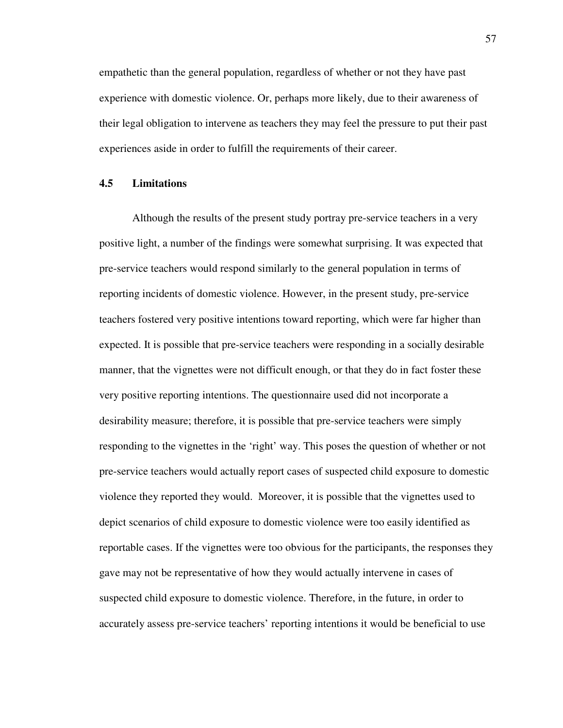empathetic than the general population, regardless of whether or not they have past experience with domestic violence. Or, perhaps more likely, due to their awareness of their legal obligation to intervene as teachers they may feel the pressure to put their past experiences aside in order to fulfill the requirements of their career.

### 4.5 Limitations

Although the results of the present study portray pre-service teachers in a very positive light, a number of the findings were somewhat surprising. It was expected that pre-service teachers would respond similarly to the general population in terms of reporting incidents of domestic violence. However, in the present study, pre-service teachers fostered very positive intentions toward reporting, which were far higher than expected. It is possible that pre-service teachers were responding in a socially desirable manner, that the vignettes were not difficult enough, or that they do in fact foster these very positive reporting intentions. The questionnaire used did not incorporate a desirability measure; therefore, it is possible that pre-service teachers were simply responding to the vignettes in the 'right' way. This poses the question of whether or not pre-service teachers would actually report cases of suspected child exposure to domestic violence they reported they would. Moreover, it is possible that the vignettes used to depict scenarios of child exposure to domestic violence were too easily identified as reportable cases. If the vignettes were too obvious for the participants, the responses they gave may not be representative of how they would actually intervene in cases of suspected child exposure to domestic violence. Therefore, in the future, in order to accurately assess pre-service teachers' reporting intentions it would be beneficial to use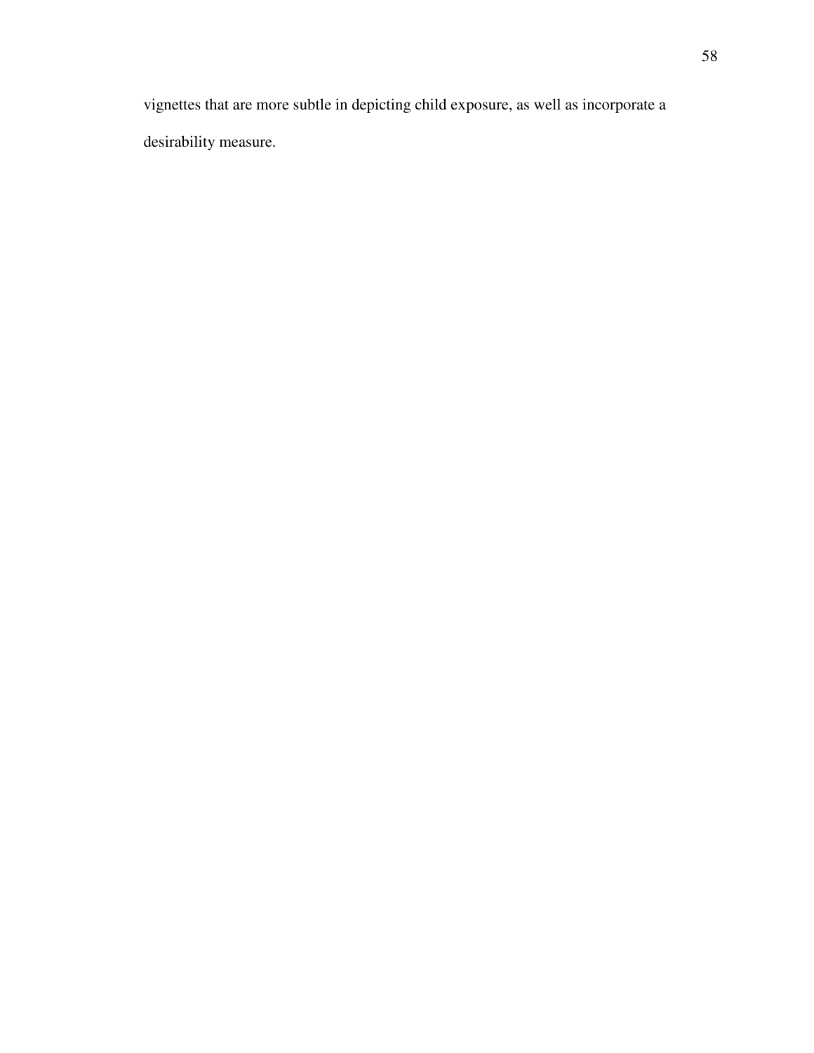vignettes that are more subtle in depicting child exposure, as well as incorporate a desirability measure.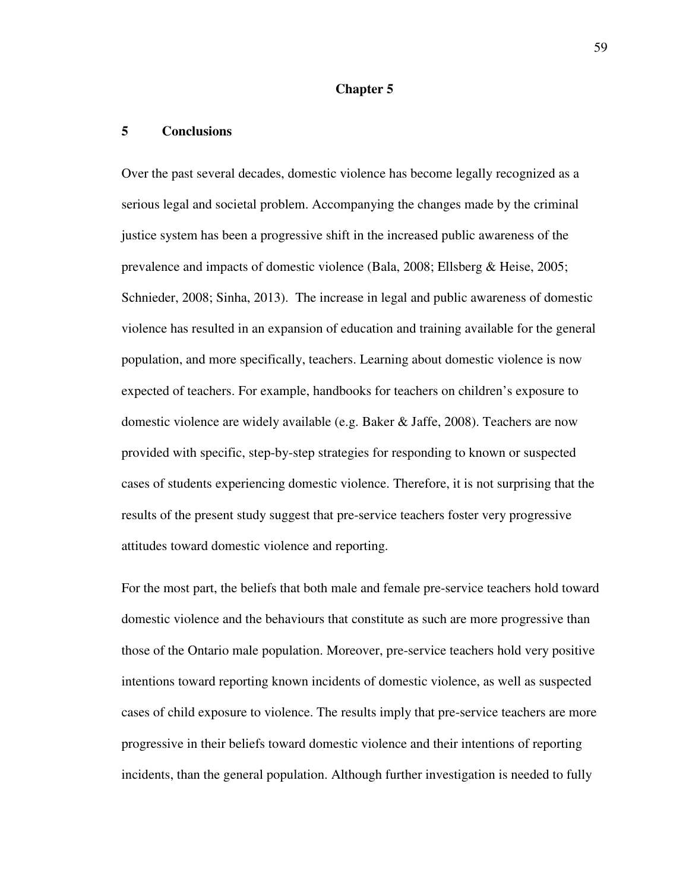# Chapter 5

## 5 Conclusions

Over the past several decades, domestic violence has become legally recognized as a serious legal and societal problem. Accompanying the changes made by the criminal justice system has been a progressive shift in the increased public awareness of the prevalence and impacts of domestic violence (Bala, 2008; Ellsberg & Heise, 2005; Schnieder, 2008; Sinha, 2013). The increase in legal and public awareness of domestic violence has resulted in an expansion of education and training available for the general population, and more specifically, teachers. Learning about domestic violence is now expected of teachers. For example, handbooks for teachers on children's exposure to domestic violence are widely available (e.g. Baker & Jaffe, 2008). Teachers are now provided with specific, step-by-step strategies for responding to known or suspected cases of students experiencing domestic violence. Therefore, it is not surprising that the results of the present study suggest that pre-service teachers foster very progressive attitudes toward domestic violence and reporting.

For the most part, the beliefs that both male and female pre-service teachers hold toward domestic violence and the behaviours that constitute as such are more progressive than those of the Ontario male population. Moreover, pre-service teachers hold very positive intentions toward reporting known incidents of domestic violence, as well as suspected cases of child exposure to violence. The results imply that pre-service teachers are more progressive in their beliefs toward domestic violence and their intentions of reporting incidents, than the general population. Although further investigation is needed to fully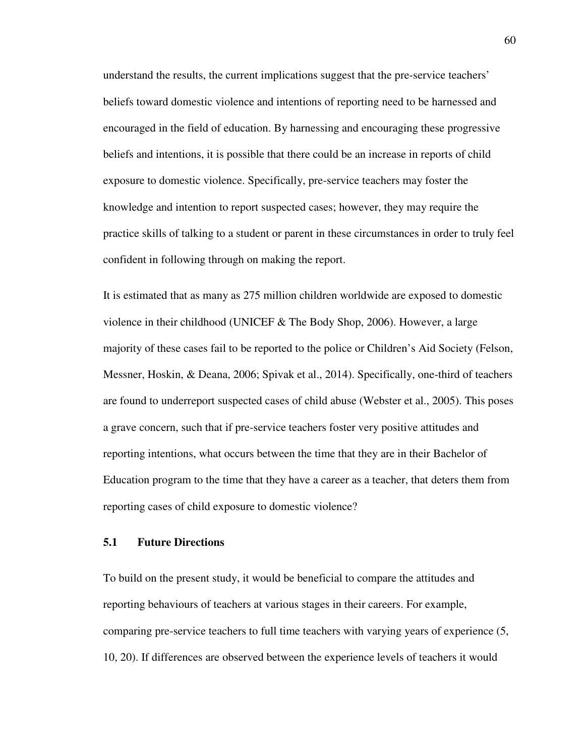understand the results, the current implications suggest that the pre-service teachers' beliefs toward domestic violence and intentions of reporting need to be harnessed and encouraged in the field of education. By harnessing and encouraging these progressive beliefs and intentions, it is possible that there could be an increase in reports of child exposure to domestic violence. Specifically, pre-service teachers may foster the knowledge and intention to report suspected cases; however, they may require the practice skills of talking to a student or parent in these circumstances in order to truly feel confident in following through on making the report.

It is estimated that as many as 275 million children worldwide are exposed to domestic violence in their childhood (UNICEF & The Body Shop, 2006). However, a large majority of these cases fail to be reported to the police or Children's Aid Society (Felson, Messner, Hoskin, & Deana, 2006; Spivak et al., 2014). Specifically, one-third of teachers are found to underreport suspected cases of child abuse (Webster et al., 2005). This poses a grave concern, such that if pre-service teachers foster very positive attitudes and reporting intentions, what occurs between the time that they are in their Bachelor of Education program to the time that they have a career as a teacher, that deters them from reporting cases of child exposure to domestic violence?

## 5.1 Future Directions

To build on the present study, it would be beneficial to compare the attitudes and reporting behaviours of teachers at various stages in their careers. For example, comparing pre-service teachers to full time teachers with varying years of experience (5, 10, 20). If differences are observed between the experience levels of teachers it would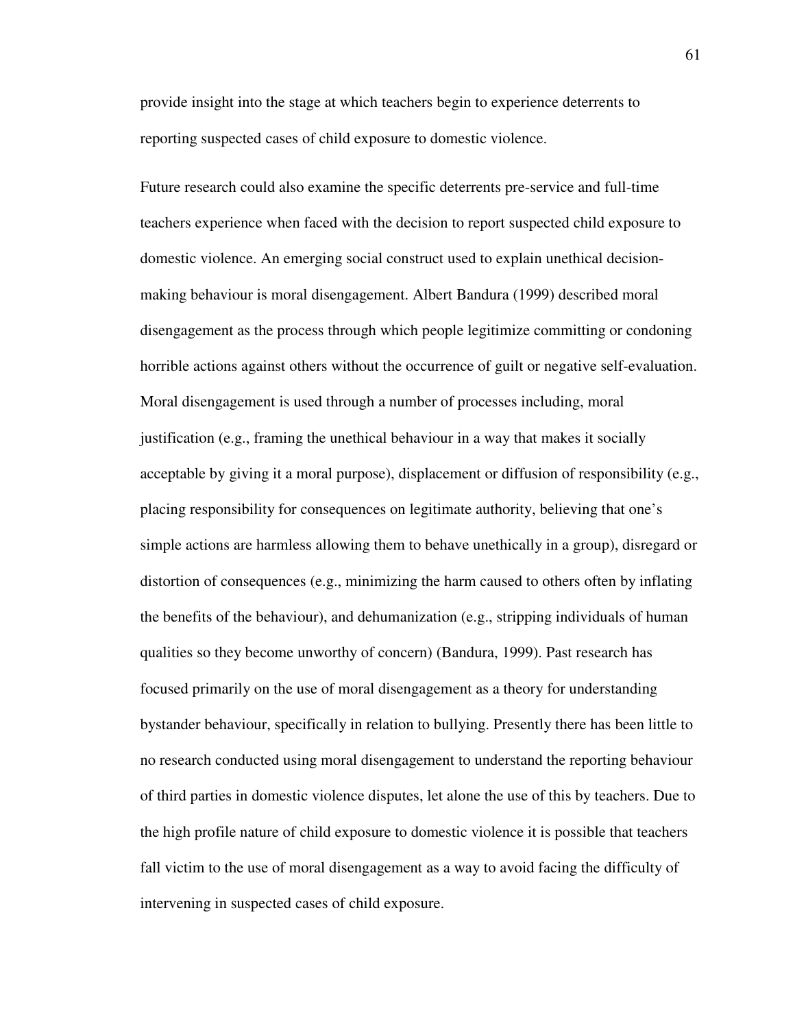provide insight into the stage at which teachers begin to experience deterrents to reporting suspected cases of child exposure to domestic violence.

Future research could also examine the specific deterrents pre-service and full-time teachers experience when faced with the decision to report suspected child exposure to domestic violence. An emerging social construct used to explain unethical decision-making behaviour is moral disengagement. Albert Bandura (1999) described moral disengagement as the process through which people legitimize committing or condoning horrible actions against others without the occurrence of guilt or negative self-evaluation. Moral disengagement is used through a number of processes including, moral justification (e.g., framing the unethical behaviour in a way that makes it socially acceptable by giving it a moral purpose), displacement or diffusion of responsibility (e.g., placing responsibility for consequences on legitimate authority, believing that one's simple actions are harmless allowing them to behave unethically in a group), disregard or distortion of consequences (e.g., minimizing the harm caused to others often by inflating the benefits of the behaviour), and dehumanization (e.g., stripping individuals of human qualities so they become unworthy of concern) (Bandura, 1999). Past research has focused primarily on the use of moral disengagement as a theory for understanding bystander behaviour, specifically in relation to bullying. Presently there has been little to no research conducted using moral disengagement to understand the reporting behaviour of third parties in domestic violence disputes, let alone the use of this by teachers. Due to the high profile nature of child exposure to domestic violence it is possible that teachers fall victim to the use of moral disengagement as a way to avoid facing the difficulty of intervening in suspected cases of child exposure.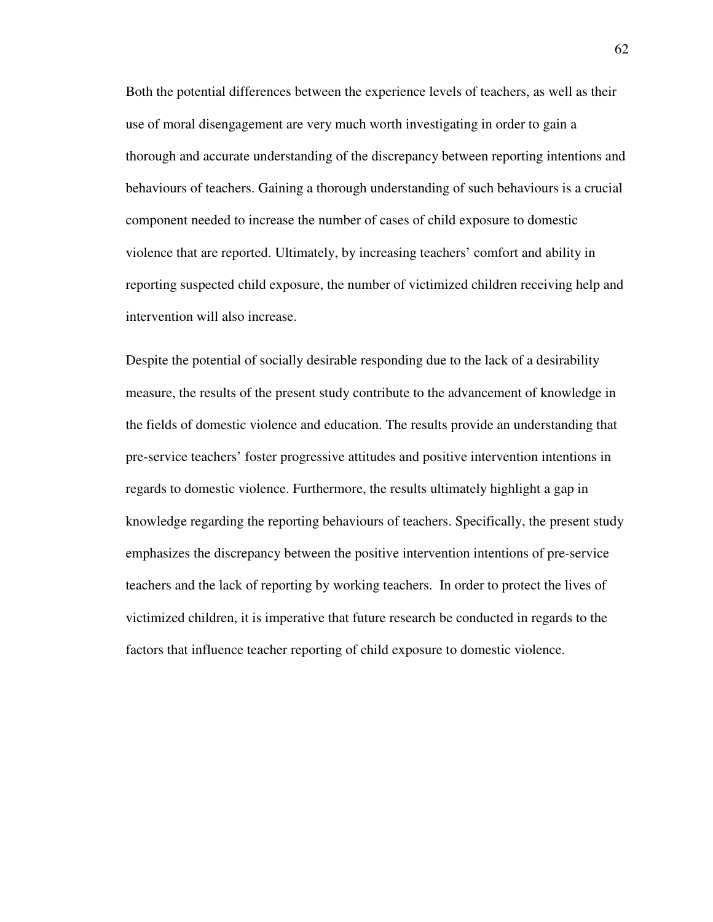Both the potential differences between the experience levels of teachers, as well as their use of moral disengagement are very much worth investigating in order to gain a thorough and accurate understanding of the discrepancy between reporting intentions and behaviours of teachers. Gaining a thorough understanding of such behaviours is a crucial component needed to increase the number of cases of child exposure to domestic violence that are reported. Ultimately, by increasing teachers' comfort and ability in reporting suspected child exposure, the number of victimized children receiving help and intervention will also increase.

Despite the potential of socially desirable responding due to the lack of a desirability measure, the results of the present study contribute to the advancement of knowledge in the fields of domestic violence and education. The results provide an understanding that pre-service teachers' foster progressive attitudes and positive intervention intentions in regards to domestic violence. Furthermore, the results ultimately highlight a gap in knowledge regarding the reporting behaviours of teachers. Specifically, the present study emphasizes the discrepancy between the positive intervention intentions of pre-service teachers and the lack of reporting by working teachers. In order to protect the lives of victimized children, it is imperative that future research be conducted in regards to the factors that influence teacher reporting of child exposure to domestic violence.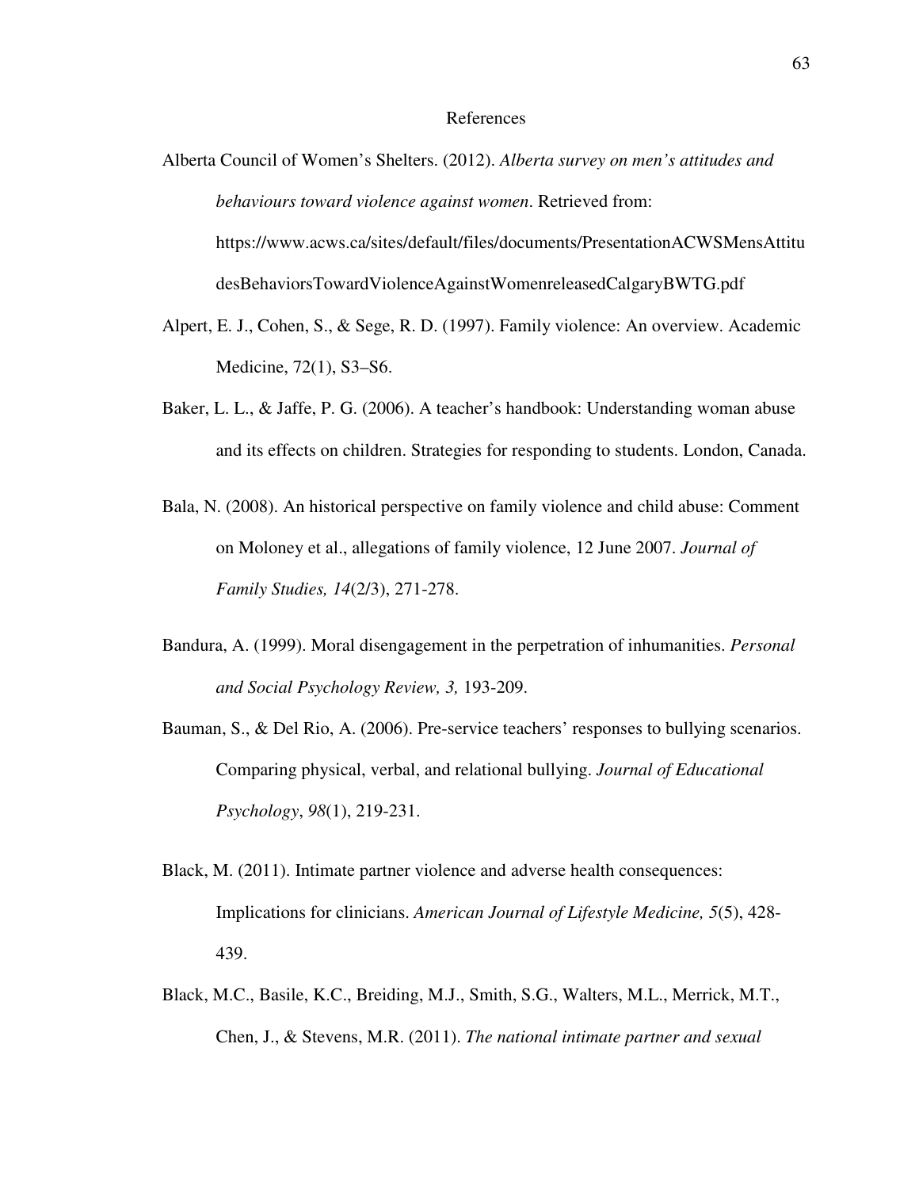# References

Alberta Council of Women's Shelters. (2012). *Alberta survey on men's attitudes and behaviours toward violence against women*. Retrieved from: https://www.acws.ca/sites/default/files/documents/PresentationACWSMensAttitudesBehaviorsTowardViolenceAgainstWomenreleasedCalgaryBWTG.pdf

Alpert, E. J., Cohen, S., & Sege, R. D. (1997). Family violence: An overview. Academic Medicine, 72(1), S3–S6.

Baker, L. L., & Jaffe, P. G. (2006). A teacher's handbook: Understanding woman abuse and its effects on children. Strategies for responding to students. London, Canada.

Bala, N. (2008). An historical perspective on family violence and child abuse: Comment on Moloney et al., allegations of family violence, 12 June 2007. *Journal of Family Studies, 14*(2/3), 271-278.

Bandura, A. (1999). Moral disengagement in the perpetration of inhumanities. *Personal and Social Psychology Review, 3,* 193-209.

Bauman, S., & Del Rio, A. (2006). Pre-service teachers' responses to bullying scenarios. Comparing physical, verbal, and relational bullying. *Journal of Educational Psychology*, *98*(1), 219-231.

Black, M. (2011). Intimate partner violence and adverse health consequences: Implications for clinicians. *American Journal of Lifestyle Medicine, 5*(5), 428-439.

Black, M.C., Basile, K.C., Breiding, M.J., Smith, S.G., Walters, M.L., Merrick, M.T., Chen, J., & Stevens, M.R. (2011). *The national intimate partner and sexual*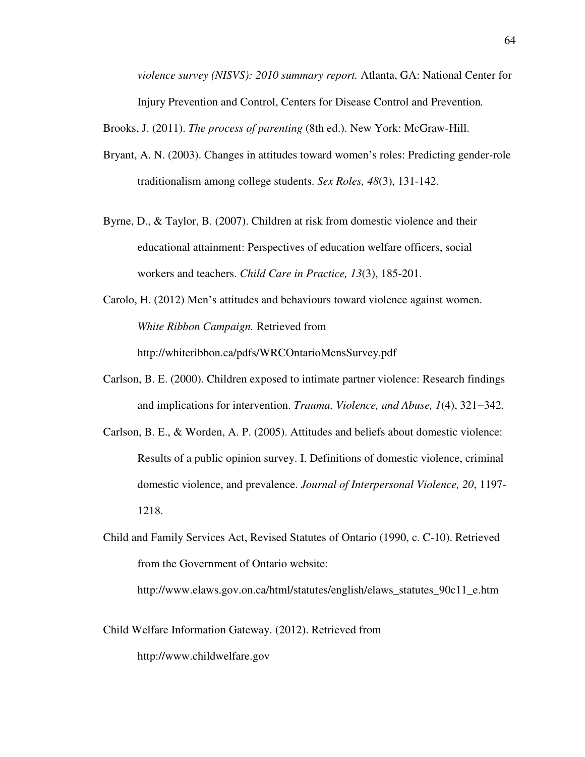*violence survey (NISVS): 2010 summary report.* Atlanta, GA: National Center for Injury Prevention and Control, Centers for Disease Control and Prevention*.*

Brooks, J. (2011). *The process of parenting* (8th ed.). New York: McGraw-Hill.

Bryant, A. N. (2003). Changes in attitudes toward women's roles: Predicting gender-role traditionalism among college students. *Sex Roles, 48*(3), 131-142.

Byrne, D., & Taylor, B. (2007). Children at risk from domestic violence and their educational attainment: Perspectives of education welfare officers, social workers and teachers. *Child Care in Practice, 13*(3), 185-201.

Carolo, H. (2012) Men's attitudes and behaviours toward violence against women. *White Ribbon Campaign.* Retrieved from http://whiteribbon.ca/pdfs/WRCOntarioMensSurvey.pdf

Carlson, B. E. (2000). Children exposed to intimate partner violence: Research findings and implications for intervention. *Trauma, Violence, and Abuse, 1*(4), 321–342.

Carlson, B. E., & Worden, A. P. (2005). Attitudes and beliefs about domestic violence: Results of a public opinion survey. I. Definitions of domestic violence, criminal domestic violence, and prevalence. *Journal of Interpersonal Violence, 20*, 1197-1218.

Child and Family Services Act, Revised Statutes of Ontario (1990, c. C-10). Retrieved from the Government of Ontario website: http://www.elaws.gov.on.ca/html/statutes/english/elaws_statutes_90c11_e.htm

Child Welfare Information Gateway. (2012). Retrieved from http://www.childwelfare.gov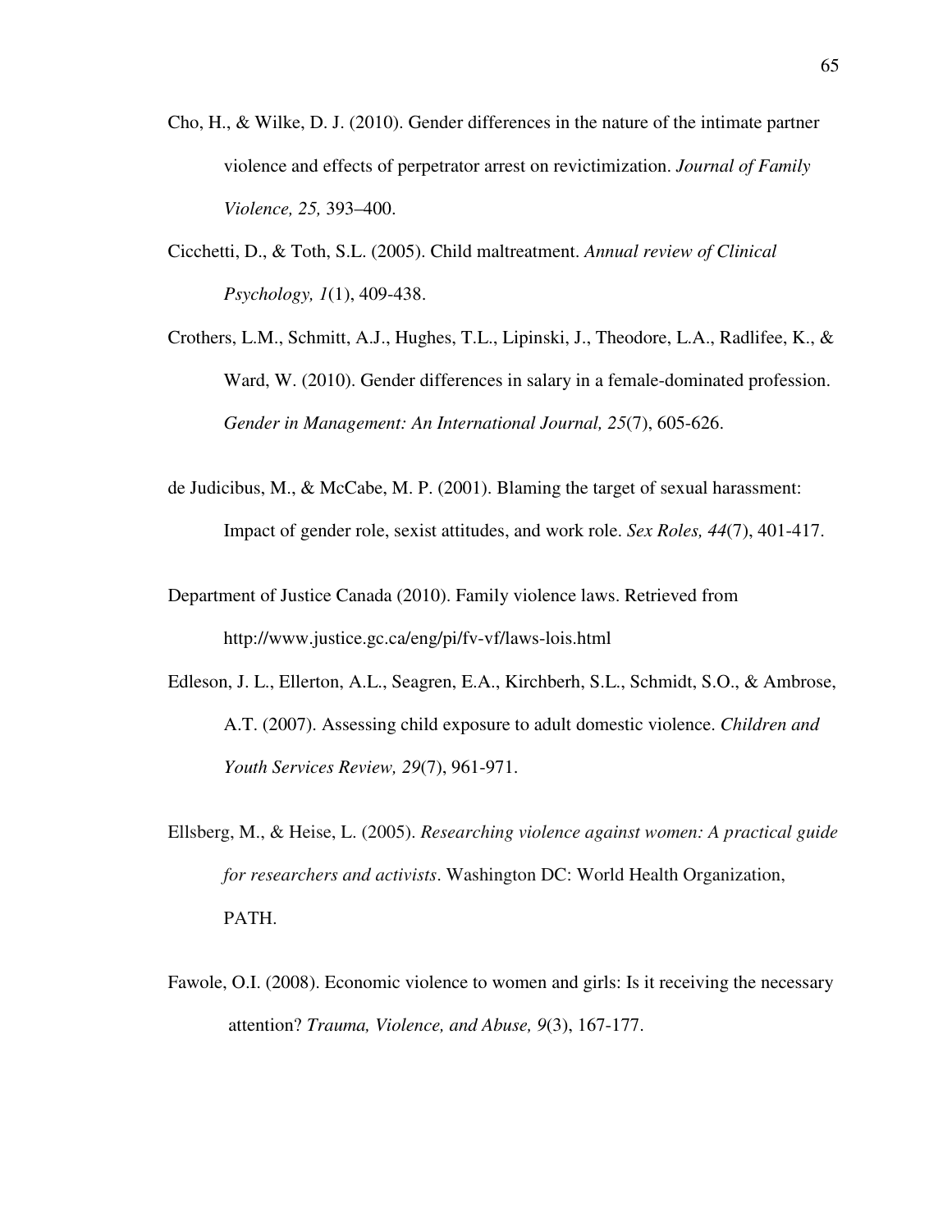Cho, H., & Wilke, D. J. (2010). Gender differences in the nature of the intimate partner violence and effects of perpetrator arrest on revictimization. *Journal of Family Violence, 25,* 393–400.

Cicchetti, D., & Toth, S.L. (2005). Child maltreatment. *Annual review of Clinical Psychology, 1*(1), 409-438.

Crothers, L.M., Schmitt, A.J., Hughes, T.L., Lipinski, J., Theodore, L.A., Radlifee, K., & Ward, W. (2010). Gender differences in salary in a female-dominated profession. *Gender in Management: An International Journal, 25*(7), 605-626.

de Judicibus, M., & McCabe, M. P. (2001). Blaming the target of sexual harassment: Impact of gender role, sexist attitudes, and work role. *Sex Roles, 44*(7), 401-417.

Department of Justice Canada (2010). Family violence laws. Retrieved from http://www.justice.gc.ca/eng/pi/fv-vf/laws-lois.html

Edleson, J. L., Ellerton, A.L., Seagren, E.A., Kirchberh, S.L., Schmidt, S.O., & Ambrose, A.T. (2007). Assessing child exposure to adult domestic violence. *Children and Youth Services Review, 29*(7), 961-971.

Ellsberg, M., & Heise, L. (2005). *Researching violence against women: A practical guide for researchers and activists*. Washington DC: World Health Organization, PATH.

Fawole, O.I. (2008). Economic violence to women and girls: Is it receiving the necessary attention? *Trauma, Violence, and Abuse, 9*(3), 167-177.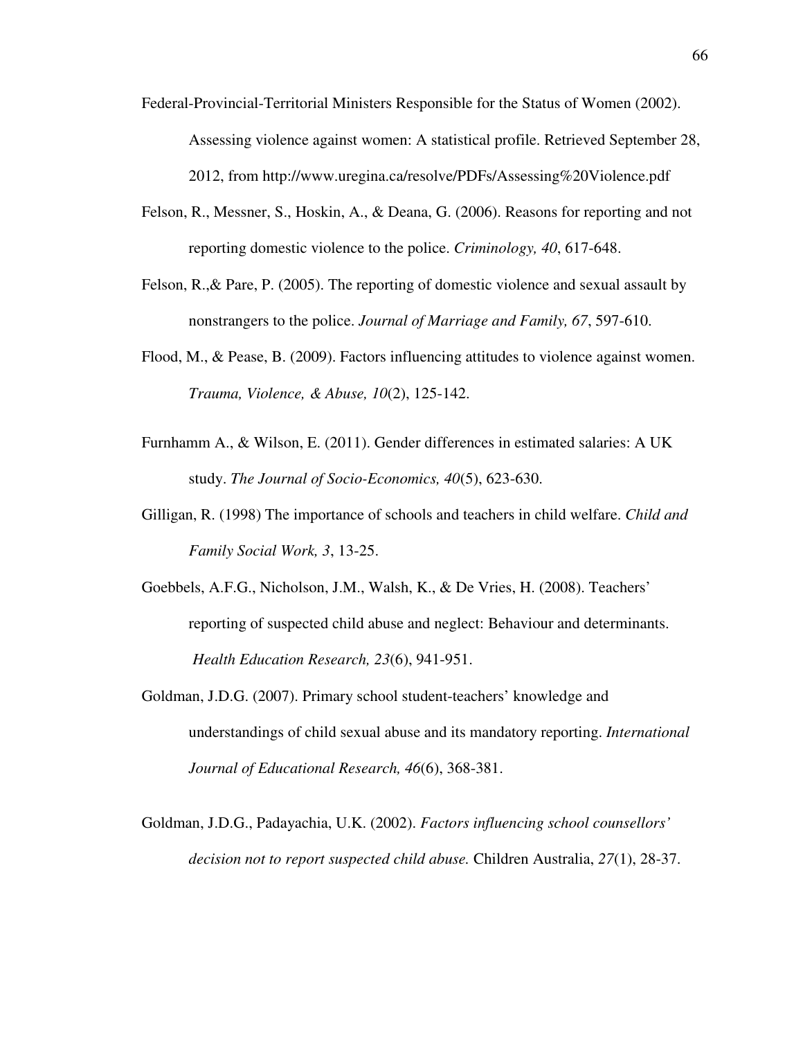Federal-Provincial-Territorial Ministers Responsible for the Status of Women (2002). Assessing violence against women: A statistical profile. Retrieved September 28, 2012, from http://www.uregina.ca/resolve/PDFs/Assessing%20Violence.pdf

Felson, R., Messner, S., Hoskin, A., & Deana, G. (2006). Reasons for reporting and not reporting domestic violence to the police. *Criminology, 40*, 617-648.

Felson, R.,& Pare, P. (2005). The reporting of domestic violence and sexual assault by nonstrangers to the police. *Journal of Marriage and Family, 67*, 597-610.

Flood, M., & Pease, B. (2009). Factors influencing attitudes to violence against women. *Trauma, Violence, & Abuse, 10*(2), 125-142.

Furnhamm A., & Wilson, E. (2011). Gender differences in estimated salaries: A UK study. *The Journal of Socio-Economics, 40*(5), 623-630.

Gilligan, R. (1998) The importance of schools and teachers in child welfare. *Child and Family Social Work, 3*, 13-25.

Goebbels, A.F.G., Nicholson, J.M., Walsh, K., & De Vries, H. (2008). Teachers' reporting of suspected child abuse and neglect: Behaviour and determinants. *Health Education Research, 23*(6), 941-951.

Goldman, J.D.G. (2007). Primary school student-teachers' knowledge and understandings of child sexual abuse and its mandatory reporting. *International Journal of Educational Research, 46*(6), 368-381.

Goldman, J.D.G., Padayachia, U.K. (2002). *Factors influencing school counsellors' decision not to report suspected child abuse.* Children Australia, *27*(1), 28-37.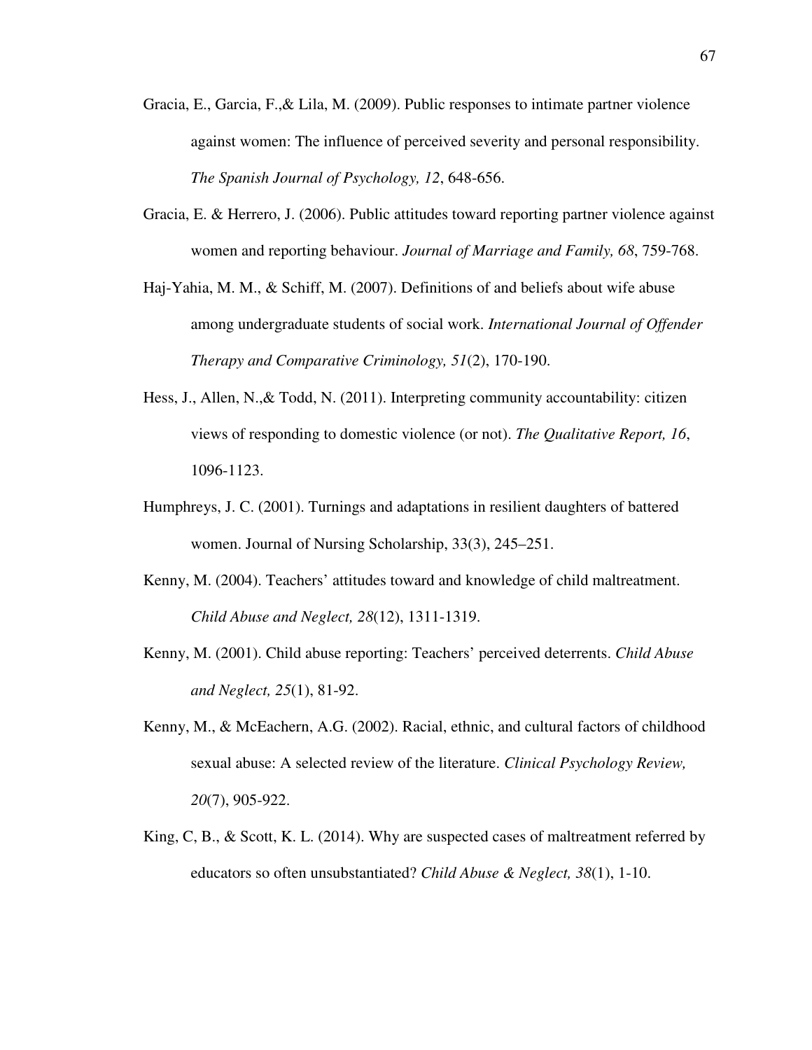Gracia, E., Garcia, F.,& Lila, M. (2009). Public responses to intimate partner violence against women: The influence of perceived severity and personal responsibility. *The Spanish Journal of Psychology, 12*, 648-656.

Gracia, E. & Herrero, J. (2006). Public attitudes toward reporting partner violence against women and reporting behaviour. *Journal of Marriage and Family, 68*, 759-768.

Haj-Yahia, M. M., & Schiff, M. (2007). Definitions of and beliefs about wife abuse among undergraduate students of social work. *International Journal of Offender Therapy and Comparative Criminology, 51*(2), 170-190.

Hess, J., Allen, N.,& Todd, N. (2011). Interpreting community accountability: citizen views of responding to domestic violence (or not). *The Qualitative Report, 16*, 1096-1123.

Humphreys, J. C. (2001). Turnings and adaptations in resilient daughters of battered women. Journal of Nursing Scholarship, 33(3), 245–251.

Kenny, M. (2004). Teachers' attitudes toward and knowledge of child maltreatment. *Child Abuse and Neglect, 28*(12), 1311-1319.

Kenny, M. (2001). Child abuse reporting: Teachers' perceived deterrents. *Child Abuse and Neglect, 25*(1), 81-92.

Kenny, M., & McEachern, A.G. (2002). Racial, ethnic, and cultural factors of childhood sexual abuse: A selected review of the literature. *Clinical Psychology Review, 20*(7), 905-922.

King, C, B., & Scott, K. L. (2014). Why are suspected cases of maltreatment referred by educators so often unsubstantiated? *Child Abuse & Neglect, 38*(1), 1-10.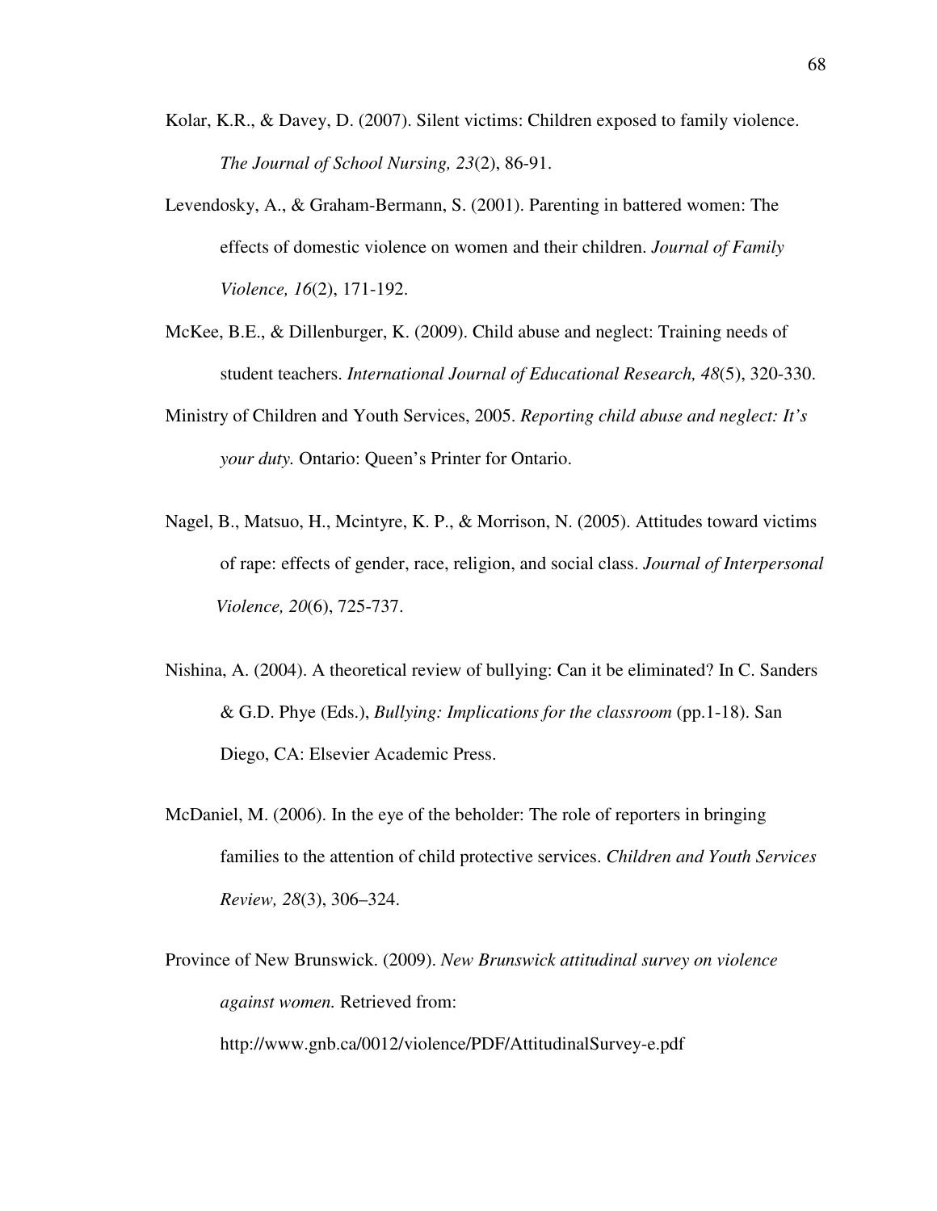Kolar, K.R., & Davey, D. (2007). Silent victims: Children exposed to family violence. *The Journal of School Nursing, 23*(2), 86-91.

Levendosky, A., & Graham-Bermann, S. (2001). Parenting in battered women: The effects of domestic violence on women and their children. *Journal of Family Violence, 16*(2), 171-192.

McKee, B.E., & Dillenburger, K. (2009). Child abuse and neglect: Training needs of student teachers. *International Journal of Educational Research, 48*(5), 320-330.

Ministry of Children and Youth Services, 2005. *Reporting child abuse and neglect: It's your duty.* Ontario: Queen's Printer for Ontario.

Nagel, B., Matsuo, H., Mcintyre, K. P., & Morrison, N. (2005). Attitudes toward victims of rape: effects of gender, race, religion, and social class. *Journal of Interpersonal Violence, 20*(6), 725-737.

Nishina, A. (2004). A theoretical review of bullying: Can it be eliminated? In C. Sanders & G.D. Phye (Eds.), *Bullying: Implications for the classroom* (pp.1-18). San Diego, CA: Elsevier Academic Press.

McDaniel, M. (2006). In the eye of the beholder: The role of reporters in bringing families to the attention of child protective services. *Children and Youth Services Review, 28*(3), 306–324.

Province of New Brunswick. (2009). *New Brunswick attitudinal survey on violence against women.* Retrieved from: http://www.gnb.ca/0012/violence/PDF/AttitudinalSurvey-e.pdf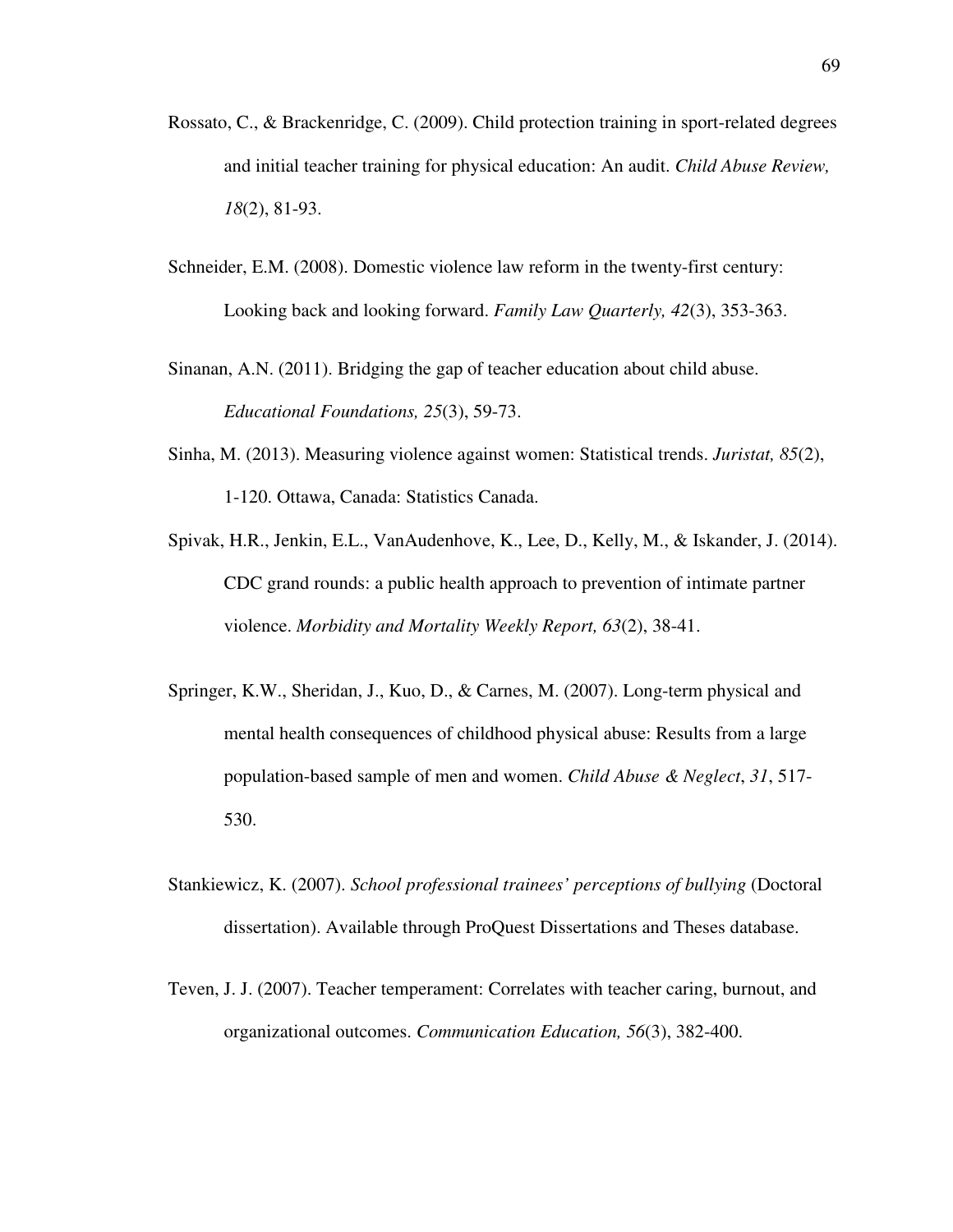Rossato, C., & Brackenridge, C. (2009). Child protection training in sport-related degrees and initial teacher training for physical education: An audit. *Child Abuse Review, 18*(2), 81-93.

Schneider, E.M. (2008). Domestic violence law reform in the twenty-first century: Looking back and looking forward. *Family Law Quarterly, 42*(3), 353-363.

Sinanan, A.N. (2011). Bridging the gap of teacher education about child abuse. *Educational Foundations, 25*(3), 59-73.

Sinha, M. (2013). Measuring violence against women: Statistical trends. *Juristat, 85*(2), 1-120. Ottawa, Canada: Statistics Canada.

Spivak, H.R., Jenkin, E.L., VanAudenhove, K., Lee, D., Kelly, M., & Iskander, J. (2014). CDC grand rounds: a public health approach to prevention of intimate partner violence. *Morbidity and Mortality Weekly Report, 63*(2), 38-41.

Springer, K.W., Sheridan, J., Kuo, D., & Carnes, M. (2007). Long-term physical and mental health consequences of childhood physical abuse: Results from a large population-based sample of men and women. *Child Abuse & Neglect*, *31*, 517-530.

Stankiewicz, K. (2007). *School professional trainees' perceptions of bullying* (Doctoral dissertation). Available through ProQuest Dissertations and Theses database.

Teven, J. J. (2007). Teacher temperament: Correlates with teacher caring, burnout, and organizational outcomes. *Communication Education, 56*(3), 382-400.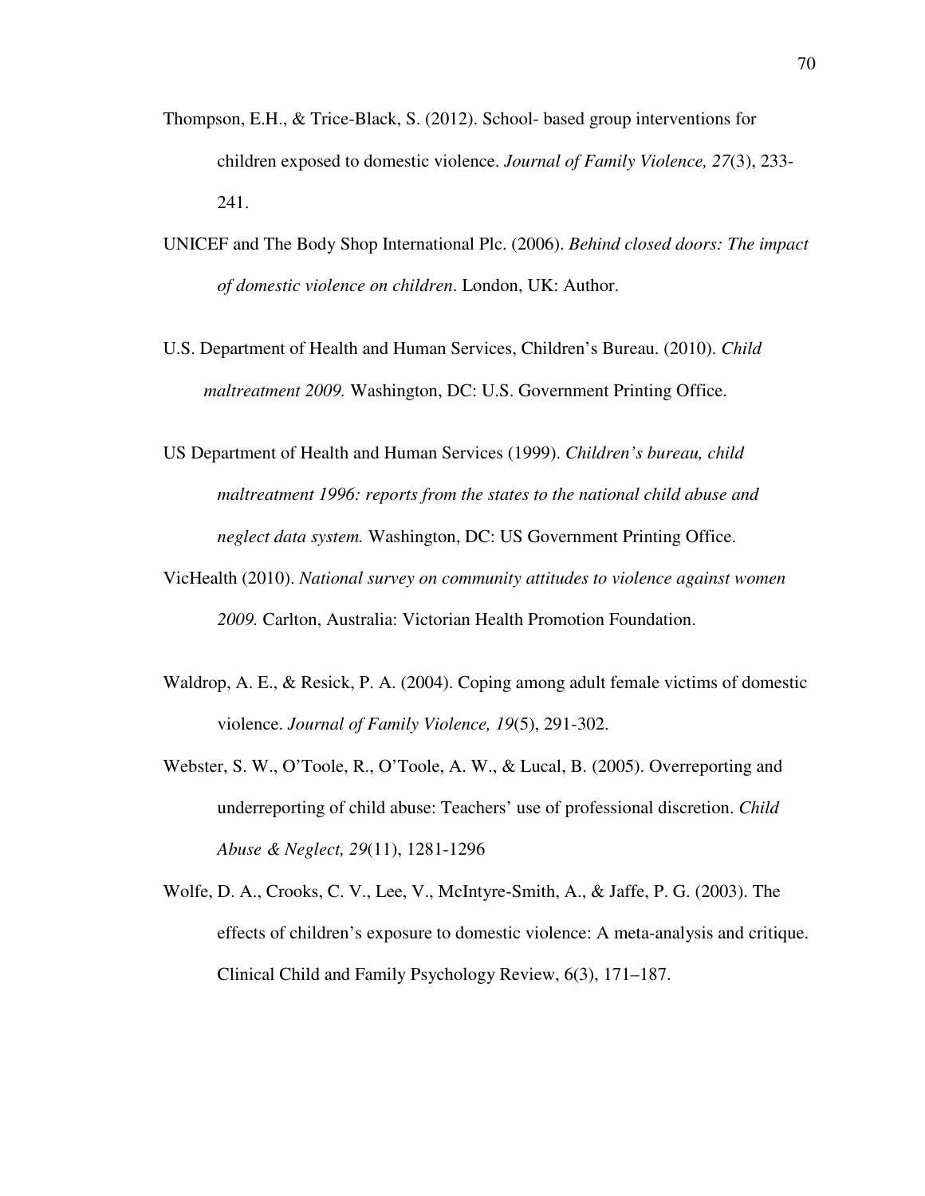Thompson, E.H., & Trice-Black, S. (2012). School- based group interventions for children exposed to domestic violence. *Journal of Family Violence, 27*(3), 233-241.

UNICEF and The Body Shop International Plc. (2006). *Behind closed doors: The impact of domestic violence on children*. London, UK: Author.

U.S. Department of Health and Human Services, Children's Bureau. (2010). *Child maltreatment 2009.* Washington, DC: U.S. Government Printing Office.

US Department of Health and Human Services (1999). *Children's bureau, child maltreatment 1996: reports from the states to the national child abuse and neglect data system.* Washington, DC: US Government Printing Office.

VicHealth (2010). *National survey on community attitudes to violence against women 2009.* Carlton, Australia: Victorian Health Promotion Foundation.

Waldrop, A. E., & Resick, P. A. (2004). Coping among adult female victims of domestic violence. *Journal of Family Violence, 19*(5), 291-302.

Webster, S. W., O'Toole, R., O'Toole, A. W., & Lucal, B. (2005). Overreporting and underreporting of child abuse: Teachers' use of professional discretion. *Child Abuse & Neglect, 29*(11), 1281-1296

Wolfe, D. A., Crooks, C. V., Lee, V., McIntyre-Smith, A., & Jaffe, P. G. (2003). The effects of children's exposure to domestic violence: A meta-analysis and critique. Clinical Child and Family Psychology Review, 6(3), 171–187.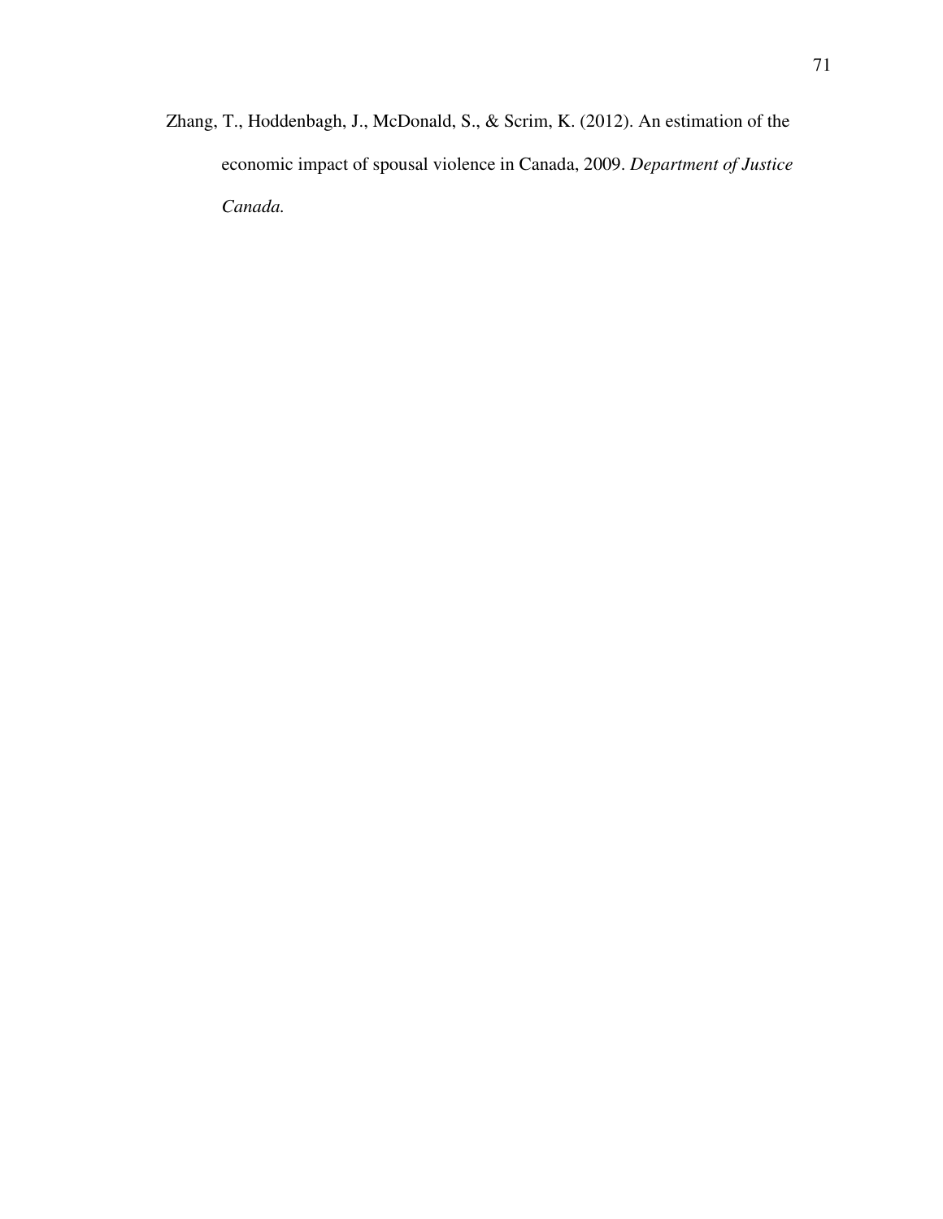Zhang, T., Hoddenbagh, J., McDonald, S., & Scrim, K. (2012). An estimation of the economic impact of spousal violence in Canada, 2009. *Department of Justice Canada.*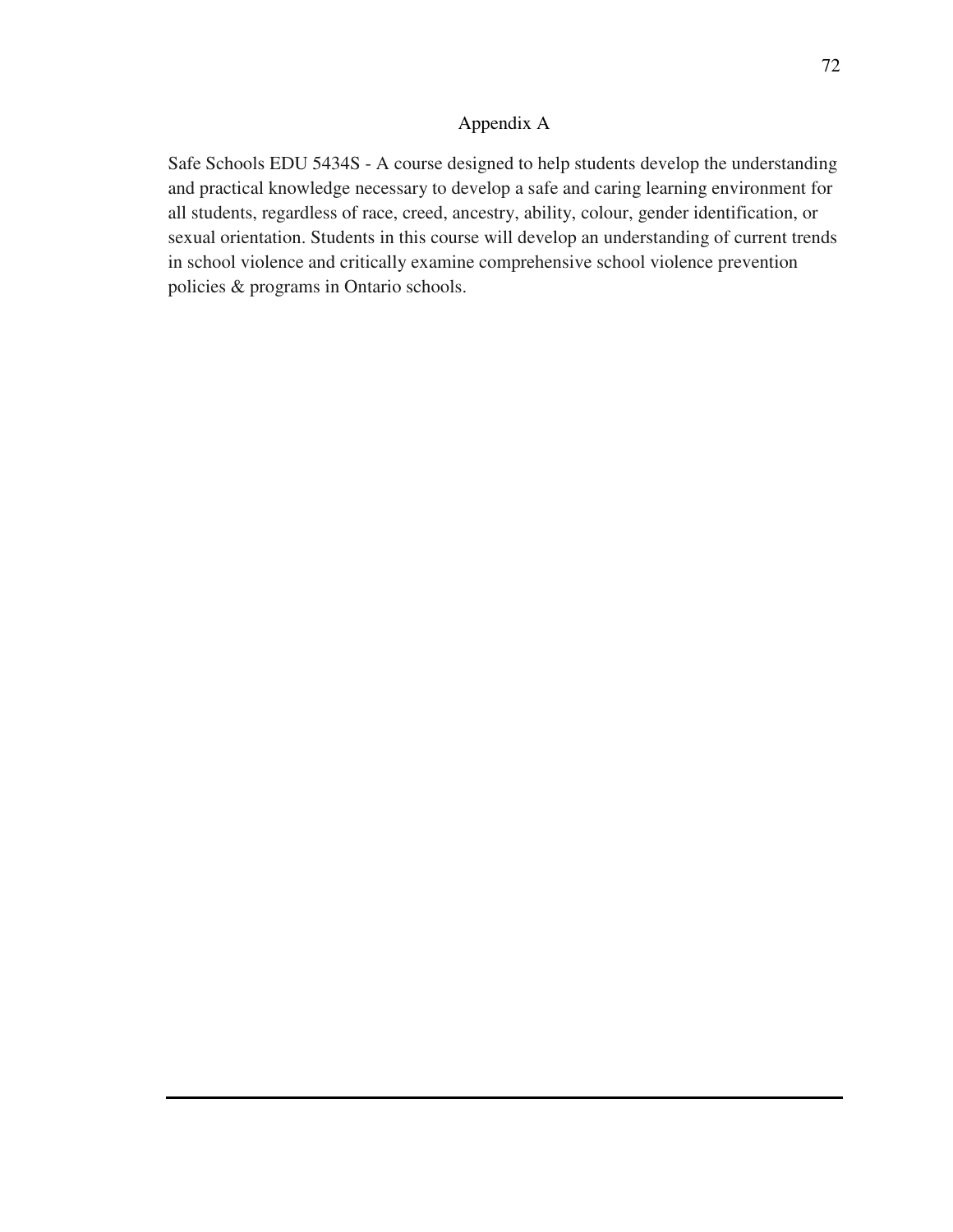# Appendix A

Safe Schools EDU 5434S - A course designed to help students develop the understanding and practical knowledge necessary to develop a safe and caring learning environment for all students, regardless of race, creed, ancestry, ability, colour, gender identification, or sexual orientation. Students in this course will develop an understanding of current trends in school violence and critically examine comprehensive school violence prevention policies & programs in Ontario schools.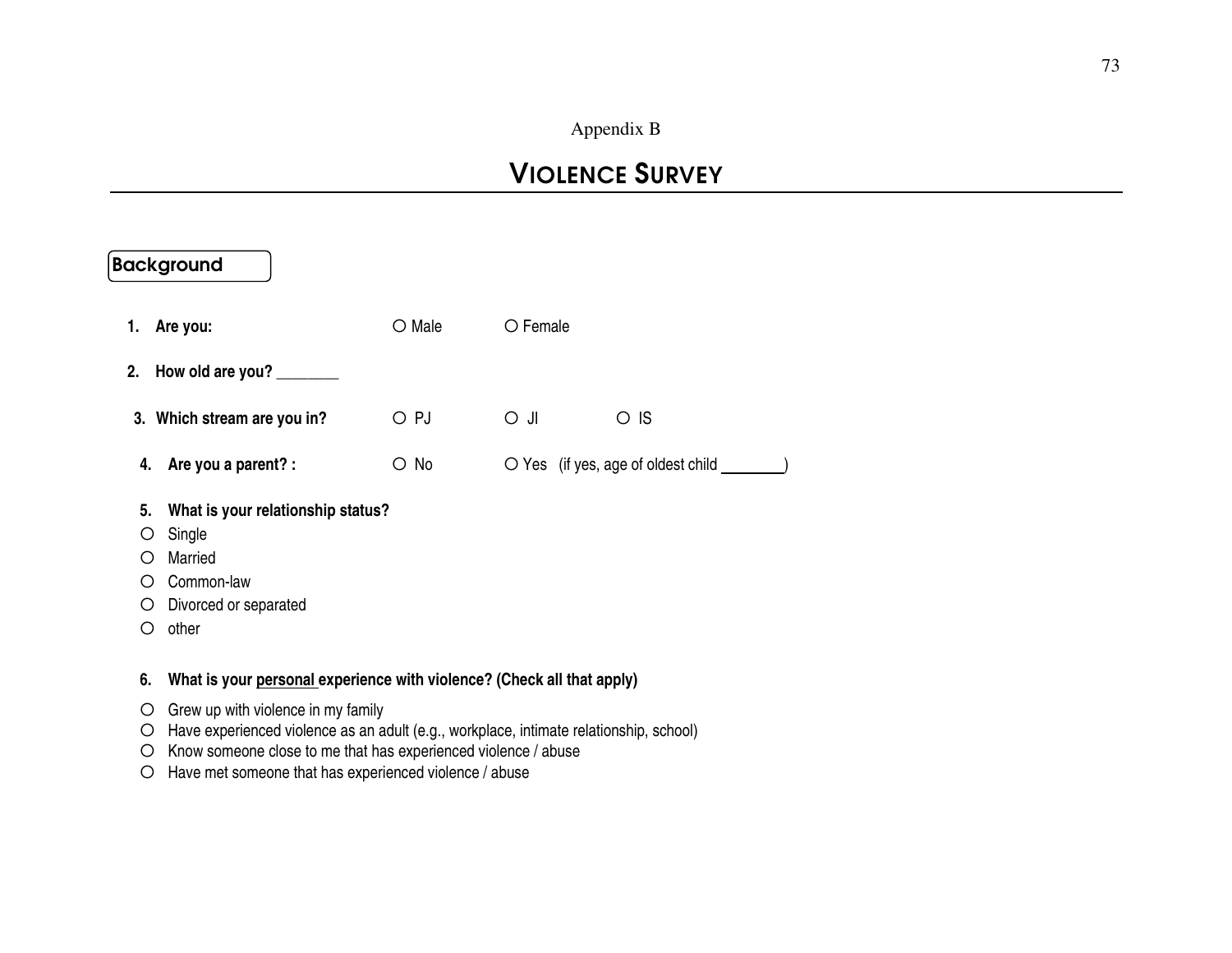Appendix B

# VIOLENCE SURVEY

## Background

1. **Are you:** ○ Male ○ Female

2. **How old are you?** ________

3. **Which stream are you in?** ○ PJ ○ JI ○ IS

4. **Are you a parent? :** ○ No ○ Yes (if yes, age of oldest child ________)

5. **What is your relationship status?**

○ Single
○ Married
○ Common-law
○ Divorced or separated
○ other

6. **What is your personal experience with violence? (Check all that apply)**

○ Grew up with violence in my family
○ Have experienced violence as an adult (e.g., workplace, intimate relationship, school)
○ Know someone close to me that has experienced violence / abuse
○ Have met someone that has experienced violence / abuse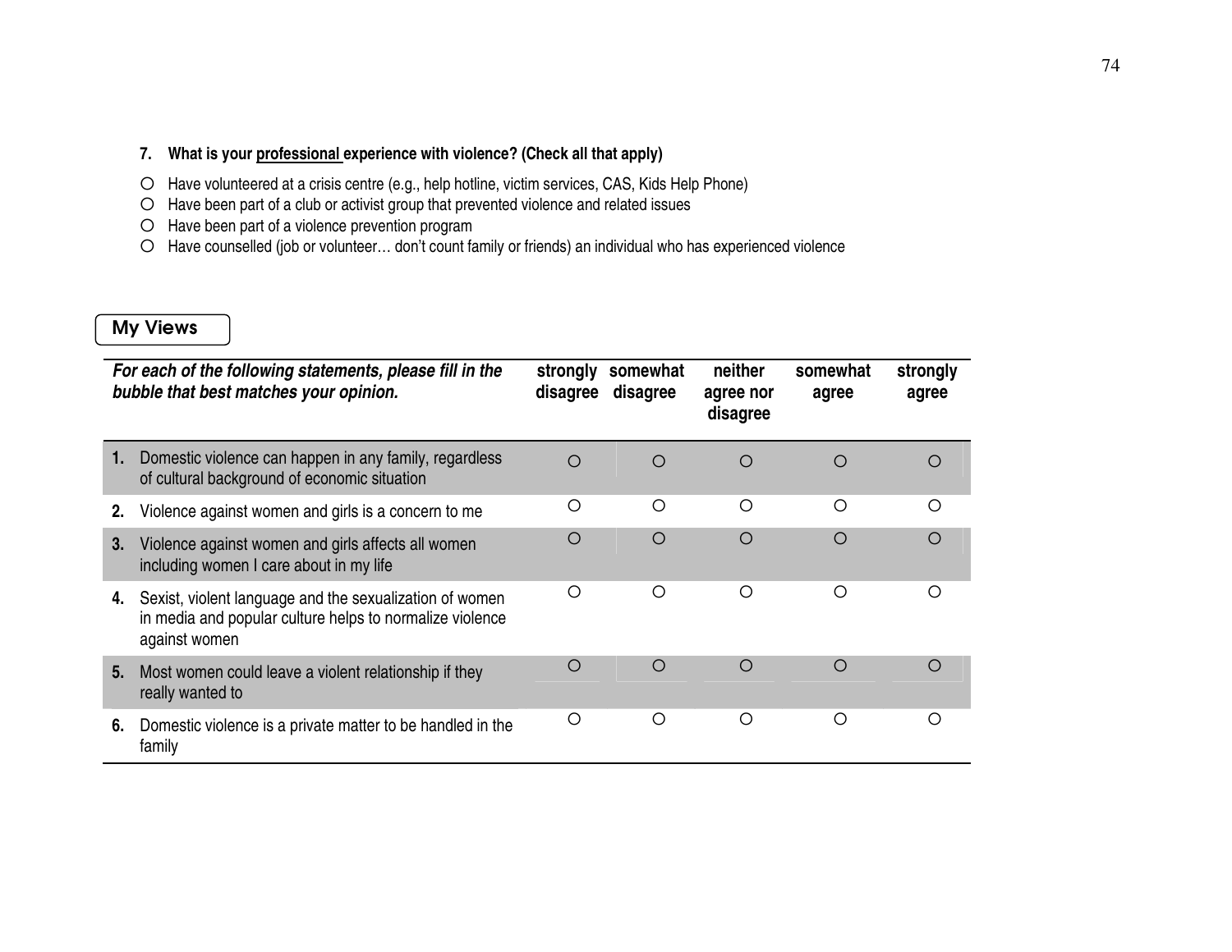**7. What is your professional experience with violence? (Check all that apply)**

- ○ Have volunteered at a crisis centre (e.g., help hotline, victim services, CAS, Kids Help Phone)
- ○ Have been part of a club or activist group that prevented violence and related issues
- ○ Have been part of a violence prevention program
- ○ Have counselled (job or volunteer… don't count family or friends) an individual who has experienced violence

## My Views

| ***For each of the following statements, please fill in the bubble that best matches your opinion.*** | **strongly disagree** | **somewhat disagree** | **neither agree nor disagree** | **somewhat agree** | **strongly agree** |
|---|---|---|---|---|---|
| **1.** Domestic violence can happen in any family, regardless of cultural background of economic situation | ○ | ○ | ○ | ○ | ○ |
| **2.** Violence against women and girls is a concern to me | ○ | ○ | ○ | ○ | ○ |
| **3.** Violence against women and girls affects all women including women I care about in my life | ○ | ○ | ○ | ○ | ○ |
| **4.** Sexist, violent language and the sexualization of women in media and popular culture helps to normalize violence against women | ○ | ○ | ○ | ○ | ○ |
| **5.** Most women could leave a violent relationship if they really wanted to | ○ | ○ | ○ | ○ | ○ |
| **6.** Domestic violence is a private matter to be handled in the family | ○ | ○ | ○ | ○ | ○ |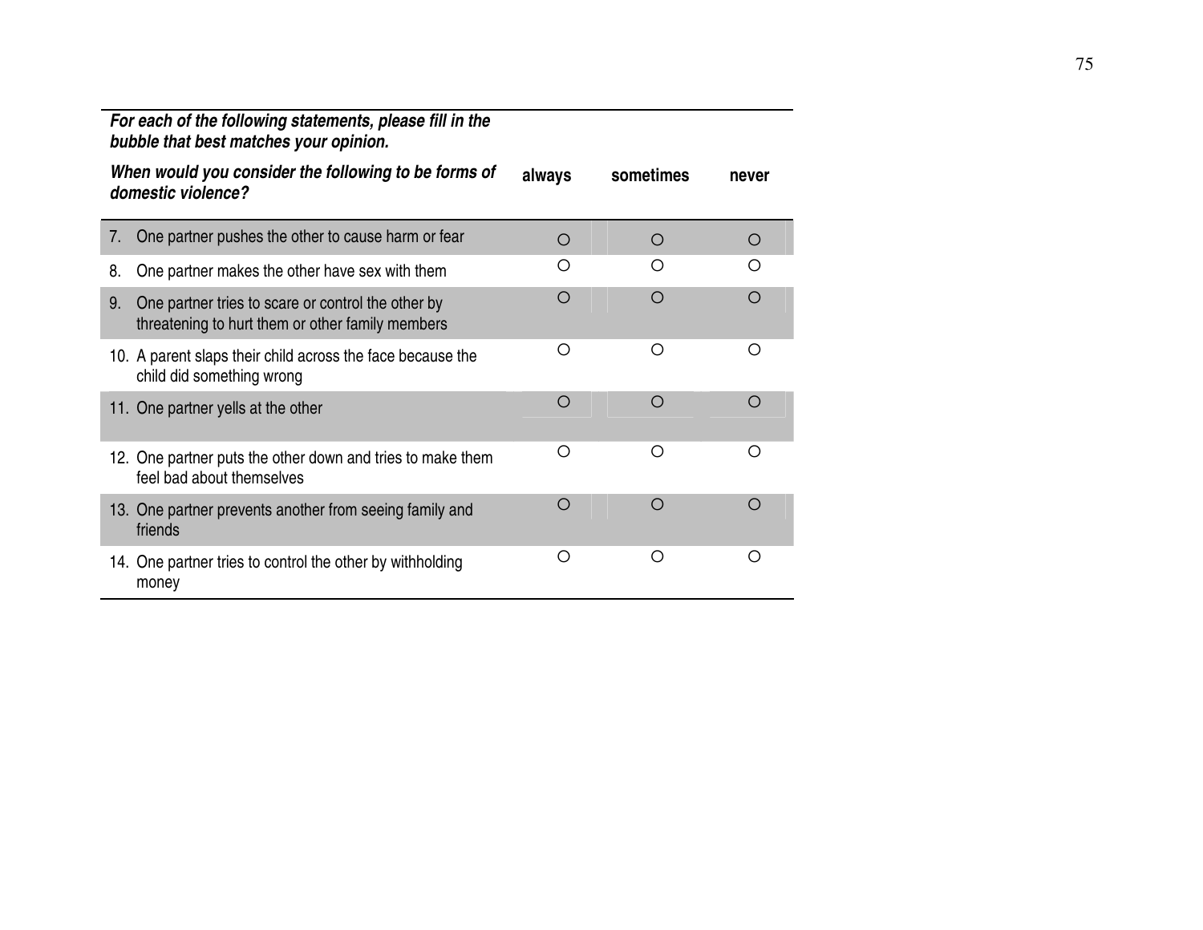***For each of the following statements, please fill in the bubble that best matches your opinion.***

| ***When would you consider the following to be forms of domestic violence?*** | **always** | **sometimes** | **never** |
|---|---|---|---|
| 7. One partner pushes the other to cause harm or fear | ○ | ○ | ○ |
| 8. One partner makes the other have sex with them | ○ | ○ | ○ |
| 9. One partner tries to scare or control the other by threatening to hurt them or other family members | ○ | ○ | ○ |
| 10. A parent slaps their child across the face because the child did something wrong | ○ | ○ | ○ |
| 11. One partner yells at the other | ○ | ○ | ○ |
| 12. One partner puts the other down and tries to make them feel bad about themselves | ○ | ○ | ○ |
| 13. One partner prevents another from seeing family and friends | ○ | ○ | ○ |
| 14. One partner tries to control the other by withholding money | ○ | ○ | ○ |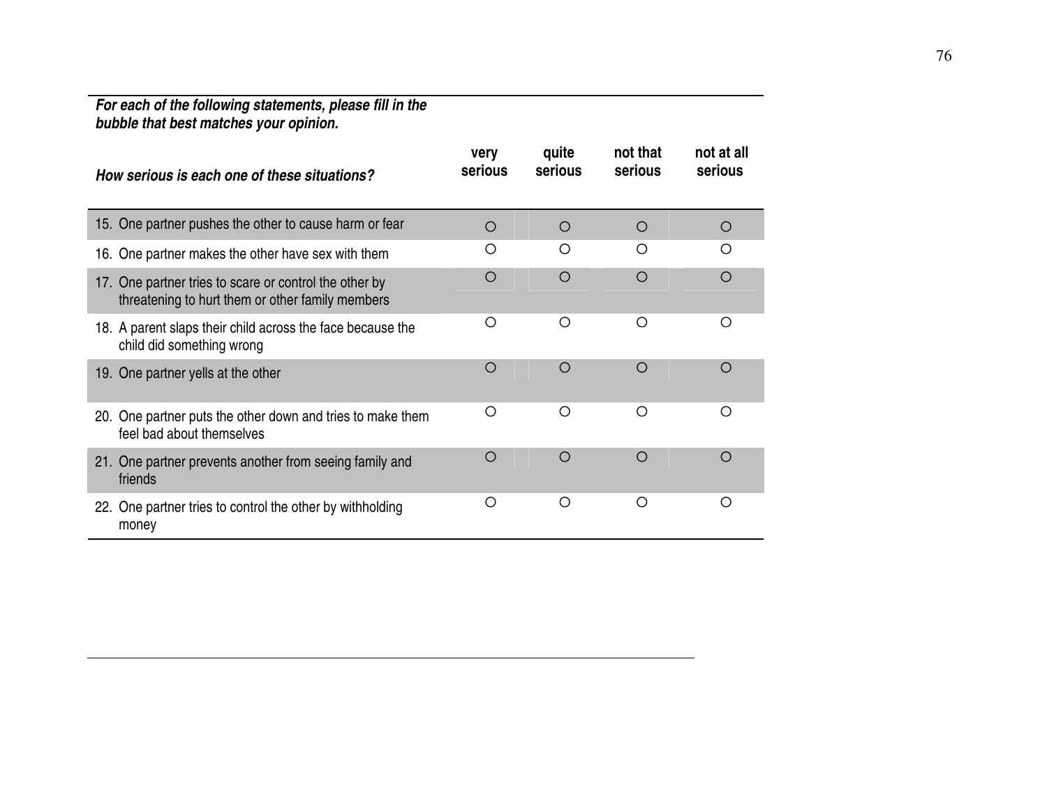***For each of the following statements, please fill in the bubble that best matches your opinion.***

| ***How serious is each one of these situations?*** | very serious | quite serious | not that serious | not at all serious |
|---|---|---|---|---|
| 15. One partner pushes the other to cause harm or fear | ○ | ○ | ○ | ○ |
| 16. One partner makes the other have sex with them | ○ | ○ | ○ | ○ |
| 17. One partner tries to scare or control the other by threatening to hurt them or other family members | ○ | ○ | ○ | ○ |
| 18. A parent slaps their child across the face because the child did something wrong | ○ | ○ | ○ | ○ |
| 19. One partner yells at the other | ○ | ○ | ○ | ○ |
| 20. One partner puts the other down and tries to make them feel bad about themselves | ○ | ○ | ○ | ○ |
| 21. One partner prevents another from seeing family and friends | ○ | ○ | ○ | ○ |
| 22. One partner tries to control the other by withholding money | ○ | ○ | ○ | ○ |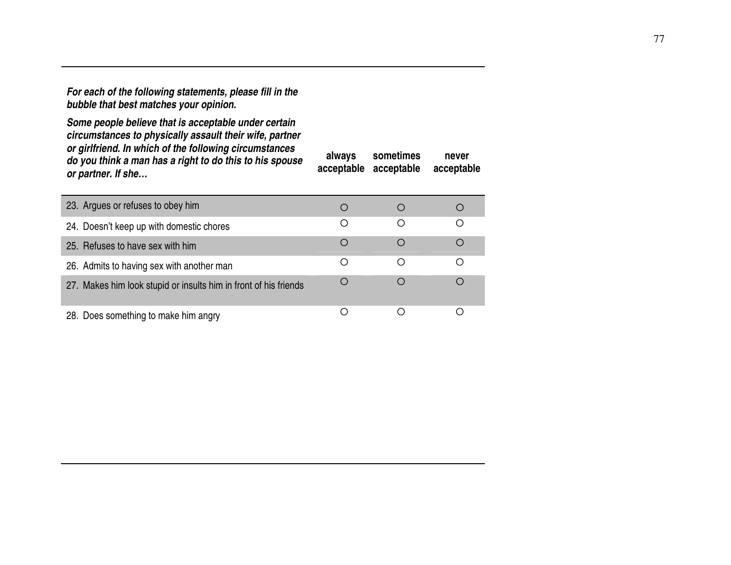***For each of the following statements, please fill in the bubble that best matches your opinion.***

***Some people believe that is acceptable under certain circumstances to physically assault their wife, partner or girlfriend. In which of the following circumstances do you think a man has a right to do this to his spouse or partner. If she…***

| | **always acceptable** | **sometimes acceptable** | **never acceptable** |
|---|---|---|---|
| 23. Argues or refuses to obey him | ○ | ○ | ○ |
| 24. Doesn't keep up with domestic chores | ○ | ○ | ○ |
| 25. Refuses to have sex with him | ○ | ○ | ○ |
| 26. Admits to having sex with another man | ○ | ○ | ○ |
| 27. Makes him look stupid or insults him in front of his friends | ○ | ○ | ○ |
| 28. Does something to make him angry | ○ | ○ | ○ |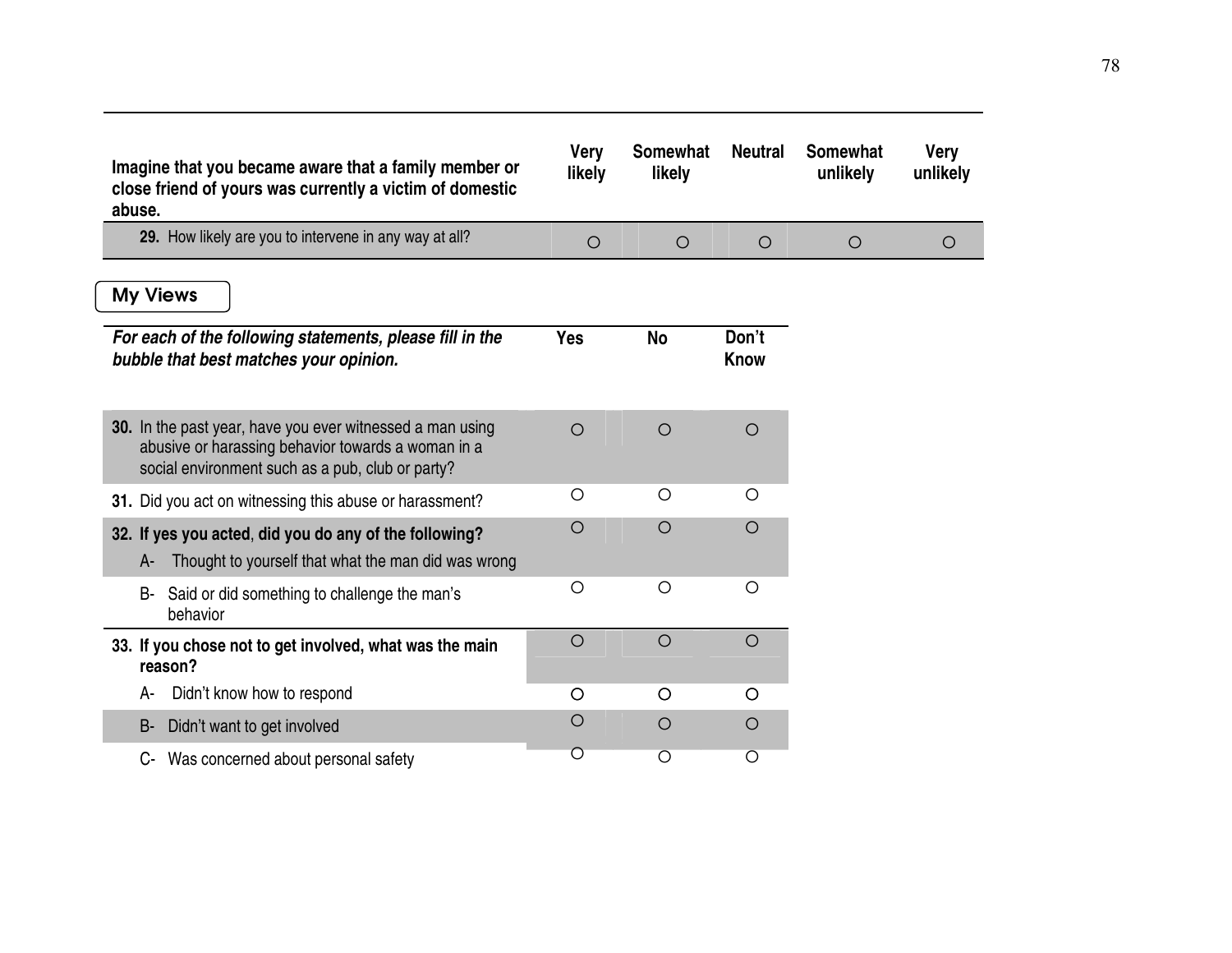| Imagine that you became aware that a family member or close friend of yours was currently a victim of domestic abuse. | Very likely | Somewhat likely | Neutral | Somewhat unlikely | Very unlikely |
|---|---|---|---|---|---|
| **29.** How likely are you to intervene in any way at all? | ○ | ○ | ○ | ○ | ○ |

## My Views

| ***For each of the following statements, please fill in the bubble that best matches your opinion.*** | Yes | No | Don't Know |
|---|---|---|---|
| **30.** In the past year, have you ever witnessed a man using abusive or harassing behavior towards a woman in a social environment such as a pub, club or party? | ○ | ○ | ○ |
| **31.** Did you act on witnessing this abuse or harassment? | ○ | ○ | ○ |
| **32. If yes you acted, did you do any of the following?** A- Thought to yourself that what the man did was wrong | ○ | ○ | ○ |
| B- Said or did something to challenge the man's behavior | ○ | ○ | ○ |
| **33. If you chose not to get involved, what was the main reason?** | ○ | ○ | ○ |
| A- Didn't know how to respond | ○ | ○ | ○ |
| B- Didn't want to get involved | ○ | ○ | ○ |
| C- Was concerned about personal safety | ○ | ○ | ○ |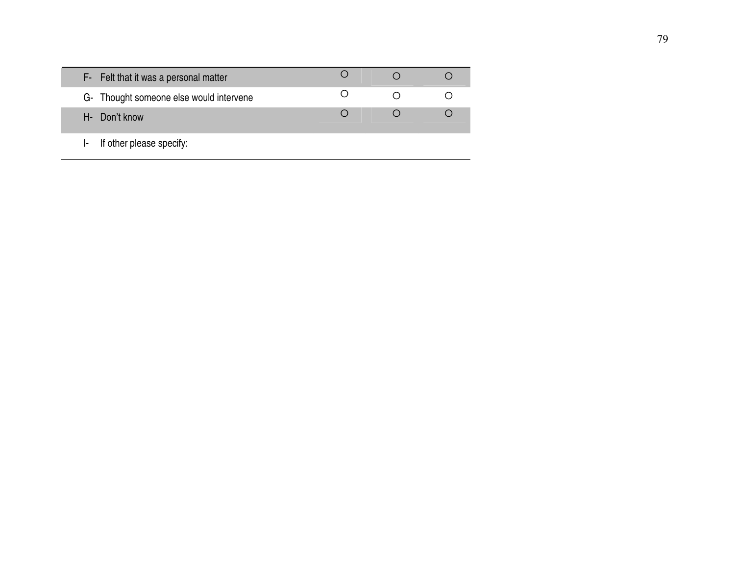| | | | |
|---|---|---|---|
| F- Felt that it was a personal matter | ○ | ○ | ○ |
| G- Thought someone else would intervene | ○ | ○ | ○ |
| H- Don't know | ○ | ○ | ○ |
| I- If other please specify: | | | |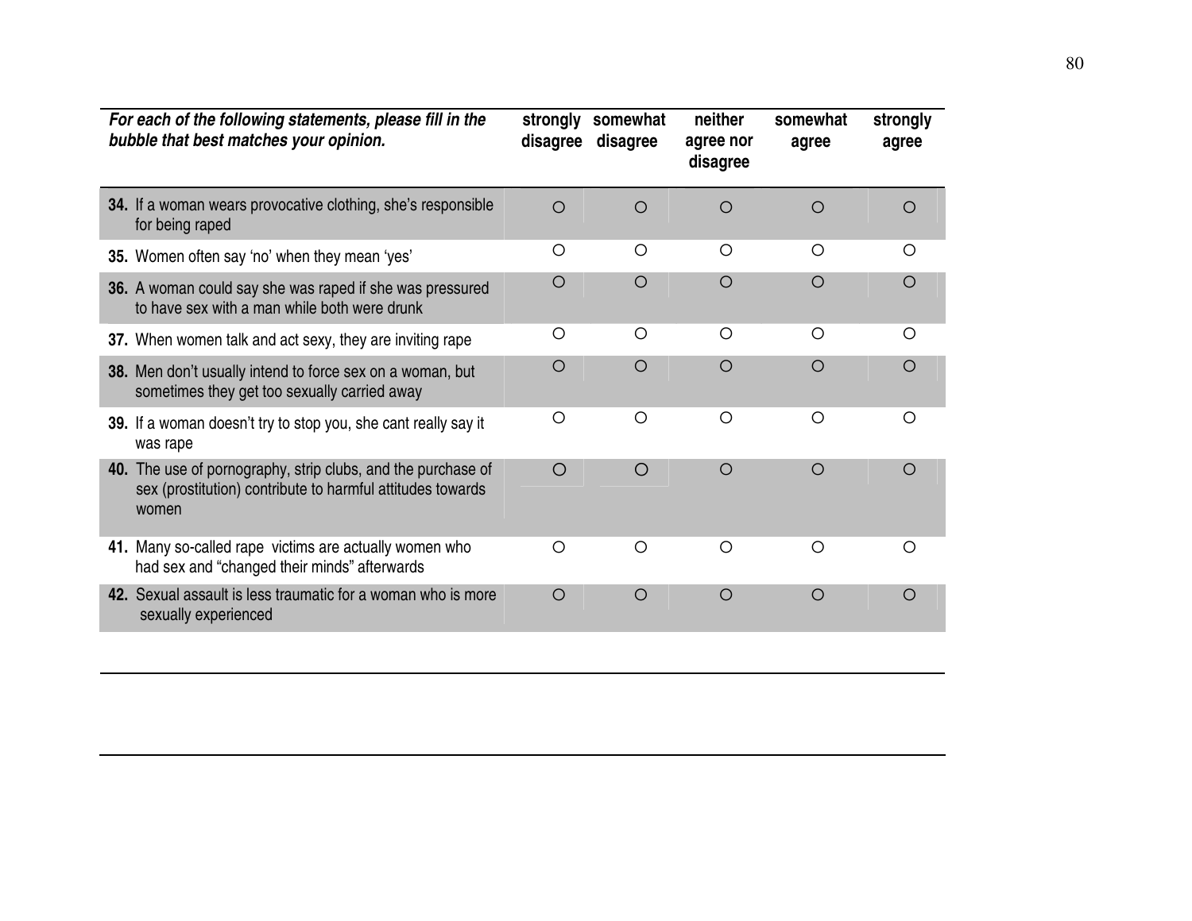| *For each of the following statements, please fill in the bubble that best matches your opinion.* | strongly disagree | somewhat disagree | neither agree nor disagree | somewhat agree | strongly agree |
|---|---|---|---|---|---|
| **34.** If a woman wears provocative clothing, she's responsible for being raped | ○ | ○ | ○ | ○ | ○ |
| **35.** Women often say 'no' when they mean 'yes' | ○ | ○ | ○ | ○ | ○ |
| **36.** A woman could say she was raped if she was pressured to have sex with a man while both were drunk | ○ | ○ | ○ | ○ | ○ |
| **37.** When women talk and act sexy, they are inviting rape | ○ | ○ | ○ | ○ | ○ |
| **38.** Men don't usually intend to force sex on a woman, but sometimes they get too sexually carried away | ○ | ○ | ○ | ○ | ○ |
| **39.** If a woman doesn't try to stop you, she cant really say it was rape | ○ | ○ | ○ | ○ | ○ |
| **40.** The use of pornography, strip clubs, and the purchase of sex (prostitution) contribute to harmful attitudes towards women | ○ | ○ | ○ | ○ | ○ |
| **41.** Many so-called rape victims are actually women who had sex and "changed their minds" afterwards | ○ | ○ | ○ | ○ | ○ |
| **42.** Sexual assault is less traumatic for a woman who is more sexually experienced | ○ | ○ | ○ | ○ | ○ |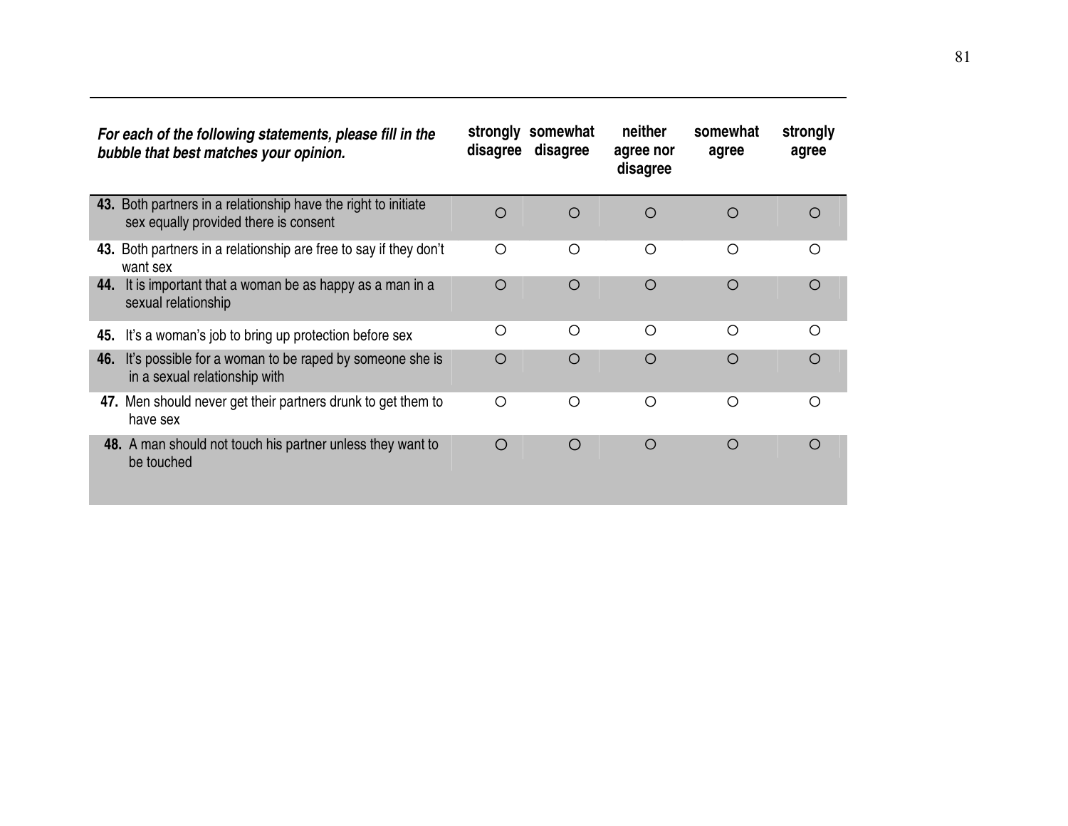| *For each of the following statements, please fill in the bubble that best matches your opinion.* | strongly disagree | somewhat disagree | neither agree nor disagree | somewhat agree | strongly agree |
|---|---|---|---|---|---|
| **43.** Both partners in a relationship have the right to initiate sex equally provided there is consent | ○ | ○ | ○ | ○ | ○ |
| **43.** Both partners in a relationship are free to say if they don't want sex | ○ | ○ | ○ | ○ | ○ |
| **44.** It is important that a woman be as happy as a man in a sexual relationship | ○ | ○ | ○ | ○ | ○ |
| **45.** It's a woman's job to bring up protection before sex | ○ | ○ | ○ | ○ | ○ |
| **46.** It's possible for a woman to be raped by someone she is in a sexual relationship with | ○ | ○ | ○ | ○ | ○ |
| **47.** Men should never get their partners drunk to get them to have sex | ○ | ○ | ○ | ○ | ○ |
| **48.** A man should not touch his partner unless they want to be touched | ○ | ○ | ○ | ○ | ○ |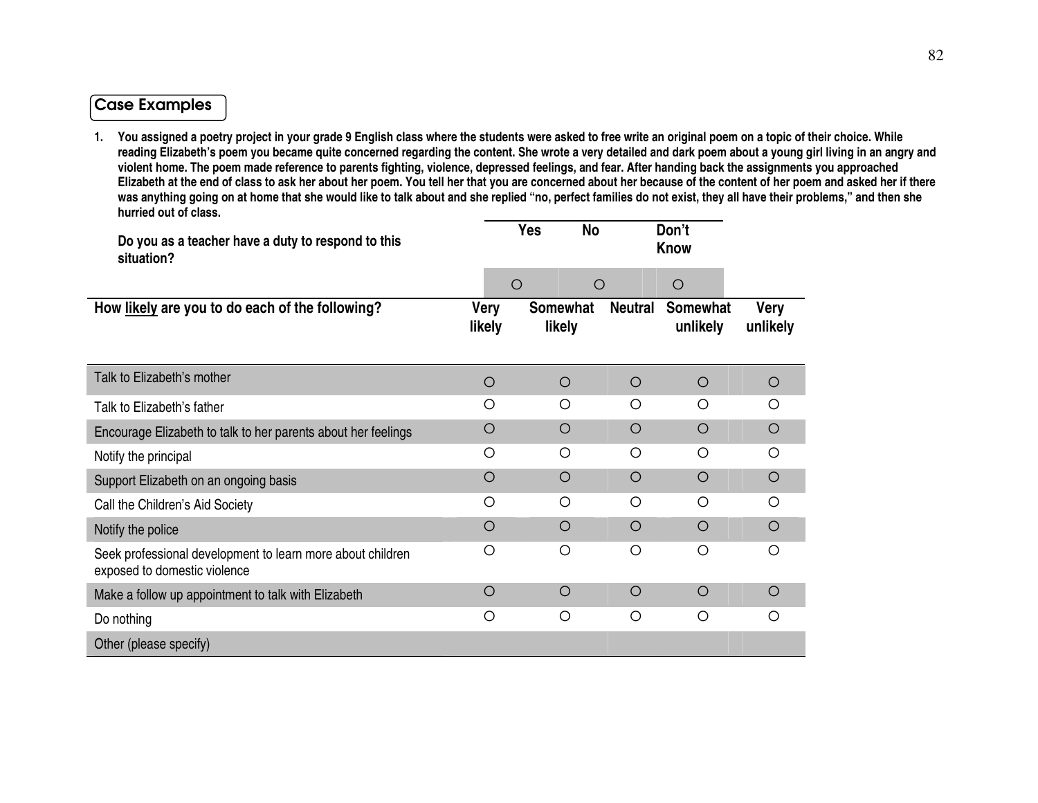## Case Examples

**1. You assigned a poetry project in your grade 9 English class where the students were asked to free write an original poem on a topic of their choice. While reading Elizabeth's poem you became quite concerned regarding the content. She wrote a very detailed and dark poem about a young girl living in an angry and violent home. The poem made reference to parents fighting, violence, depressed feelings, and fear. After handing back the assignments you approached Elizabeth at the end of class to ask her about her poem. You tell her that you are concerned about her because of the content of her poem and asked her if there was anything going on at home that she would like to talk about and she replied "no, perfect families do not exist, they all have their problems," and then she hurried out of class.**

| | Yes | No | Don't Know |
|---|---|---|---|
| **Do you as a teacher have a duty to respond to this situation?** | ○ | ○ | ○ |

| **How likely are you to do each of the following?** | **Very likely** | **Somewhat likely** | **Neutral** | **Somewhat unlikely** | **Very unlikely** |
|---|---|---|---|---|---|
| Talk to Elizabeth's mother | ○ | ○ | ○ | ○ | ○ |
| Talk to Elizabeth's father | ○ | ○ | ○ | ○ | ○ |
| Encourage Elizabeth to talk to her parents about her feelings | ○ | ○ | ○ | ○ | ○ |
| Notify the principal | ○ | ○ | ○ | ○ | ○ |
| Support Elizabeth on an ongoing basis | ○ | ○ | ○ | ○ | ○ |
| Call the Children's Aid Society | ○ | ○ | ○ | ○ | ○ |
| Notify the police | ○ | ○ | ○ | ○ | ○ |
| Seek professional development to learn more about children exposed to domestic violence | ○ | ○ | ○ | ○ | ○ |
| Make a follow up appointment to talk with Elizabeth | ○ | ○ | ○ | ○ | ○ |
| Do nothing | ○ | ○ | ○ | ○ | ○ |
| Other (please specify) | | | | | |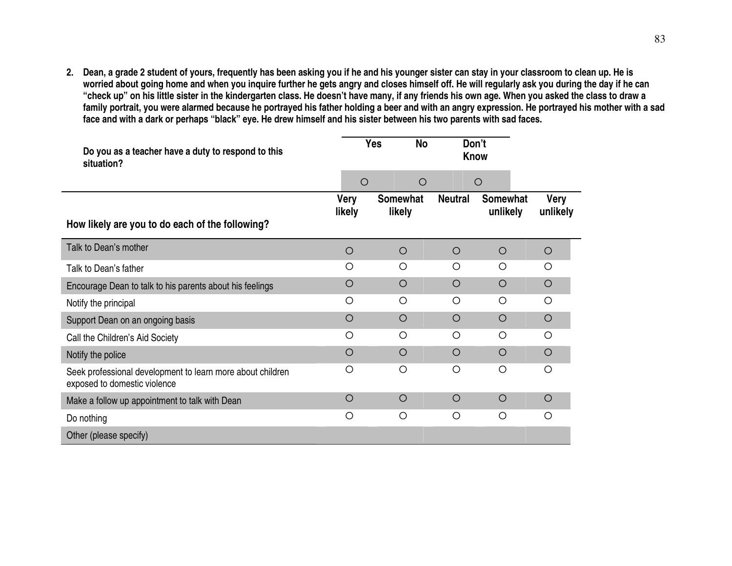**2. Dean, a grade 2 student of yours, frequently has been asking you if he and his younger sister can stay in your classroom to clean up. He is worried about going home and when you inquire further he gets angry and closes himself off. He will regularly ask you during the day if he can "check up" on his little sister in the kindergarten class. He doesn't have many, if any friends his own age. When you asked the class to draw a family portrait, you were alarmed because he portrayed his father holding a beer and with an angry expression. He portrayed his mother with a sad face and with a dark or perhaps "black" eye. He drew himself and his sister between his two parents with sad faces.**

| **Do you as a teacher have a duty to respond to this situation?** | **Yes** | **No** | **Don't Know** |
|---|---|---|---|
| | ○ | ○ | ○ |

| **How likely are you to do each of the following?** | **Very likely** | **Somewhat likely** | **Neutral** | **Somewhat unlikely** | **Very unlikely** |
|---|---|---|---|---|---|
| Talk to Dean's mother | ○ | ○ | ○ | ○ | ○ |
| Talk to Dean's father | ○ | ○ | ○ | ○ | ○ |
| Encourage Dean to talk to his parents about his feelings | ○ | ○ | ○ | ○ | ○ |
| Notify the principal | ○ | ○ | ○ | ○ | ○ |
| Support Dean on an ongoing basis | ○ | ○ | ○ | ○ | ○ |
| Call the Children's Aid Society | ○ | ○ | ○ | ○ | ○ |
| Notify the police | ○ | ○ | ○ | ○ | ○ |
| Seek professional development to learn more about children exposed to domestic violence | ○ | ○ | ○ | ○ | ○ |
| Make a follow up appointment to talk with Dean | ○ | ○ | ○ | ○ | ○ |
| Do nothing | ○ | ○ | ○ | ○ | ○ |
| Other (please specify) | | | | | |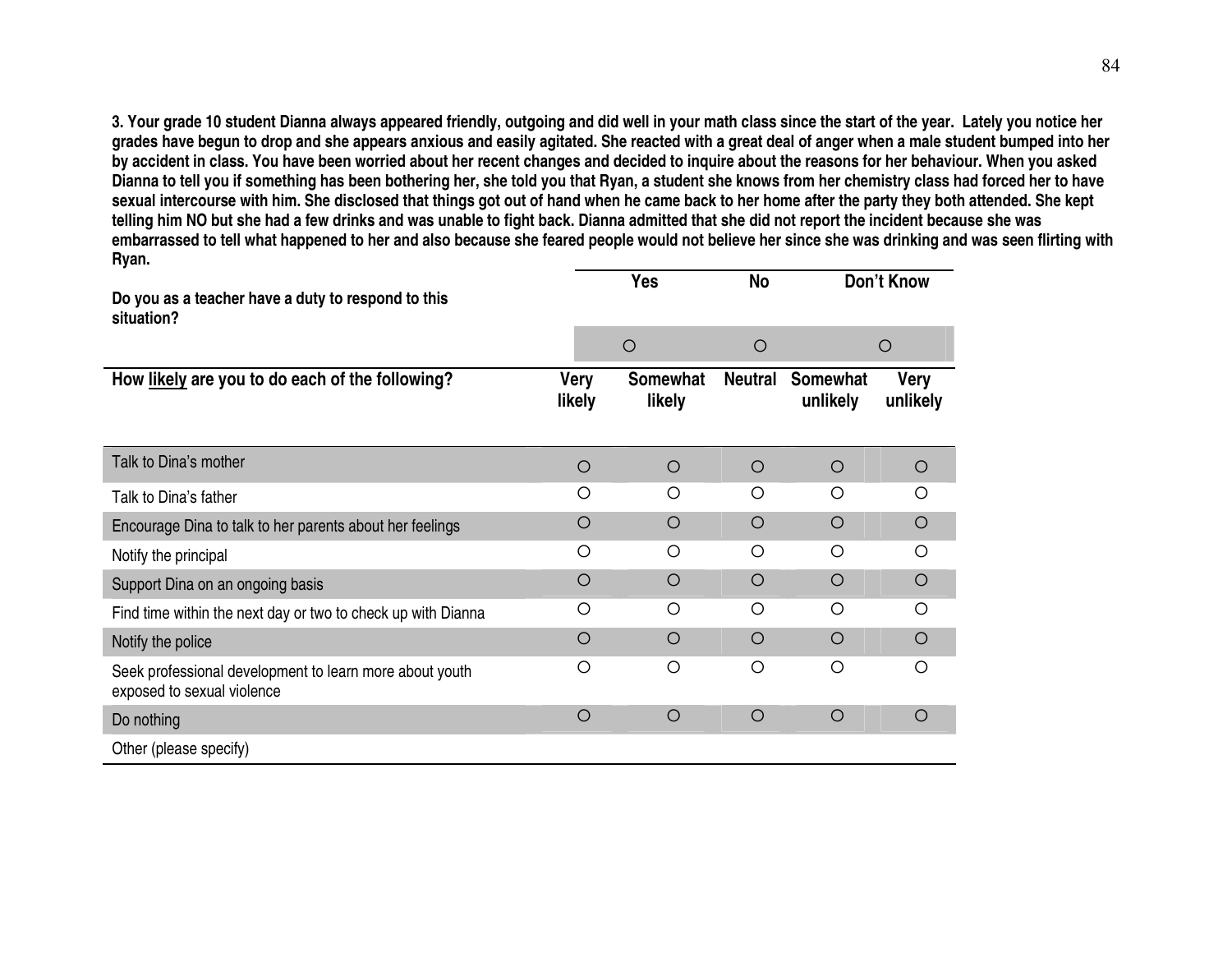**3. Your grade 10 student Dianna always appeared friendly, outgoing and did well in your math class since the start of the year. Lately you notice her grades have begun to drop and she appears anxious and easily agitated. She reacted with a great deal of anger when a male student bumped into her by accident in class. You have been worried about her recent changes and decided to inquire about the reasons for her behaviour. When you asked Dianna to tell you if something has been bothering her, she told you that Ryan, a student she knows from her chemistry class had forced her to have sexual intercourse with him. She disclosed that things got out of hand when he came back to her home after the party they both attended. She kept telling him NO but she had a few drinks and was unable to fight back. Dianna admitted that she did not report the incident because she was embarrassed to tell what happened to her and also because she feared people would not believe her since she was drinking and was seen flirting with Ryan.**

| | Yes | No | Don't Know |
|---|---|---|---|
| **Do you as a teacher have a duty to respond to this situation?** | ○ | ○ | ○ |

| How likely are you to do each of the following? | Very likely | Somewhat likely | Neutral | Somewhat unlikely | Very unlikely |
|---|---|---|---|---|---|
| Talk to Dina's mother | ○ | ○ | ○ | ○ | ○ |
| Talk to Dina's father | ○ | ○ | ○ | ○ | ○ |
| Encourage Dina to talk to her parents about her feelings | ○ | ○ | ○ | ○ | ○ |
| Notify the principal | ○ | ○ | ○ | ○ | ○ |
| Support Dina on an ongoing basis | ○ | ○ | ○ | ○ | ○ |
| Find time within the next day or two to check up with Dianna | ○ | ○ | ○ | ○ | ○ |
| Notify the police | ○ | ○ | ○ | ○ | ○ |
| Seek professional development to learn more about youth exposed to sexual violence | ○ | ○ | ○ | ○ | ○ |
| Do nothing | ○ | ○ | ○ | ○ | ○ |
| Other (please specify) | | | | | |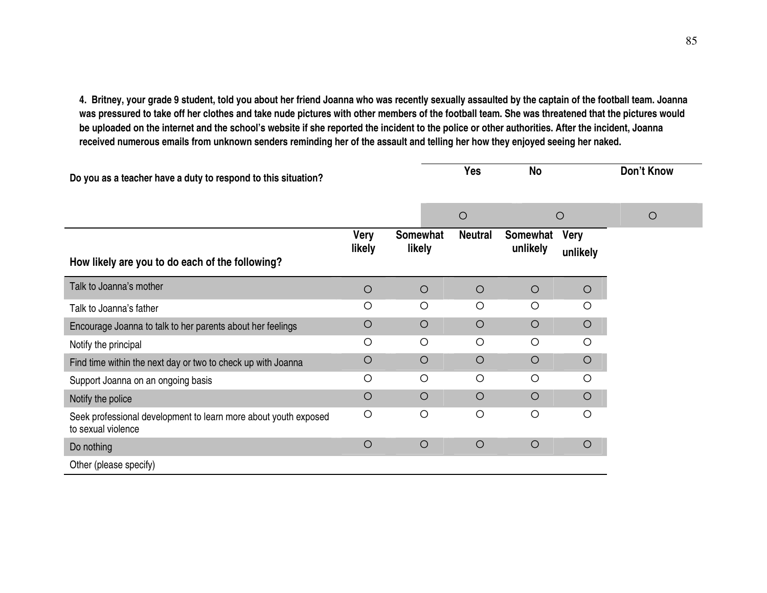**4. Britney, your grade 9 student, told you about her friend Joanna who was recently sexually assaulted by the captain of the football team. Joanna was pressured to take off her clothes and take nude pictures with other members of the football team. She was threatened that the pictures would be uploaded on the internet and the school's website if she reported the incident to the police or other authorities. After the incident, Joanna received numerous emails from unknown senders reminding her of the assault and telling her how they enjoyed seeing her naked.**

| **Do you as a teacher have a duty to respond to this situation?** | **Yes** | **No** | **Don't Know** |
|---|---|---|---|
| | ○ | ○ | ○ |

| **How likely are you to do each of the following?** | **Very likely** | **Somewhat likely** | **Neutral** | **Somewhat unlikely** | **Very unlikely** |
|---|---|---|---|---|---|
| Talk to Joanna's mother | ○ | ○ | ○ | ○ | ○ |
| Talk to Joanna's father | ○ | ○ | ○ | ○ | ○ |
| Encourage Joanna to talk to her parents about her feelings | ○ | ○ | ○ | ○ | ○ |
| Notify the principal | ○ | ○ | ○ | ○ | ○ |
| Find time within the next day or two to check up with Joanna | ○ | ○ | ○ | ○ | ○ |
| Support Joanna on an ongoing basis | ○ | ○ | ○ | ○ | ○ |
| Notify the police | ○ | ○ | ○ | ○ | ○ |
| Seek professional development to learn more about youth exposed to sexual violence | ○ | ○ | ○ | ○ | ○ |
| Do nothing | ○ | ○ | ○ | ○ | ○ |
| Other (please specify) | | | | | |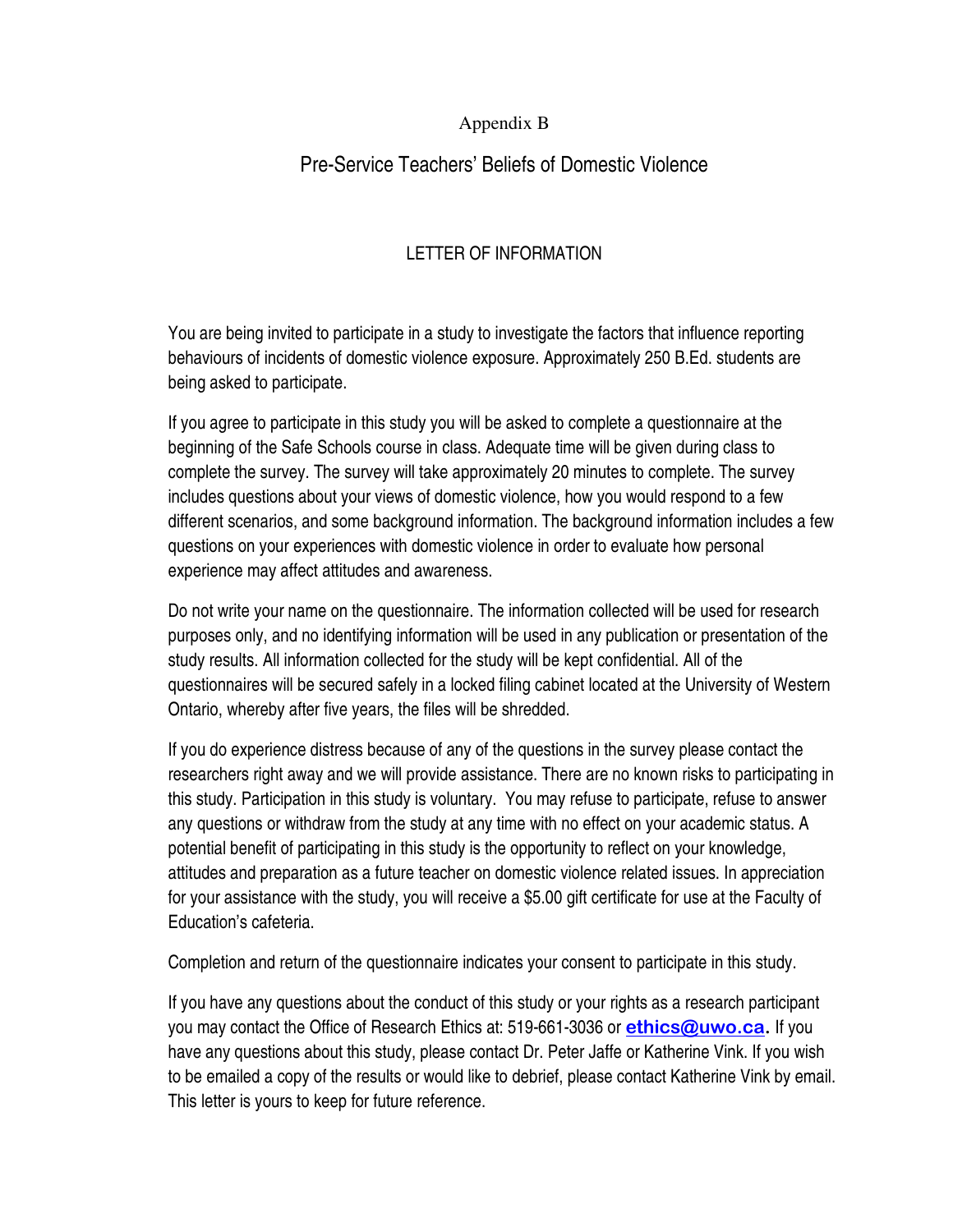Appendix B

# Pre-Service Teachers' Beliefs of Domestic Violence

## LETTER OF INFORMATION

You are being invited to participate in a study to investigate the factors that influence reporting behaviours of incidents of domestic violence exposure. Approximately 250 B.Ed. students are being asked to participate.

If you agree to participate in this study you will be asked to complete a questionnaire at the beginning of the Safe Schools course in class. Adequate time will be given during class to complete the survey. The survey will take approximately 20 minutes to complete. The survey includes questions about your views of domestic violence, how you would respond to a few different scenarios, and some background information. The background information includes a few questions on your experiences with domestic violence in order to evaluate how personal experience may affect attitudes and awareness.

Do not write your name on the questionnaire. The information collected will be used for research purposes only, and no identifying information will be used in any publication or presentation of the study results. All information collected for the study will be kept confidential. All of the questionnaires will be secured safely in a locked filing cabinet located at the University of Western Ontario, whereby after five years, the files will be shredded.

If you do experience distress because of any of the questions in the survey please contact the researchers right away and we will provide assistance. There are no known risks to participating in this study. Participation in this study is voluntary. You may refuse to participate, refuse to answer any questions or withdraw from the study at any time with no effect on your academic status. A potential benefit of participating in this study is the opportunity to reflect on your knowledge, attitudes and preparation as a future teacher on domestic violence related issues. In appreciation for your assistance with the study, you will receive a $5.00 gift certificate for use at the Faculty of Education's cafeteria.

Completion and return of the questionnaire indicates your consent to participate in this study.

If you have any questions about the conduct of this study or your rights as a research participant you may contact the Office of Research Ethics at: 519-661-3036 or **ethics@uwo.ca.** If you have any questions about this study, please contact Dr. Peter Jaffe or Katherine Vink. If you wish to be emailed a copy of the results or would like to debrief, please contact Katherine Vink by email. This letter is yours to keep for future reference.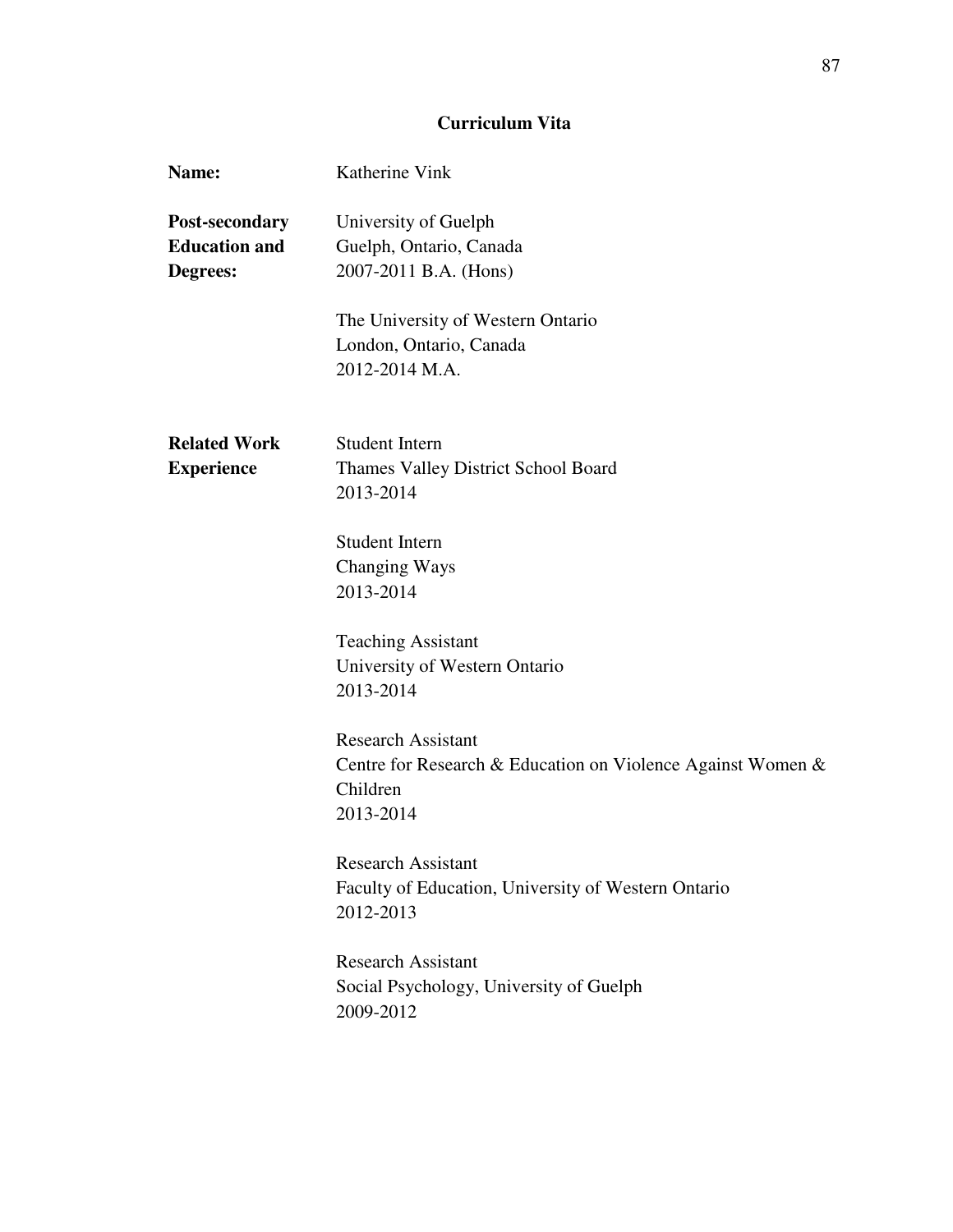# Curriculum Vita

**Name:** Katherine Vink

**Post-secondary Education and Degrees:**

University of Guelph
Guelph, Ontario, Canada
2007-2011 B.A. (Hons)

The University of Western Ontario
London, Ontario, Canada
2012-2014 M.A.

**Related Work Experience**

Student Intern
Thames Valley District School Board
2013-2014

Student Intern
Changing Ways
2013-2014

Teaching Assistant
University of Western Ontario
2013-2014

Research Assistant
Centre for Research & Education on Violence Against Women & Children
2013-2014

Research Assistant
Faculty of Education, University of Western Ontario
2012-2013

Research Assistant
Social Psychology, University of Guelph
2009-2012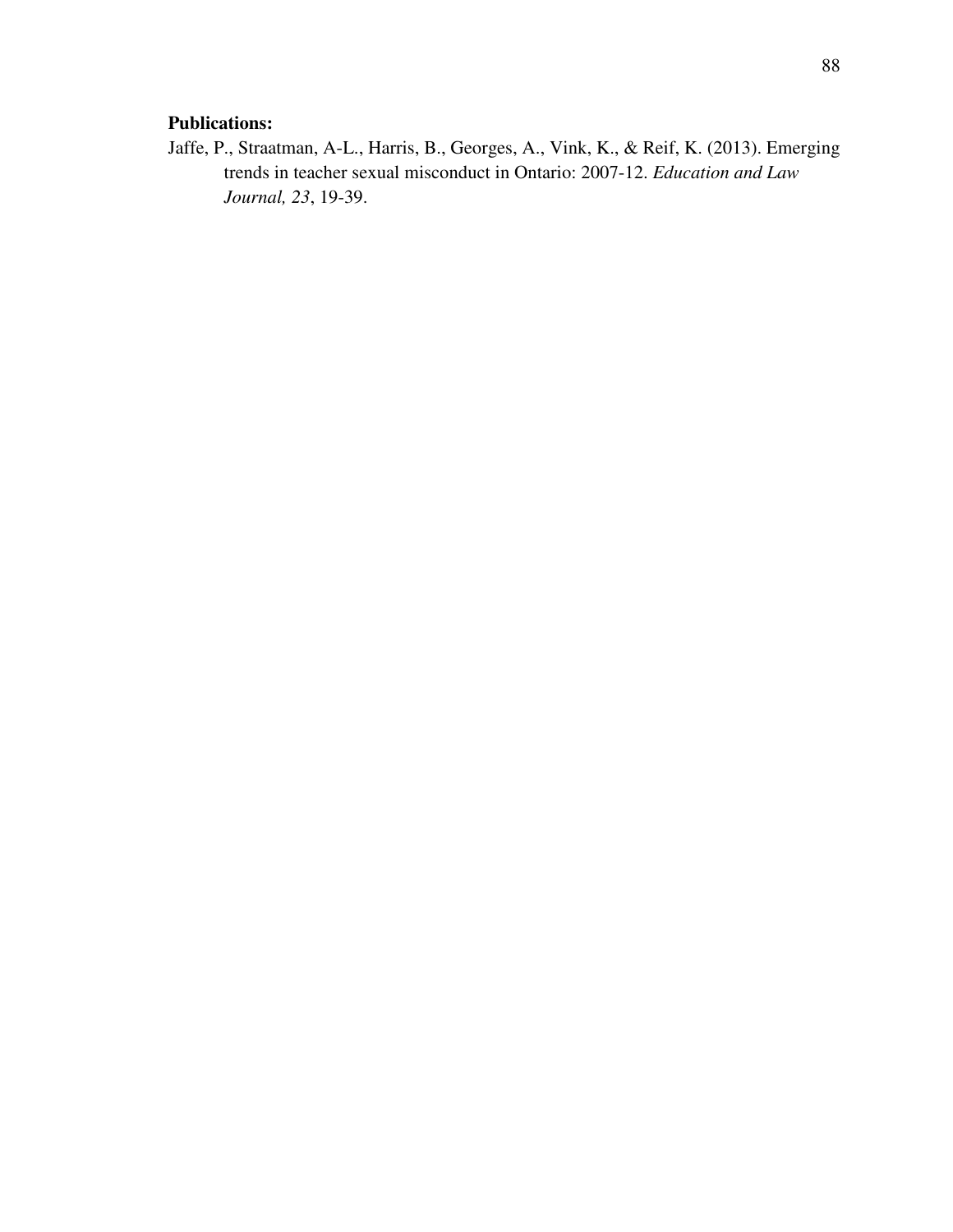**Publications:**

Jaffe, P., Straatman, A-L., Harris, B., Georges, A., Vink, K., & Reif, K. (2013). Emerging trends in teacher sexual misconduct in Ontario: 2007-12. *Education and Law Journal, 23*, 19-39.